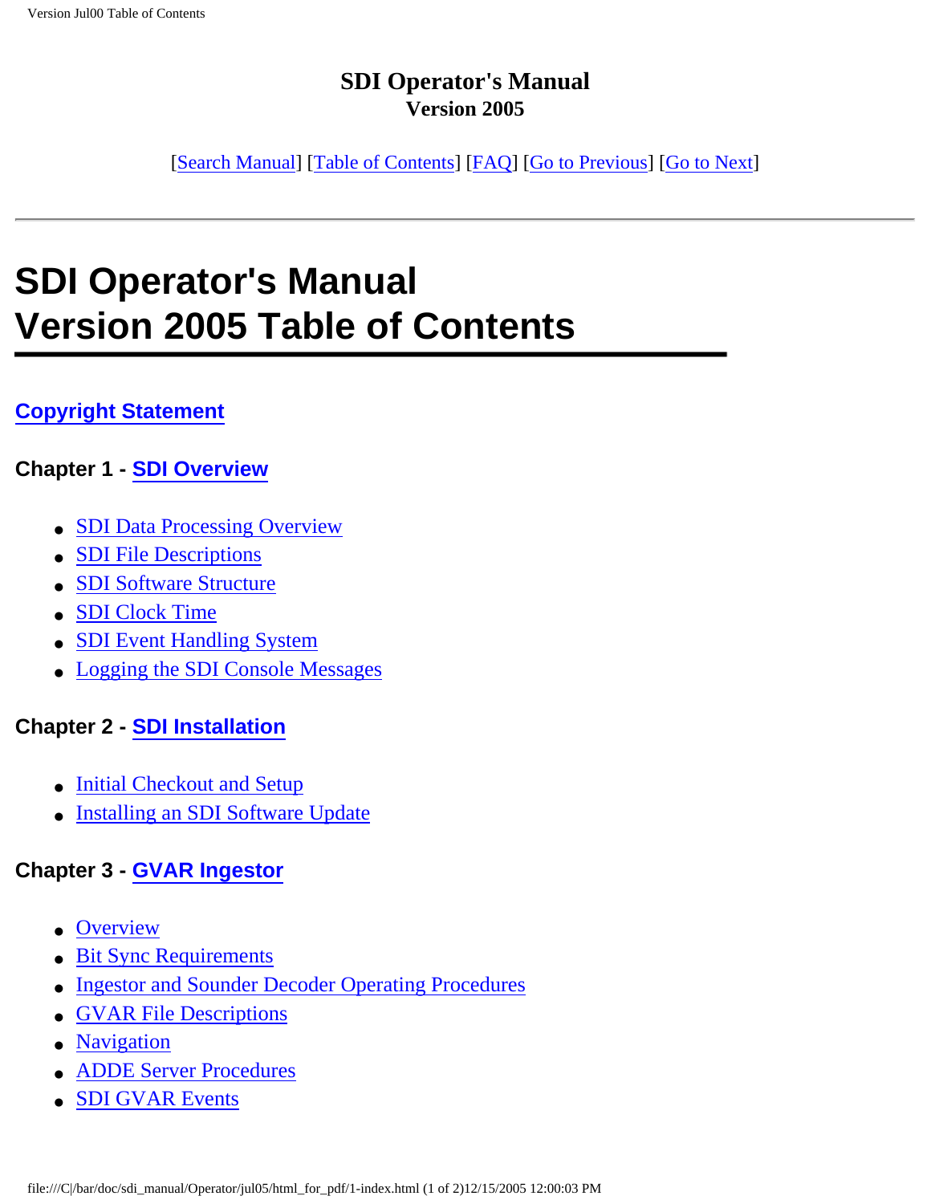**SDI Operator's Manual**
**Version 2005**

[Search Manual] [Table of Contents] [FAQ] [Go to Previous] [Go to Next]

---

# SDI Operator's Manual
# Version 2005 Table of Contents

### Copyright Statement

### Chapter 1 - SDI Overview

- SDI Data Processing Overview
- SDI File Descriptions
- SDI Software Structure
- SDI Clock Time
- SDI Event Handling System
- Logging the SDI Console Messages

### Chapter 2 - SDI Installation

- Initial Checkout and Setup
- Installing an SDI Software Update

### Chapter 3 - GVAR Ingestor

- Overview
- Bit Sync Requirements
- Ingestor and Sounder Decoder Operating Procedures
- GVAR File Descriptions
- Navigation
- ADDE Server Procedures
- SDI GVAR Events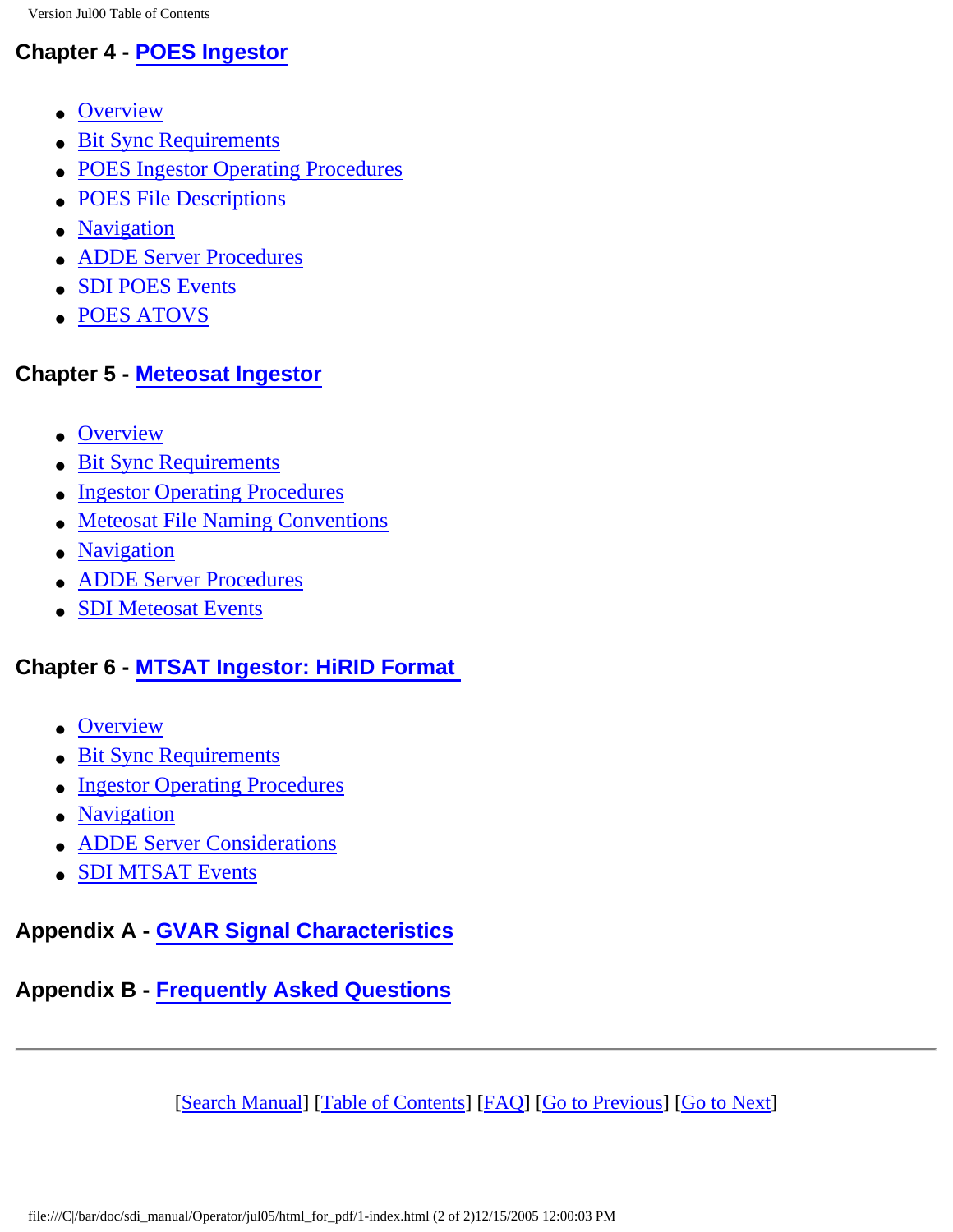### Chapter 4 - POES Ingestor

- Overview
- Bit Sync Requirements
- POES Ingestor Operating Procedures
- POES File Descriptions
- Navigation
- ADDE Server Procedures
- SDI POES Events
- POES ATOVS

### Chapter 5 - Meteosat Ingestor

- Overview
- Bit Sync Requirements
- Ingestor Operating Procedures
- Meteosat File Naming Conventions
- Navigation
- ADDE Server Procedures
- SDI Meteosat Events

### Chapter 6 - MTSAT Ingestor: HiRID Format

- Overview
- Bit Sync Requirements
- Ingestor Operating Procedures
- Navigation
- ADDE Server Considerations
- SDI MTSAT Events

### Appendix A - GVAR Signal Characteristics

### Appendix B - Frequently Asked Questions

---

[Search Manual] [Table of Contents] [FAQ] [Go to Previous] [Go to Next]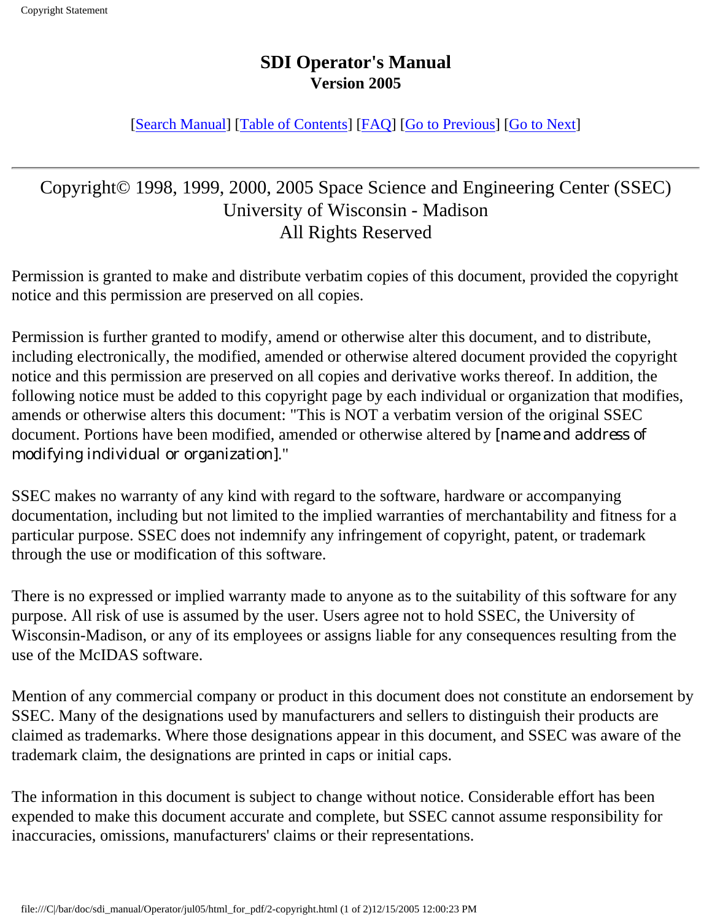# SDI Operator's Manual

## Version 2005

[Search Manual] [Table of Contents] [FAQ] [Go to Previous] [Go to Next]

---

Copyright© 1998, 1999, 2000, 2005 Space Science and Engineering Center (SSEC)
University of Wisconsin - Madison
All Rights Reserved

Permission is granted to make and distribute verbatim copies of this document, provided the copyright notice and this permission are preserved on all copies.

Permission is further granted to modify, amend or otherwise alter this document, and to distribute, including electronically, the modified, amended or otherwise altered document provided the copyright notice and this permission are preserved on all copies and derivative works thereof. In addition, the following notice must be added to this copyright page by each individual or organization that modifies, amends or otherwise alters this document: "This is NOT a verbatim version of the original SSEC document. Portions have been modified, amended or otherwise altered by *[name and address of modifying individual or organization]*."

SSEC makes no warranty of any kind with regard to the software, hardware or accompanying documentation, including but not limited to the implied warranties of merchantability and fitness for a particular purpose. SSEC does not indemnify any infringement of copyright, patent, or trademark through the use or modification of this software.

There is no expressed or implied warranty made to anyone as to the suitability of this software for any purpose. All risk of use is assumed by the user. Users agree not to hold SSEC, the University of Wisconsin-Madison, or any of its employees or assigns liable for any consequences resulting from the use of the McIDAS software.

Mention of any commercial company or product in this document does not constitute an endorsement by SSEC. Many of the designations used by manufacturers and sellers to distinguish their products are claimed as trademarks. Where those designations appear in this document, and SSEC was aware of the trademark claim, the designations are printed in caps or initial caps.

The information in this document is subject to change without notice. Considerable effort has been expended to make this document accurate and complete, but SSEC cannot assume responsibility for inaccuracies, omissions, manufacturers' claims or their representations.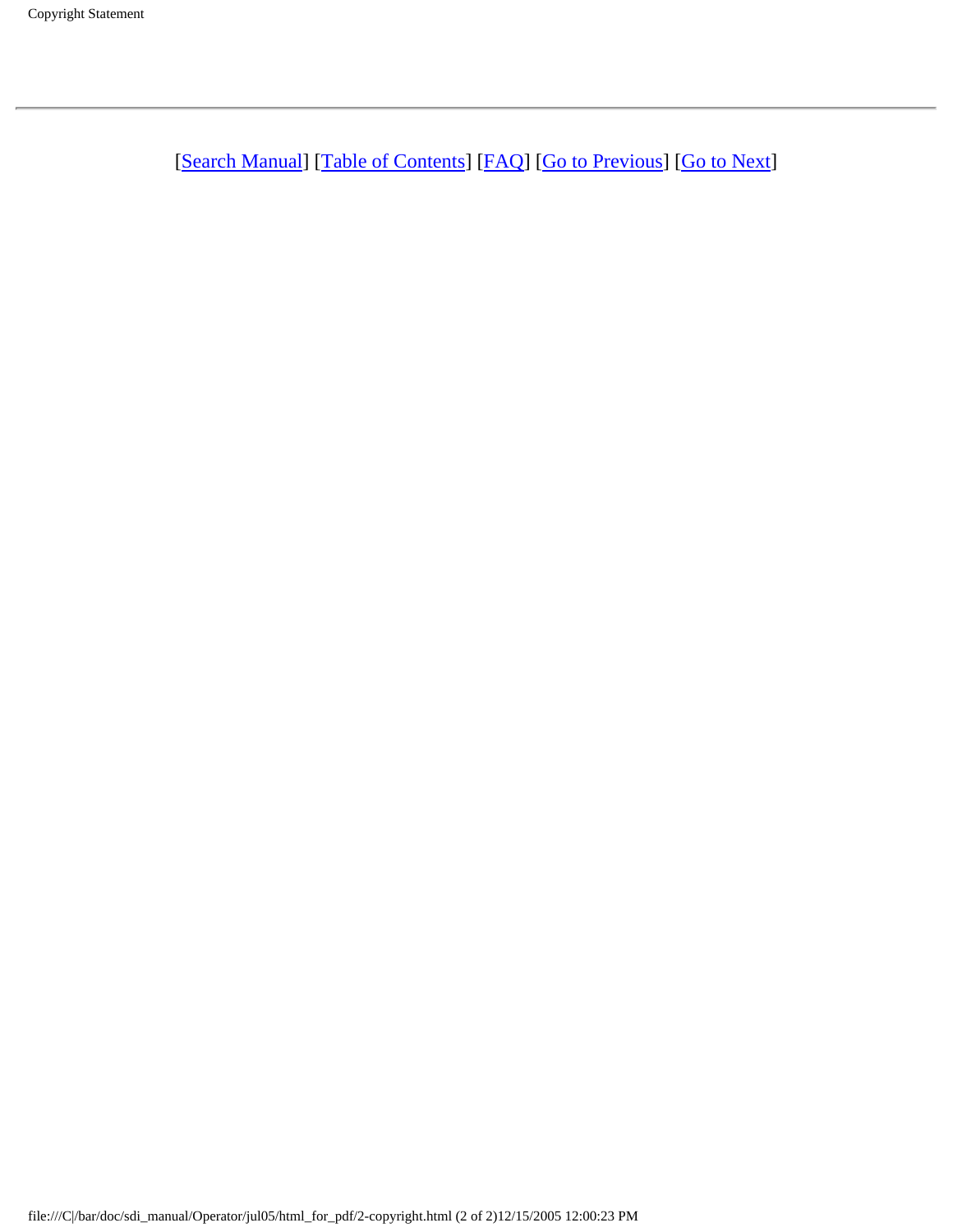---

[Search Manual] [Table of Contents] [FAQ] [Go to Previous] [Go to Next]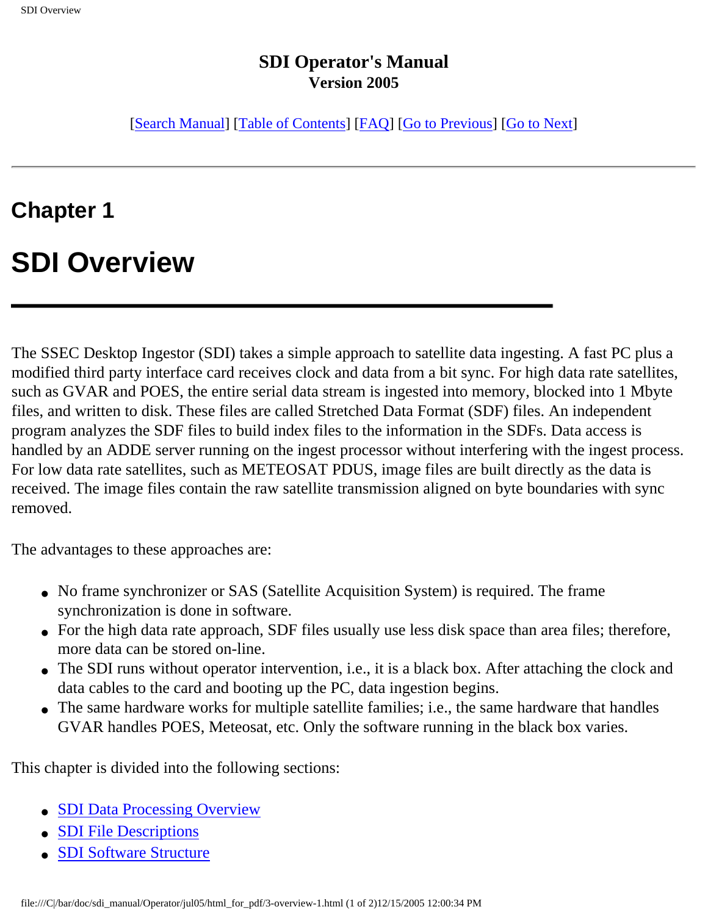# SDI Operator's Manual
**Version 2005**

[Search Manual] [Table of Contents] [FAQ] [Go to Previous] [Go to Next]

---

## Chapter 1

# SDI Overview

The SSEC Desktop Ingestor (SDI) takes a simple approach to satellite data ingesting. A fast PC plus a modified third party interface card receives clock and data from a bit sync. For high data rate satellites, such as GVAR and POES, the entire serial data stream is ingested into memory, blocked into 1 Mbyte files, and written to disk. These files are called Stretched Data Format (SDF) files. An independent program analyzes the SDF files to build index files to the information in the SDFs. Data access is handled by an ADDE server running on the ingest processor without interfering with the ingest process. For low data rate satellites, such as METEOSAT PDUS, image files are built directly as the data is received. The image files contain the raw satellite transmission aligned on byte boundaries with sync removed.

The advantages to these approaches are:

- No frame synchronizer or SAS (Satellite Acquisition System) is required. The frame synchronization is done in software.
- For the high data rate approach, SDF files usually use less disk space than area files; therefore, more data can be stored on-line.
- The SDI runs without operator intervention, i.e., it is a black box. After attaching the clock and data cables to the card and booting up the PC, data ingestion begins.
- The same hardware works for multiple satellite families; i.e., the same hardware that handles GVAR handles POES, Meteosat, etc. Only the software running in the black box varies.

This chapter is divided into the following sections:

- SDI Data Processing Overview
- SDI File Descriptions
- SDI Software Structure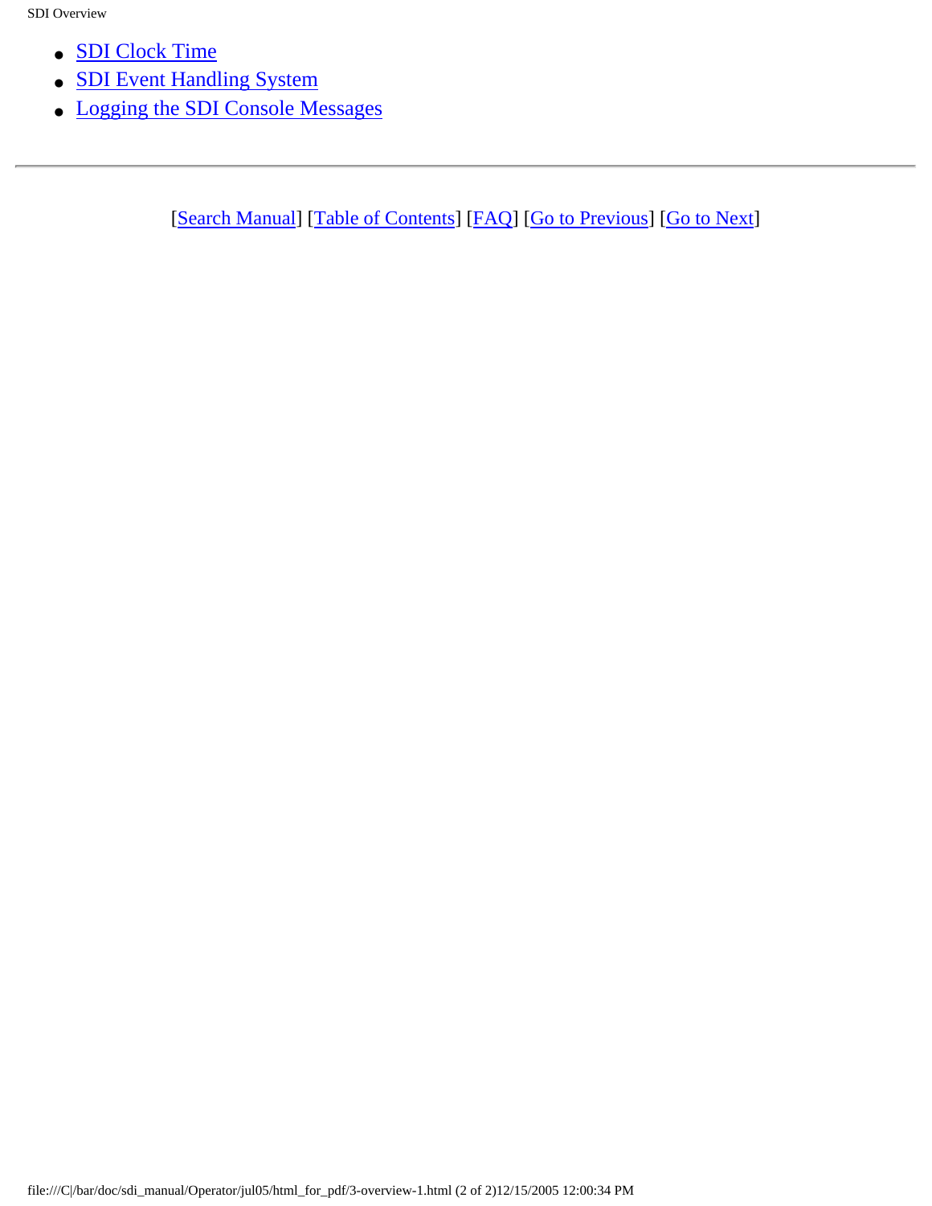- SDI Clock Time
- SDI Event Handling System
- Logging the SDI Console Messages

---

[Search Manual] [Table of Contents] [FAQ] [Go to Previous] [Go to Next]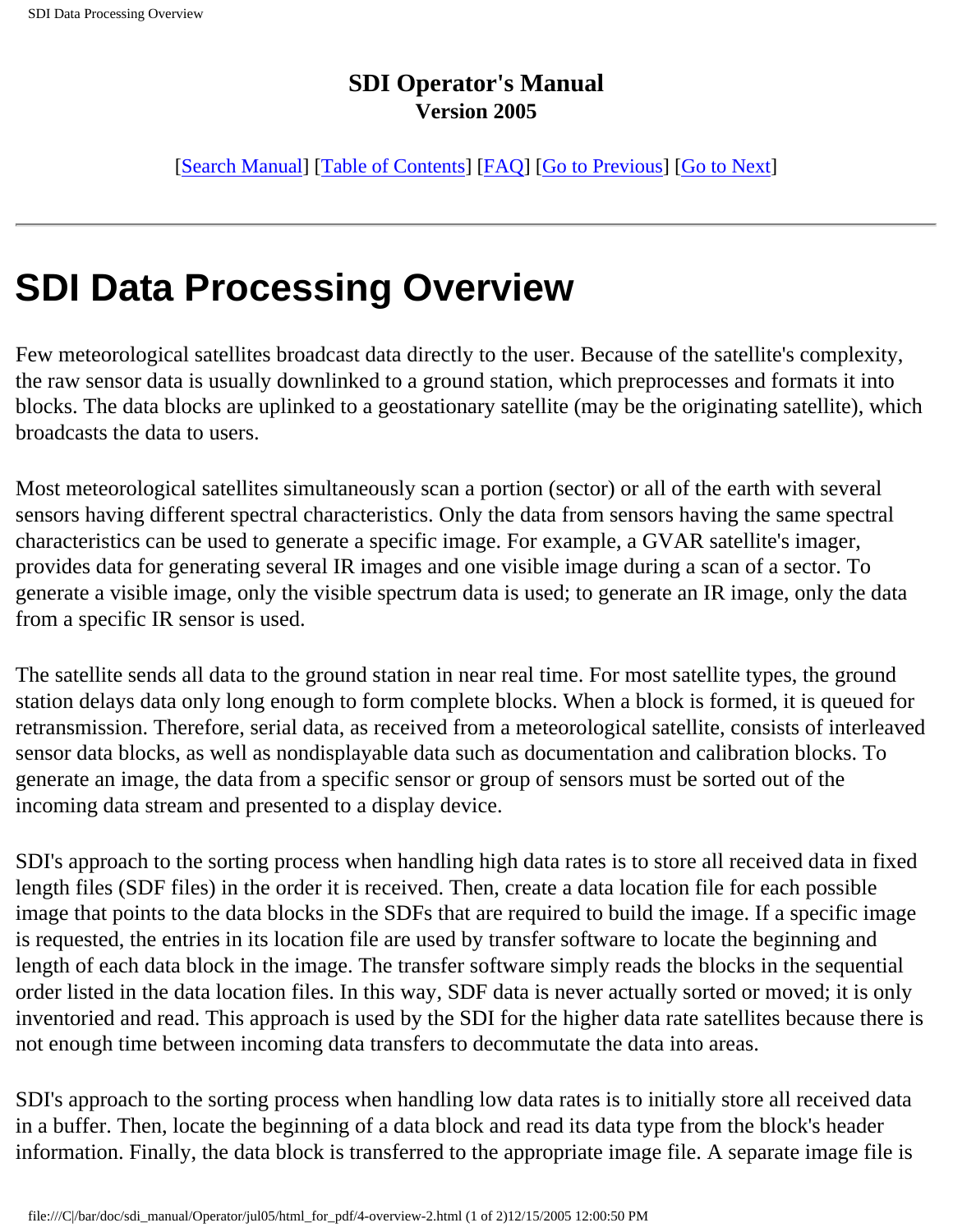**SDI Operator's Manual**
**Version 2005**

[Search Manual] [Table of Contents] [FAQ] [Go to Previous] [Go to Next]

---

# SDI Data Processing Overview

Few meteorological satellites broadcast data directly to the user. Because of the satellite's complexity, the raw sensor data is usually downlinked to a ground station, which preprocesses and formats it into blocks. The data blocks are uplinked to a geostationary satellite (may be the originating satellite), which broadcasts the data to users.

Most meteorological satellites simultaneously scan a portion (sector) or all of the earth with several sensors having different spectral characteristics. Only the data from sensors having the same spectral characteristics can be used to generate a specific image. For example, a GVAR satellite's imager, provides data for generating several IR images and one visible image during a scan of a sector. To generate a visible image, only the visible spectrum data is used; to generate an IR image, only the data from a specific IR sensor is used.

The satellite sends all data to the ground station in near real time. For most satellite types, the ground station delays data only long enough to form complete blocks. When a block is formed, it is queued for retransmission. Therefore, serial data, as received from a meteorological satellite, consists of interleaved sensor data blocks, as well as nondisplayable data such as documentation and calibration blocks. To generate an image, the data from a specific sensor or group of sensors must be sorted out of the incoming data stream and presented to a display device.

SDI's approach to the sorting process when handling high data rates is to store all received data in fixed length files (SDF files) in the order it is received. Then, create a data location file for each possible image that points to the data blocks in the SDFs that are required to build the image. If a specific image is requested, the entries in its location file are used by transfer software to locate the beginning and length of each data block in the image. The transfer software simply reads the blocks in the sequential order listed in the data location files. In this way, SDF data is never actually sorted or moved; it is only inventoried and read. This approach is used by the SDI for the higher data rate satellites because there is not enough time between incoming data transfers to decommutate the data into areas.

SDI's approach to the sorting process when handling low data rates is to initially store all received data in a buffer. Then, locate the beginning of a data block and read its data type from the block's header information. Finally, the data block is transferred to the appropriate image file. A separate image file is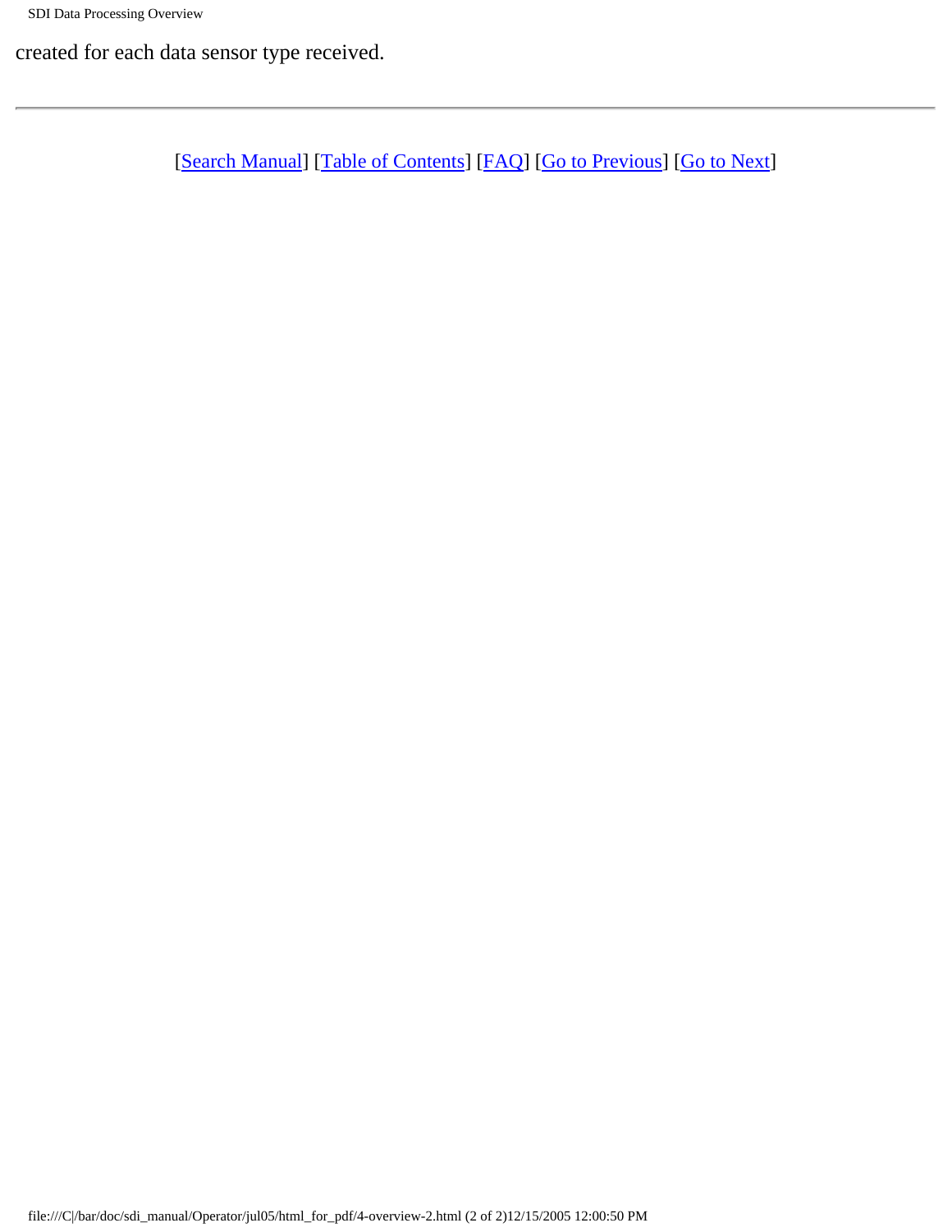created for each data sensor type received.

---

[Search Manual] [Table of Contents] [FAQ] [Go to Previous] [Go to Next]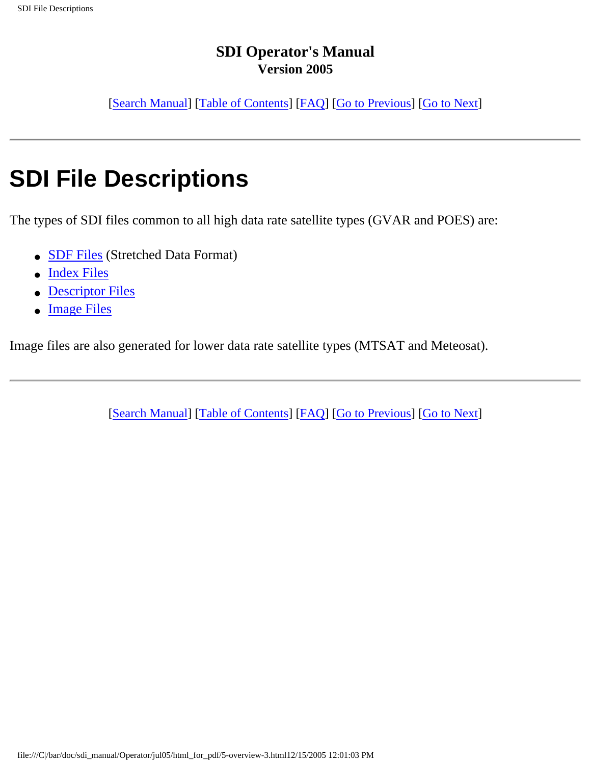**SDI Operator's Manual**
**Version 2005**

[Search Manual] [Table of Contents] [FAQ] [Go to Previous] [Go to Next]

---

# SDI File Descriptions

The types of SDI files common to all high data rate satellite types (GVAR and POES) are:

- SDF Files (Stretched Data Format)
- Index Files
- Descriptor Files
- Image Files

Image files are also generated for lower data rate satellite types (MTSAT and Meteosat).

---

[Search Manual] [Table of Contents] [FAQ] [Go to Previous] [Go to Next]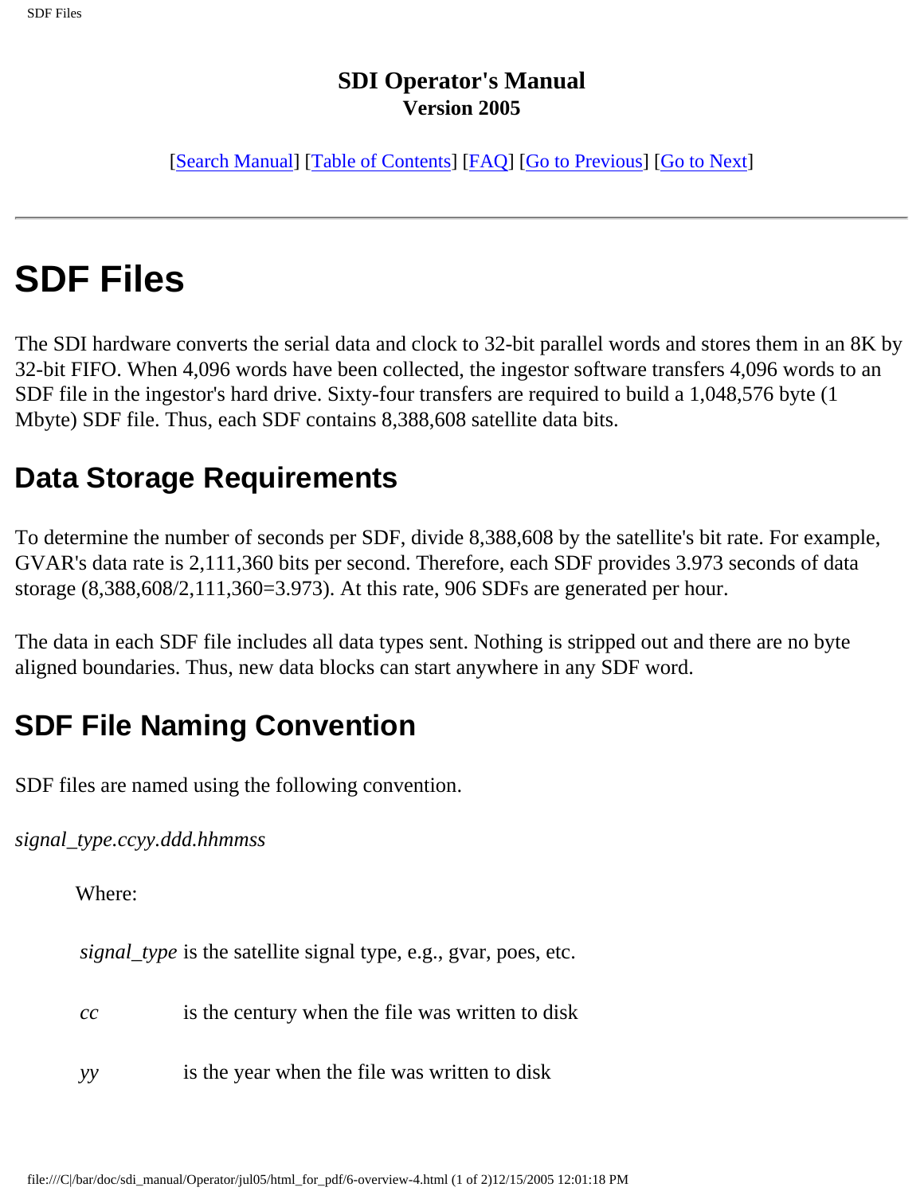**SDI Operator's Manual**
**Version 2005**

[Search Manual] [Table of Contents] [FAQ] [Go to Previous] [Go to Next]

---

# SDF Files

The SDI hardware converts the serial data and clock to 32-bit parallel words and stores them in an 8K by 32-bit FIFO. When 4,096 words have been collected, the ingestor software transfers 4,096 words to an SDF file in the ingestor's hard drive. Sixty-four transfers are required to build a 1,048,576 byte (1 Mbyte) SDF file. Thus, each SDF contains 8,388,608 satellite data bits.

## Data Storage Requirements

To determine the number of seconds per SDF, divide 8,388,608 by the satellite's bit rate. For example, GVAR's data rate is 2,111,360 bits per second. Therefore, each SDF provides 3.973 seconds of data storage (8,388,608/2,111,360=3.973). At this rate, 906 SDFs are generated per hour.

The data in each SDF file includes all data types sent. Nothing is stripped out and there are no byte aligned boundaries. Thus, new data blocks can start anywhere in any SDF word.

## SDF File Naming Convention

SDF files are named using the following convention.

*signal_type.ccyy.ddd.hhmmss*

Where:

| | |
|---|---|
| *signal_type* | is the satellite signal type, e.g., gvar, poes, etc. |
| *cc* | is the century when the file was written to disk |
| *yy* | is the year when the file was written to disk |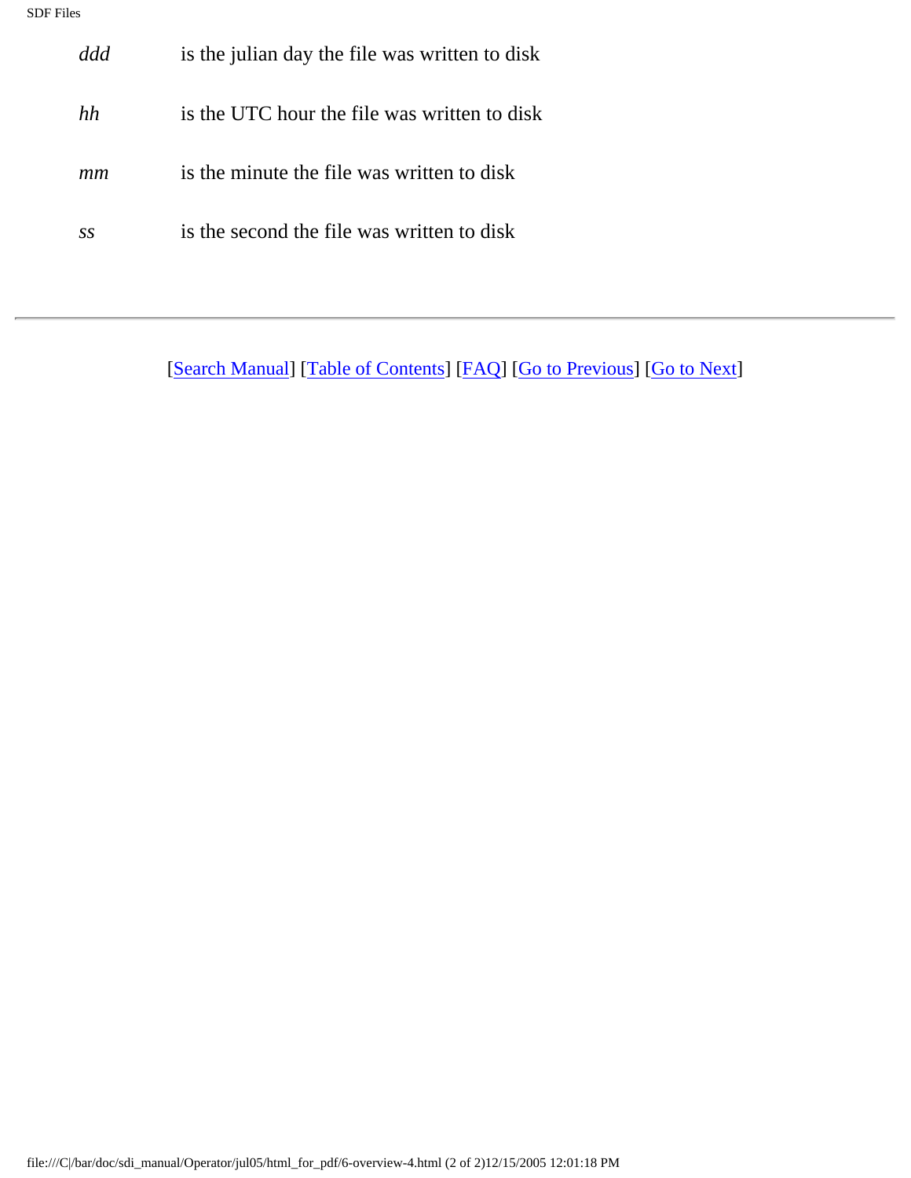| | |
|---|---|
| *ddd* | is the julian day the file was written to disk |
| *hh* | is the UTC hour the file was written to disk |
| *mm* | is the minute the file was written to disk |
| *ss* | is the second the file was written to disk |

---

[Search Manual] [Table of Contents] [FAQ] [Go to Previous] [Go to Next]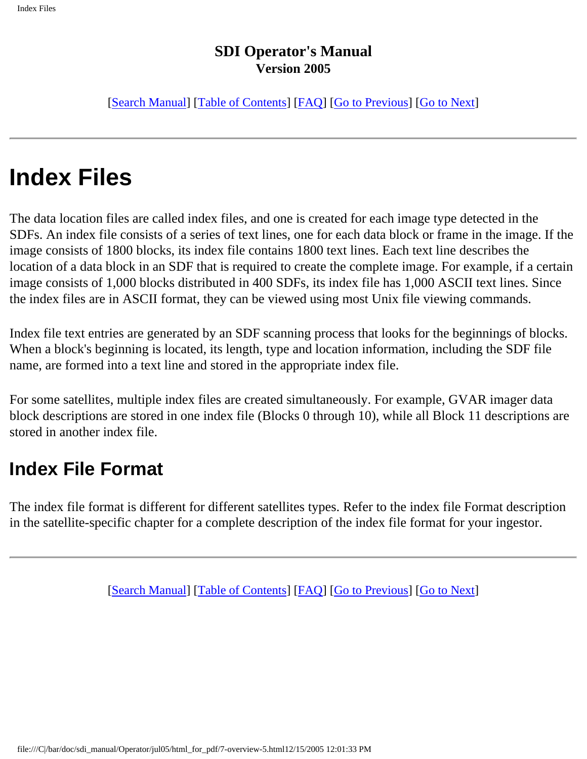**SDI Operator's Manual**
**Version 2005**

[Search Manual] [Table of Contents] [FAQ] [Go to Previous] [Go to Next]

---

# Index Files

The data location files are called index files, and one is created for each image type detected in the SDFs. An index file consists of a series of text lines, one for each data block or frame in the image. If the image consists of 1800 blocks, its index file contains 1800 text lines. Each text line describes the location of a data block in an SDF that is required to create the complete image. For example, if a certain image consists of 1,000 blocks distributed in 400 SDFs, its index file has 1,000 ASCII text lines. Since the index files are in ASCII format, they can be viewed using most Unix file viewing commands.

Index file text entries are generated by an SDF scanning process that looks for the beginnings of blocks. When a block's beginning is located, its length, type and location information, including the SDF file name, are formed into a text line and stored in the appropriate index file.

For some satellites, multiple index files are created simultaneously. For example, GVAR imager data block descriptions are stored in one index file (Blocks 0 through 10), while all Block 11 descriptions are stored in another index file.

## Index File Format

The index file format is different for different satellites types. Refer to the index file Format description in the satellite-specific chapter for a complete description of the index file format for your ingestor.

---

[Search Manual] [Table of Contents] [FAQ] [Go to Previous] [Go to Next]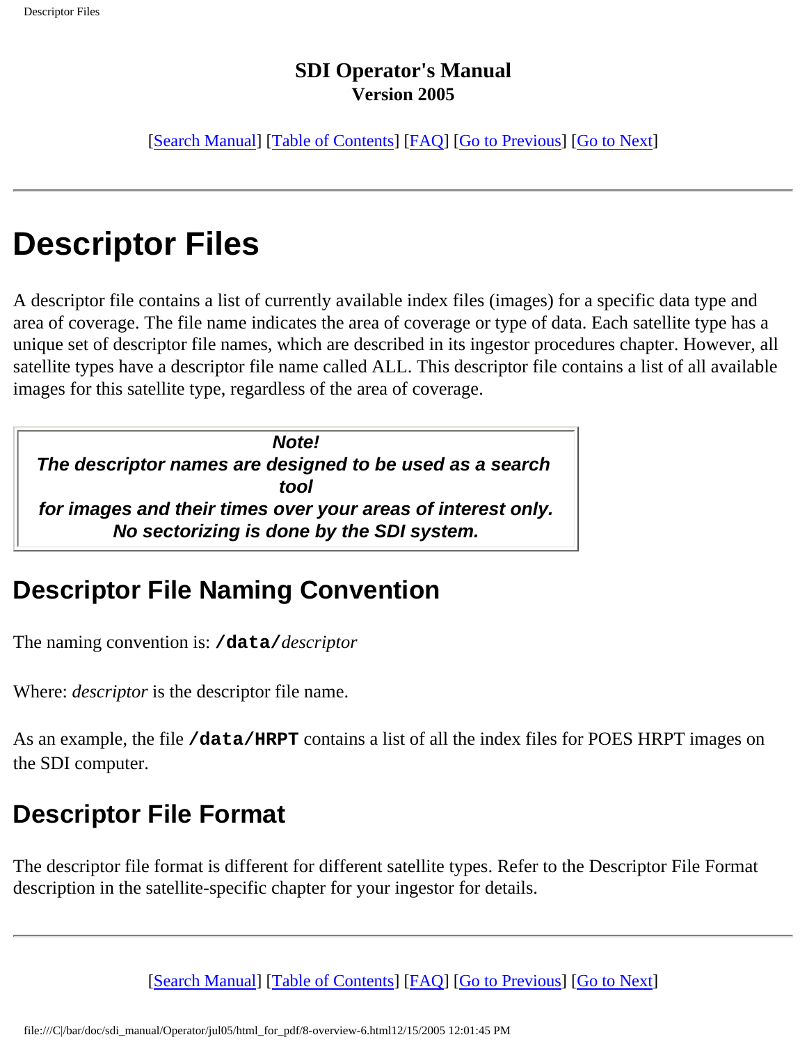**SDI Operator's Manual**
**Version 2005**

[Search Manual] [Table of Contents] [FAQ] [Go to Previous] [Go to Next]

---

# Descriptor Files

A descriptor file contains a list of currently available index files (images) for a specific data type and area of coverage. The file name indicates the area of coverage or type of data. Each satellite type has a unique set of descriptor file names, which are described in its ingestor procedures chapter. However, all satellite types have a descriptor file name called ALL. This descriptor file contains a list of all available images for this satellite type, regardless of the area of coverage.

> ***Note!***
> ***The descriptor names are designed to be used as a search tool for images and their times over your areas of interest only. No sectorizing is done by the SDI system.***

## Descriptor File Naming Convention

The naming convention is: **`/data/`***descriptor*

Where: *descriptor* is the descriptor file name.

As an example, the file **`/data/HRPT`** contains a list of all the index files for POES HRPT images on the SDI computer.

## Descriptor File Format

The descriptor file format is different for different satellite types. Refer to the Descriptor File Format description in the satellite-specific chapter for your ingestor for details.

---

[Search Manual] [Table of Contents] [FAQ] [Go to Previous] [Go to Next]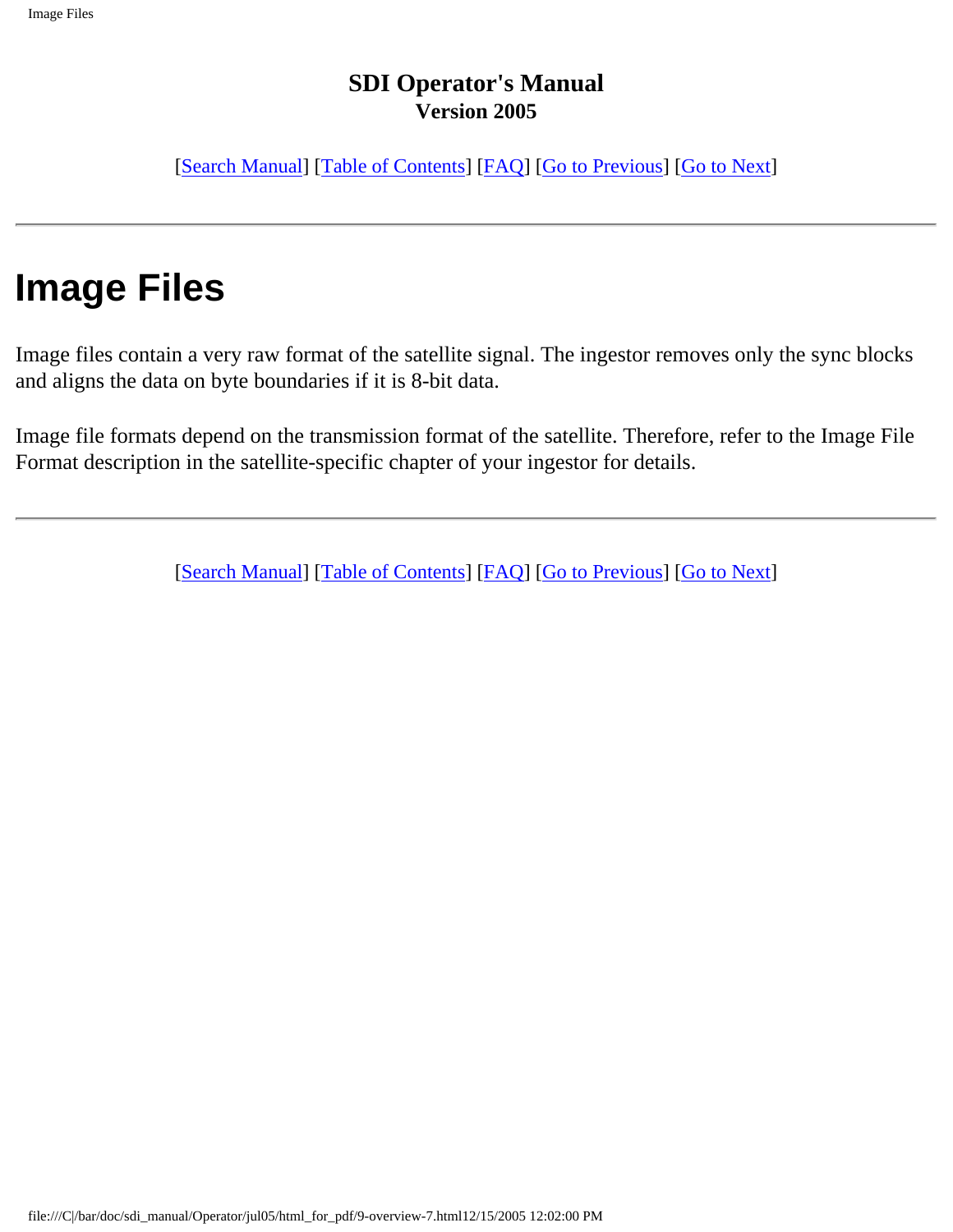**SDI Operator's Manual**
**Version 2005**

[Search Manual] [Table of Contents] [FAQ] [Go to Previous] [Go to Next]

---

# Image Files

Image files contain a very raw format of the satellite signal. The ingestor removes only the sync blocks and aligns the data on byte boundaries if it is 8-bit data.

Image file formats depend on the transmission format of the satellite. Therefore, refer to the Image File Format description in the satellite-specific chapter of your ingestor for details.

---

[Search Manual] [Table of Contents] [FAQ] [Go to Previous] [Go to Next]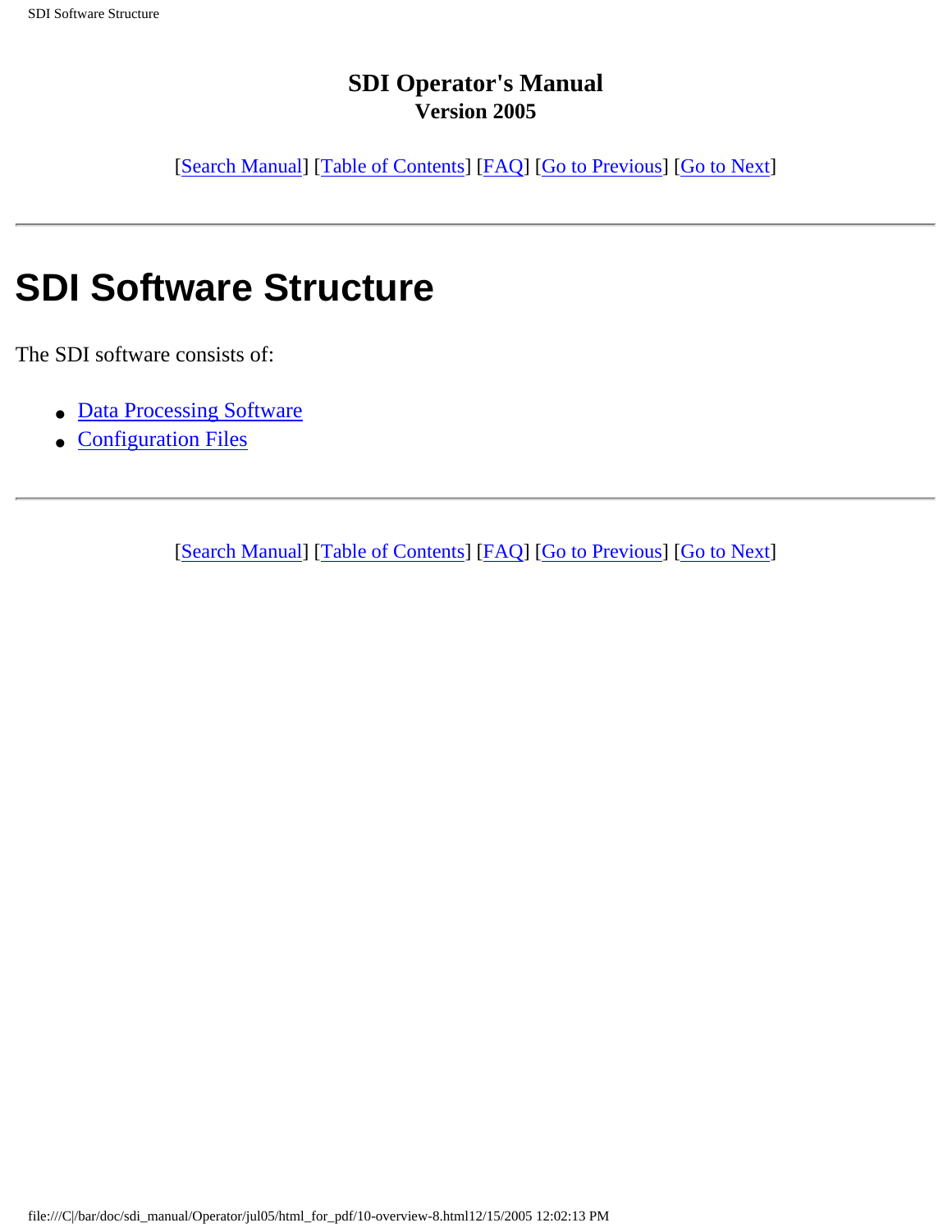**SDI Operator's Manual**
**Version 2005**

[Search Manual] [Table of Contents] [FAQ] [Go to Previous] [Go to Next]

---

# SDI Software Structure

The SDI software consists of:

- Data Processing Software
- Configuration Files

---

[Search Manual] [Table of Contents] [FAQ] [Go to Previous] [Go to Next]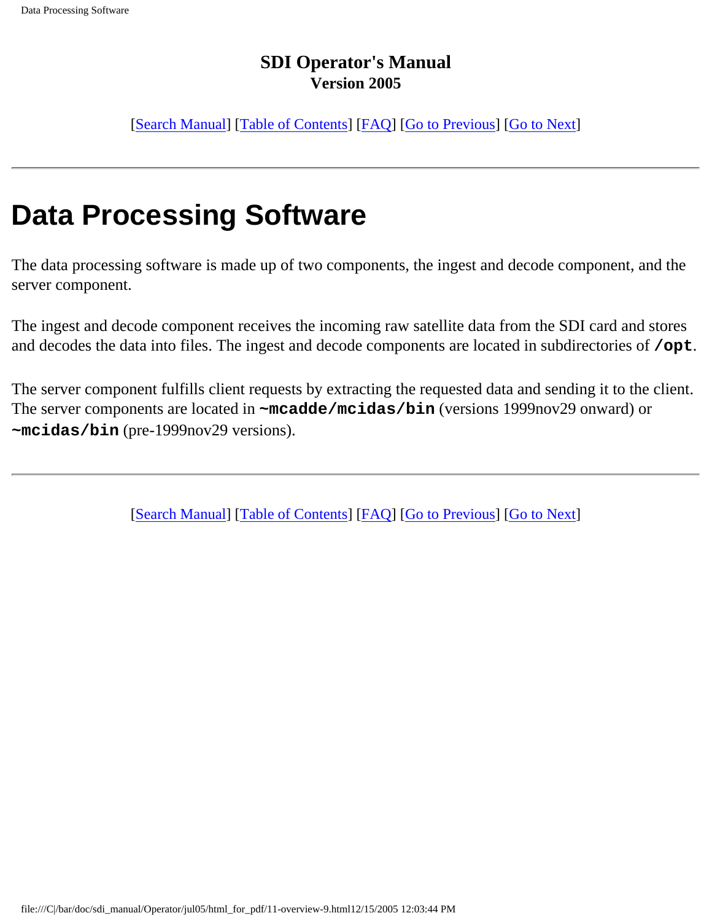**SDI Operator's Manual**
**Version 2005**

[Search Manual] [Table of Contents] [FAQ] [Go to Previous] [Go to Next]

---

# Data Processing Software

The data processing software is made up of two components, the ingest and decode component, and the server component.

The ingest and decode component receives the incoming raw satellite data from the SDI card and stores and decodes the data into files. The ingest and decode components are located in subdirectories of **`/opt`**.

The server component fulfills client requests by extracting the requested data and sending it to the client. The server components are located in **`~mcadde/mcidas/bin`** (versions 1999nov29 onward) or **`~mcidas/bin`** (pre-1999nov29 versions).

---

[Search Manual] [Table of Contents] [FAQ] [Go to Previous] [Go to Next]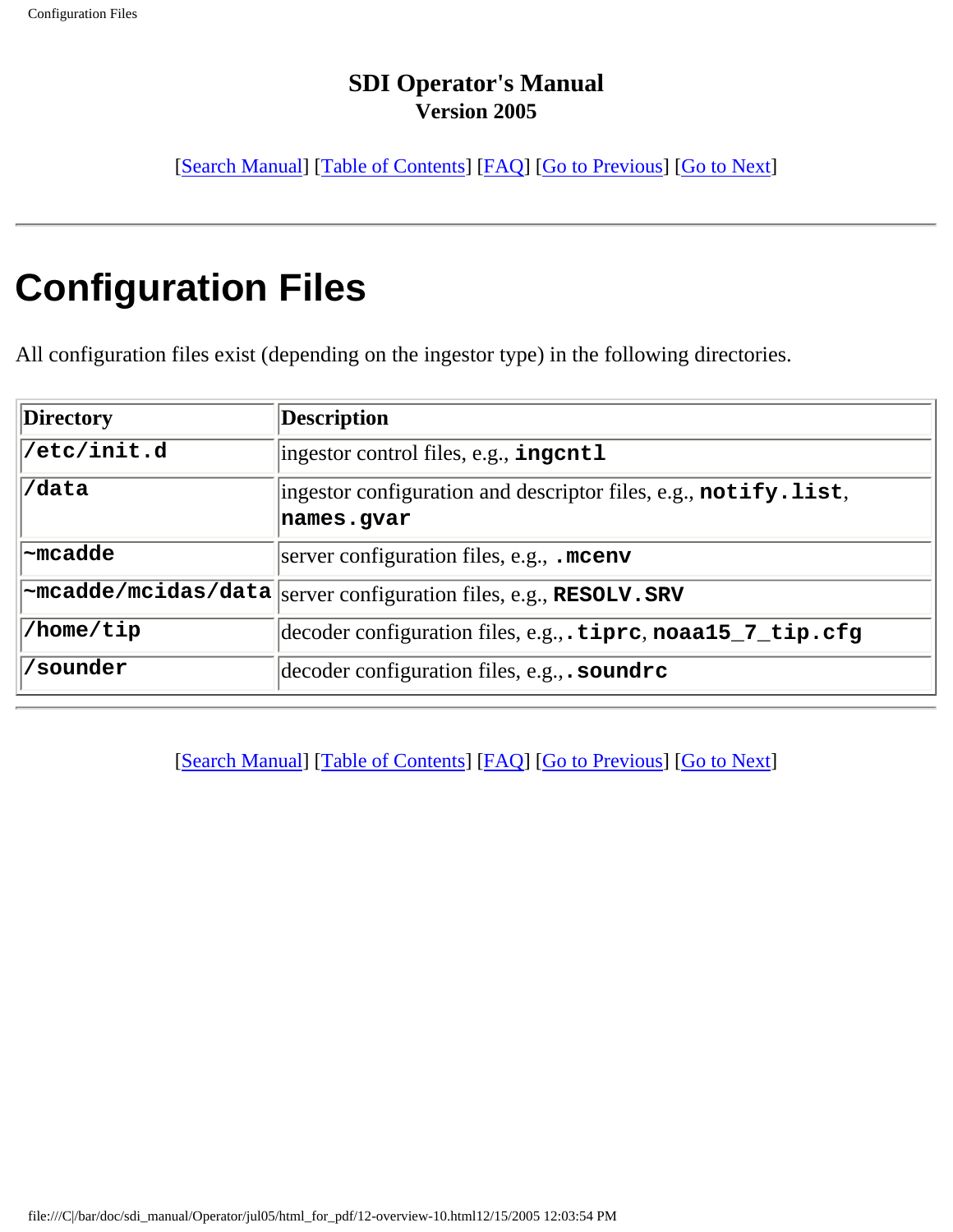## SDI Operator's Manual
**Version 2005**

[Search Manual] [Table of Contents] [FAQ] [Go to Previous] [Go to Next]

---

# Configuration Files

All configuration files exist (depending on the ingestor type) in the following directories.

| Directory | Description |
|---|---|
| `/etc/init.d` | ingestor control files, e.g., **`ingcntl`** |
| `/data` | ingestor configuration and descriptor files, e.g., **`notify.list`**, **`names.gvar`** |
| `~mcadde` | server configuration files, e.g., **`.mcenv`** |
| `~mcadde/mcidas/data` | server configuration files, e.g., **`RESOLV.SRV`** |
| `/home/tip` | decoder configuration files, e.g., **`.tiprc`**, **`noaa15_7_tip.cfg`** |
| `/sounder` | decoder configuration files, e.g., **`.soundrc`** |

---

[Search Manual] [Table of Contents] [FAQ] [Go to Previous] [Go to Next]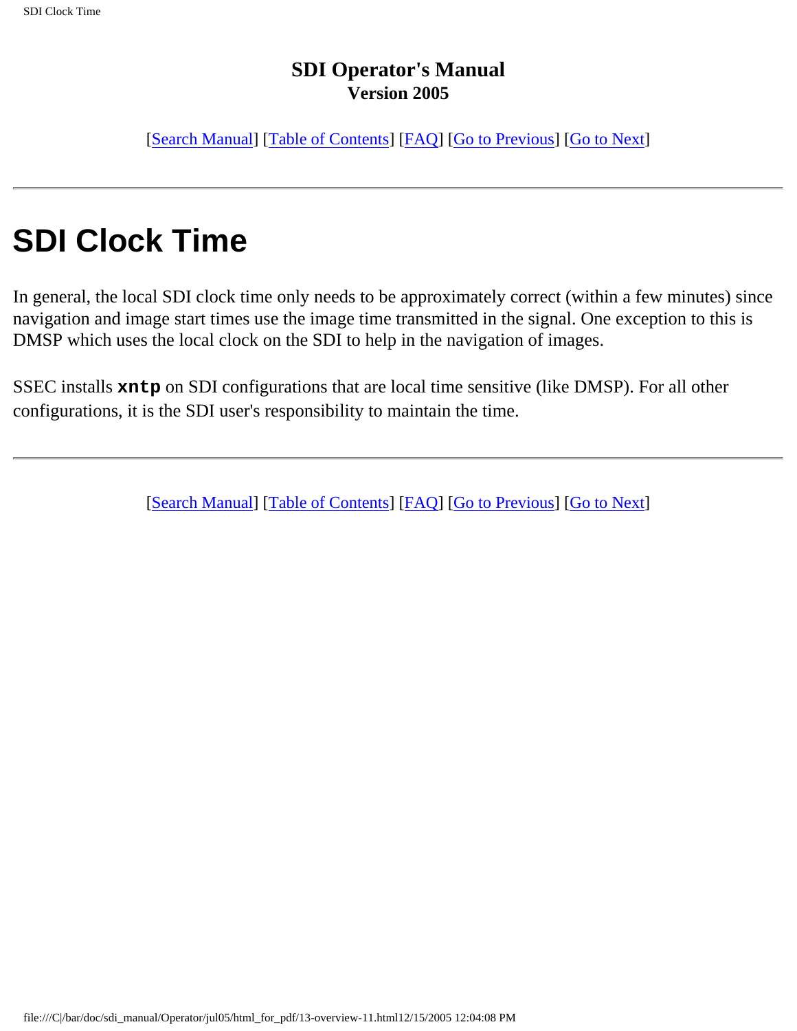**SDI Operator's Manual**
**Version 2005**

[Search Manual] [Table of Contents] [FAQ] [Go to Previous] [Go to Next]

---

# SDI Clock Time

In general, the local SDI clock time only needs to be approximately correct (within a few minutes) since navigation and image start times use the image time transmitted in the signal. One exception to this is DMSP which uses the local clock on the SDI to help in the navigation of images.

SSEC installs **`xntp`** on SDI configurations that are local time sensitive (like DMSP). For all other configurations, it is the SDI user's responsibility to maintain the time.

---

[Search Manual] [Table of Contents] [FAQ] [Go to Previous] [Go to Next]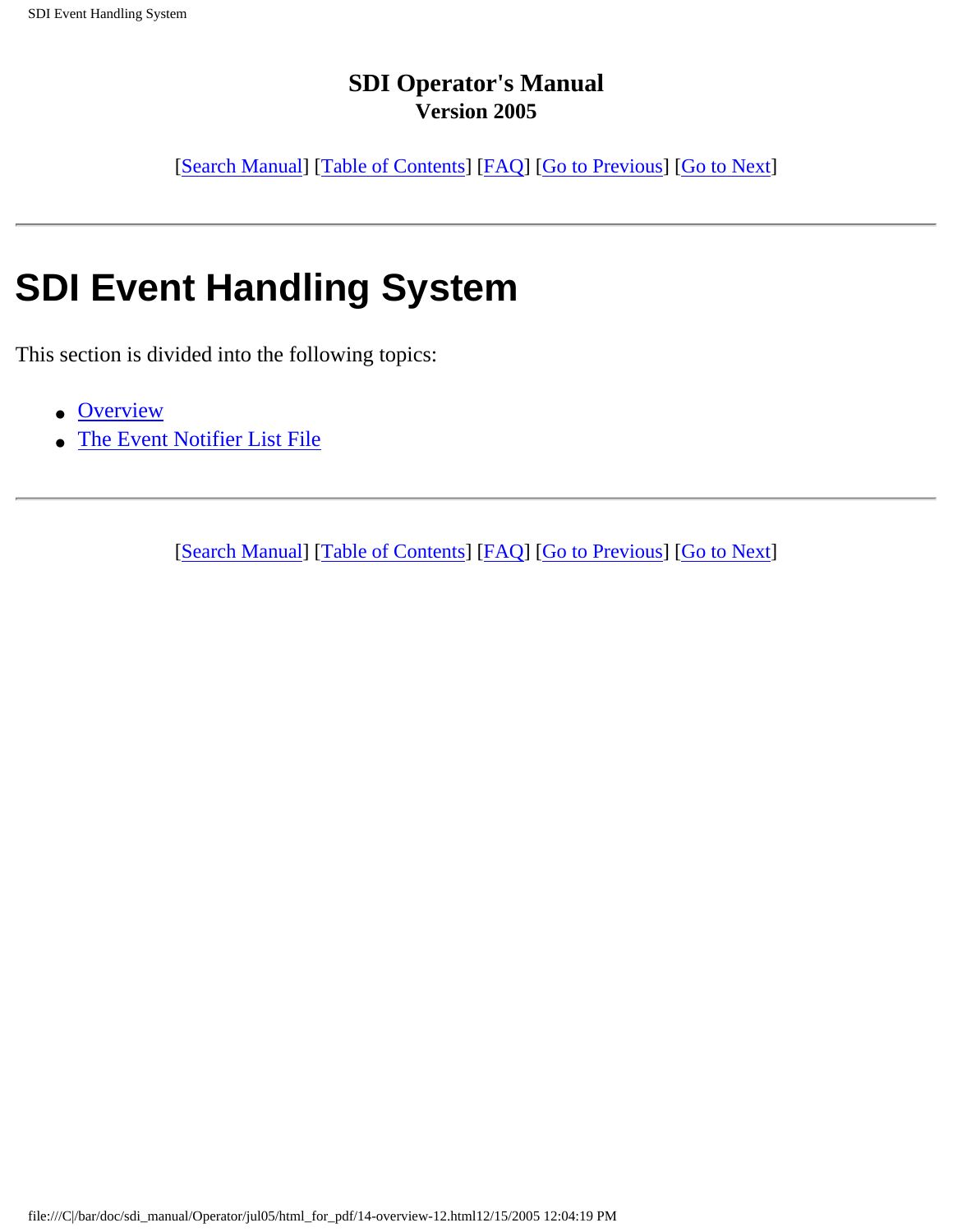**SDI Operator's Manual**
**Version 2005**

[Search Manual] [Table of Contents] [FAQ] [Go to Previous] [Go to Next]

---

# SDI Event Handling System

This section is divided into the following topics:

- Overview
- The Event Notifier List File

---

[Search Manual] [Table of Contents] [FAQ] [Go to Previous] [Go to Next]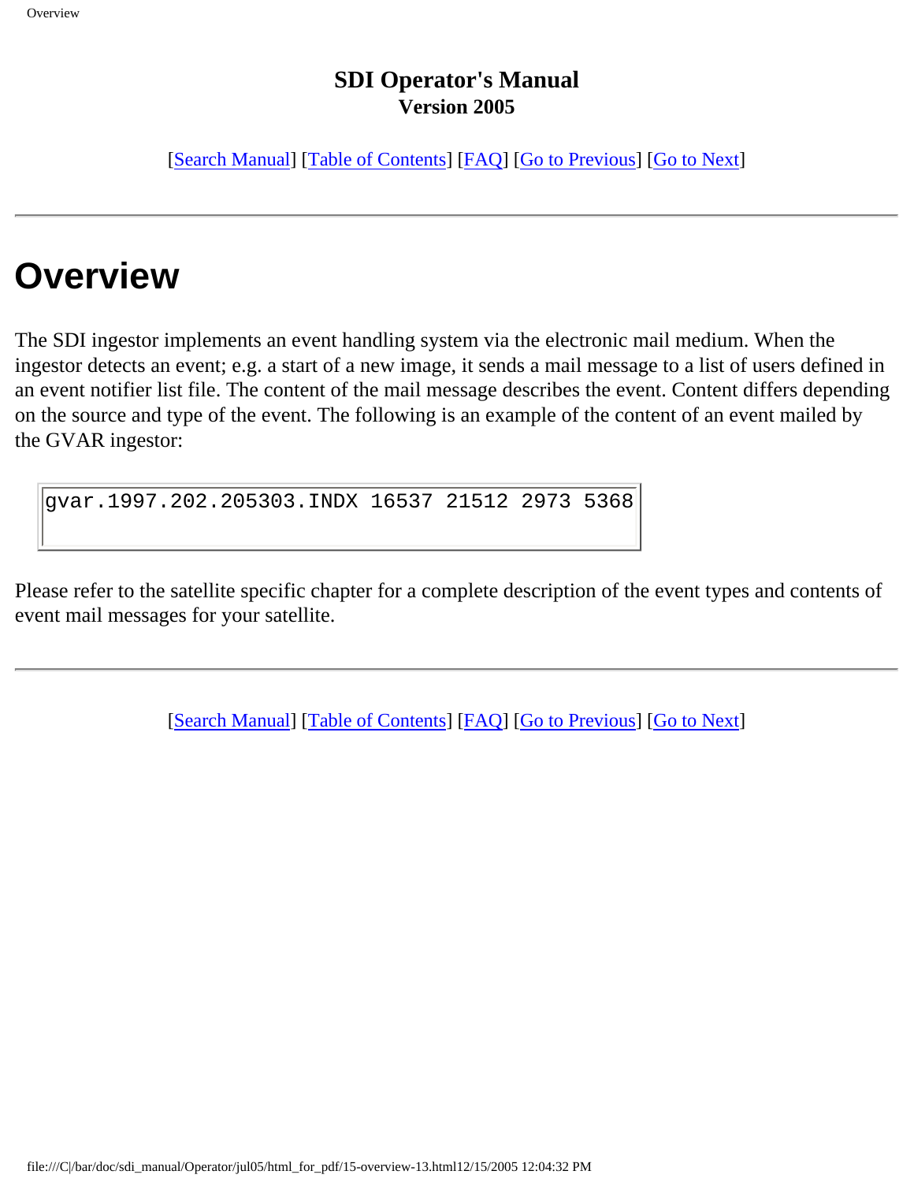**SDI Operator's Manual**
**Version 2005**

[Search Manual] [Table of Contents] [FAQ] [Go to Previous] [Go to Next]

---

# Overview

The SDI ingestor implements an event handling system via the electronic mail medium. When the ingestor detects an event; e.g. a start of a new image, it sends a mail message to a list of users defined in an event notifier list file. The content of the mail message describes the event. Content differs depending on the source and type of the event. The following is an example of the content of an event mailed by the GVAR ingestor:

```
gvar.1997.202.205303.INDX 16537 21512 2973 5368
```

Please refer to the satellite specific chapter for a complete description of the event types and contents of event mail messages for your satellite.

---

[Search Manual] [Table of Contents] [FAQ] [Go to Previous] [Go to Next]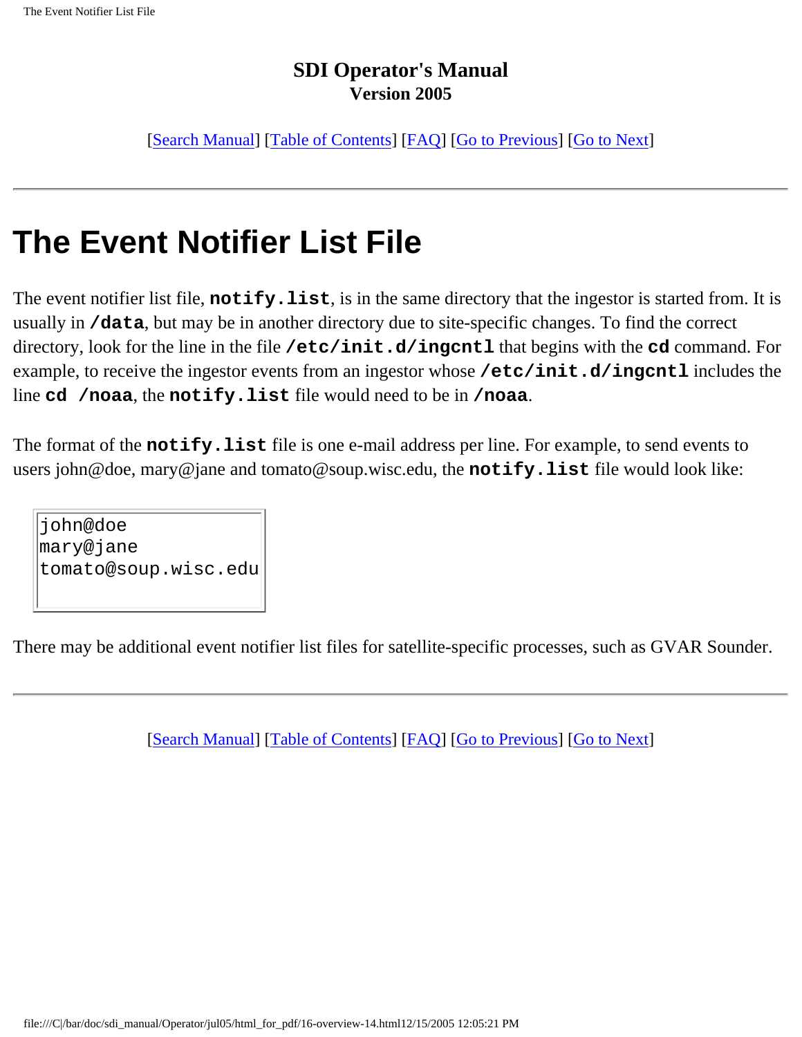**SDI Operator's Manual**
**Version 2005**

[Search Manual] [Table of Contents] [FAQ] [Go to Previous] [Go to Next]

---

# The Event Notifier List File

The event notifier list file, **`notify.list`**, is in the same directory that the ingestor is started from. It is usually in **`/data`**, but may be in another directory due to site-specific changes. To find the correct directory, look for the line in the file **`/etc/init.d/ingcntl`** that begins with the **`cd`** command. For example, to receive the ingestor events from an ingestor whose **`/etc/init.d/ingcntl`** includes the line **`cd /noaa`**, the **`notify.list`** file would need to be in **`/noaa`**.

The format of the **`notify.list`** file is one e-mail address per line. For example, to send events to users john@doe, mary@jane and tomato@soup.wisc.edu, the **`notify.list`** file would look like:

```
john@doe
mary@jane
tomato@soup.wisc.edu
```

There may be additional event notifier list files for satellite-specific processes, such as GVAR Sounder.

---

[Search Manual] [Table of Contents] [FAQ] [Go to Previous] [Go to Next]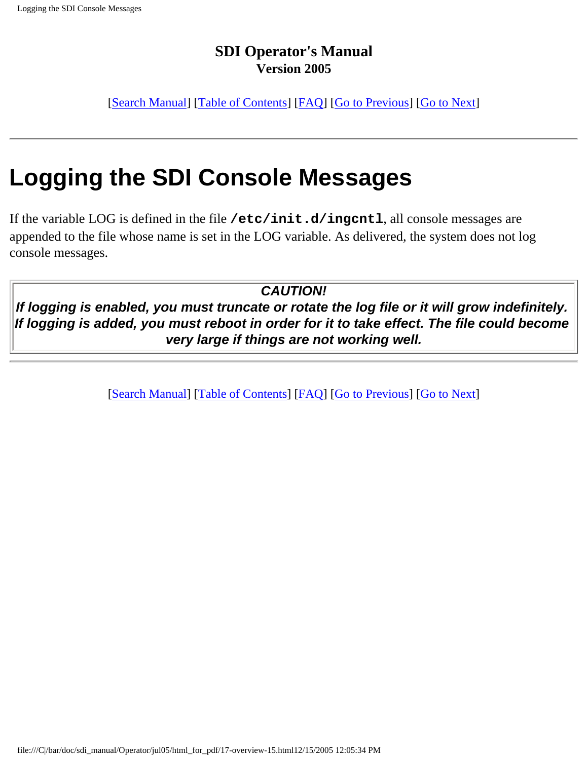**SDI Operator's Manual**
**Version 2005**

[Search Manual] [Table of Contents] [FAQ] [Go to Previous] [Go to Next]

---

# Logging the SDI Console Messages

If the variable LOG is defined in the file **`/etc/init.d/ingcntl`**, all console messages are appended to the file whose name is set in the LOG variable. As delivered, the system does not log console messages.

| ***CAUTION!*** |
| --- |
| ***If logging is enabled, you must truncate or rotate the log file or it will grow indefinitely. If logging is added, you must reboot in order for it to take effect. The file could become very large if things are not working well.*** |

---

[Search Manual] [Table of Contents] [FAQ] [Go to Previous] [Go to Next]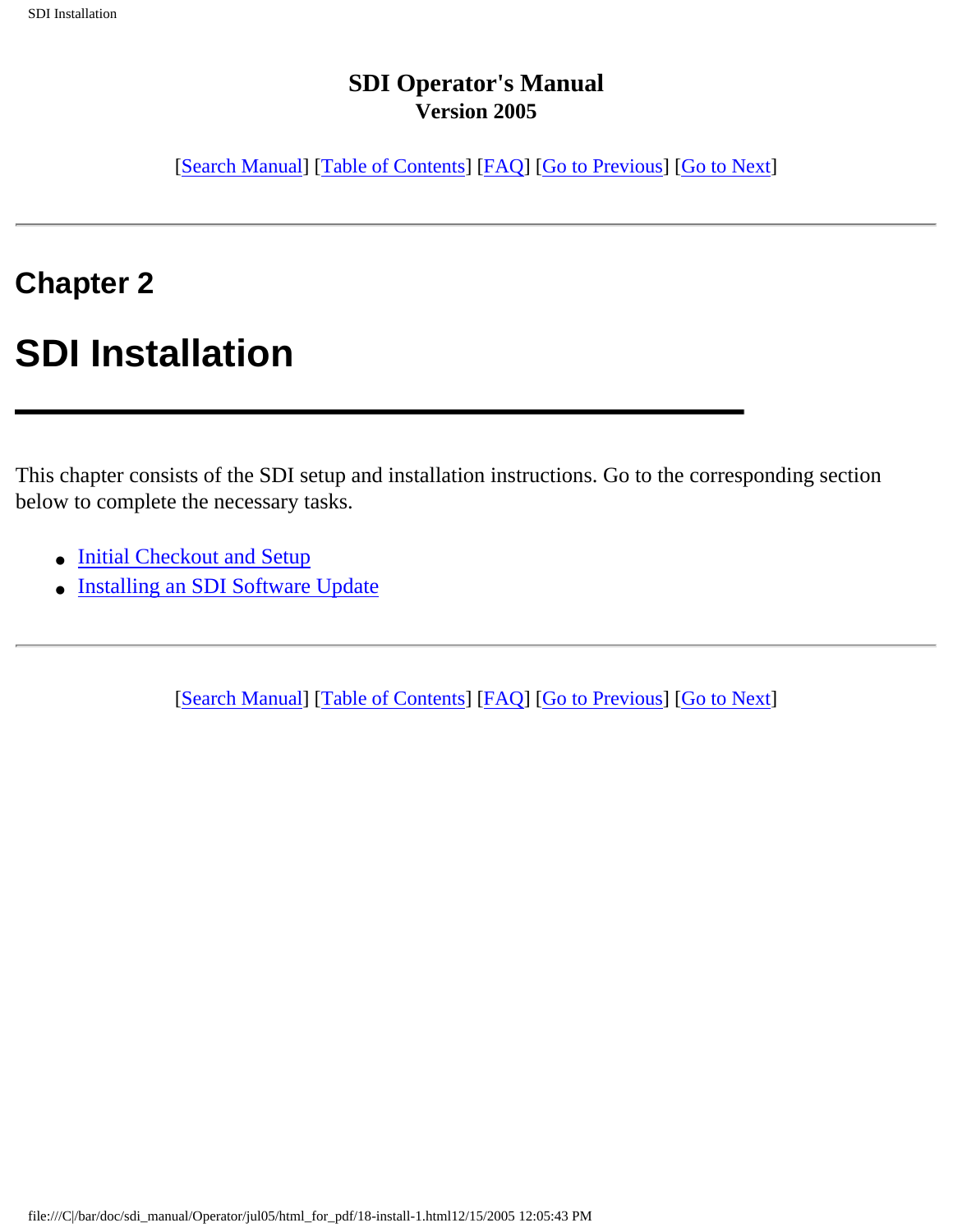**SDI Operator's Manual**
**Version 2005**

[Search Manual] [Table of Contents] [FAQ] [Go to Previous] [Go to Next]

---

## Chapter 2

# SDI Installation

---

This chapter consists of the SDI setup and installation instructions. Go to the corresponding section below to complete the necessary tasks.

- Initial Checkout and Setup
- Installing an SDI Software Update

---

[Search Manual] [Table of Contents] [FAQ] [Go to Previous] [Go to Next]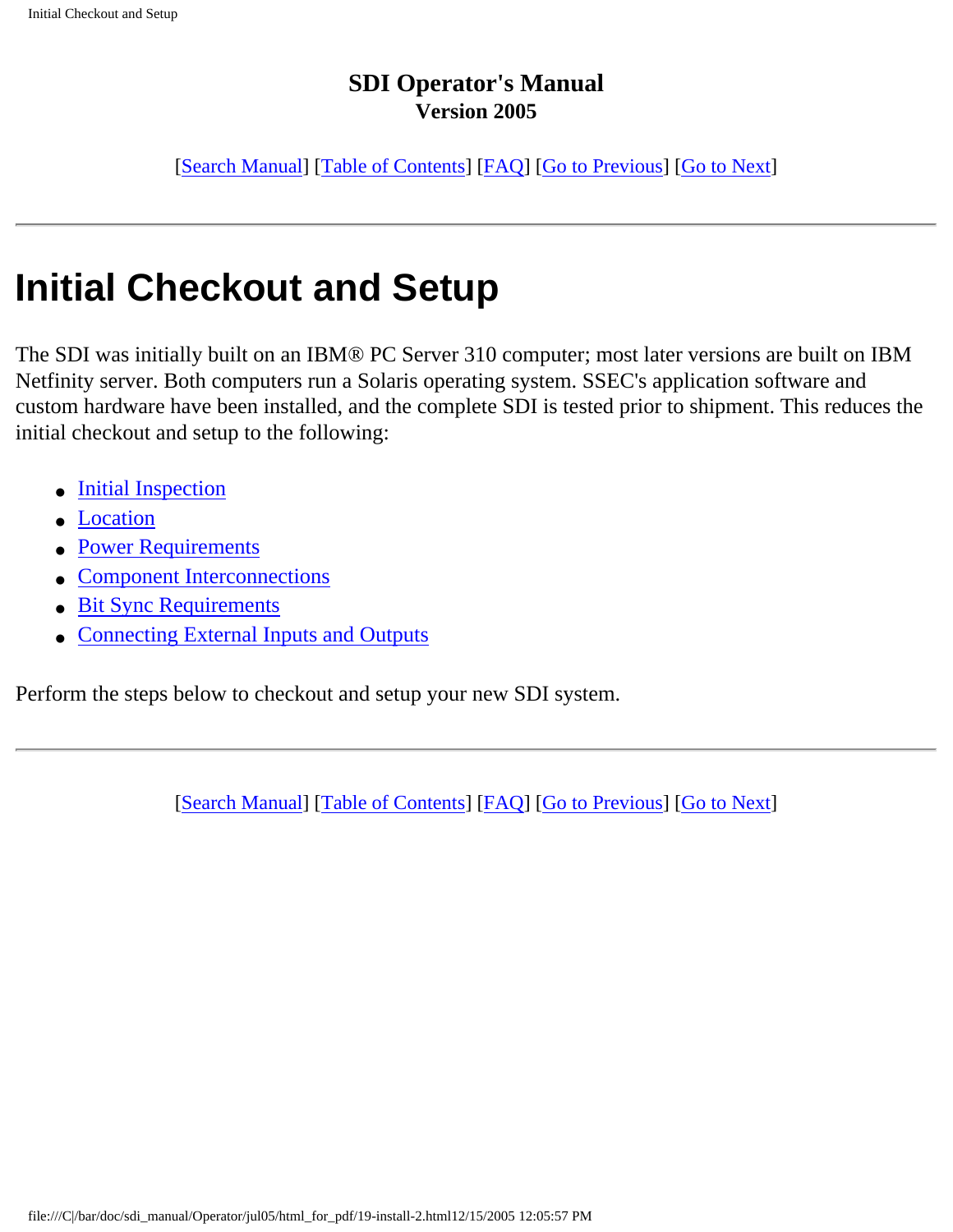**SDI Operator's Manual**
**Version 2005**

[Search Manual] [Table of Contents] [FAQ] [Go to Previous] [Go to Next]

---

# Initial Checkout and Setup

The SDI was initially built on an IBM® PC Server 310 computer; most later versions are built on IBM Netfinity server. Both computers run a Solaris operating system. SSEC's application software and custom hardware have been installed, and the complete SDI is tested prior to shipment. This reduces the initial checkout and setup to the following:

- Initial Inspection
- Location
- Power Requirements
- Component Interconnections
- Bit Sync Requirements
- Connecting External Inputs and Outputs

Perform the steps below to checkout and setup your new SDI system.

---

[Search Manual] [Table of Contents] [FAQ] [Go to Previous] [Go to Next]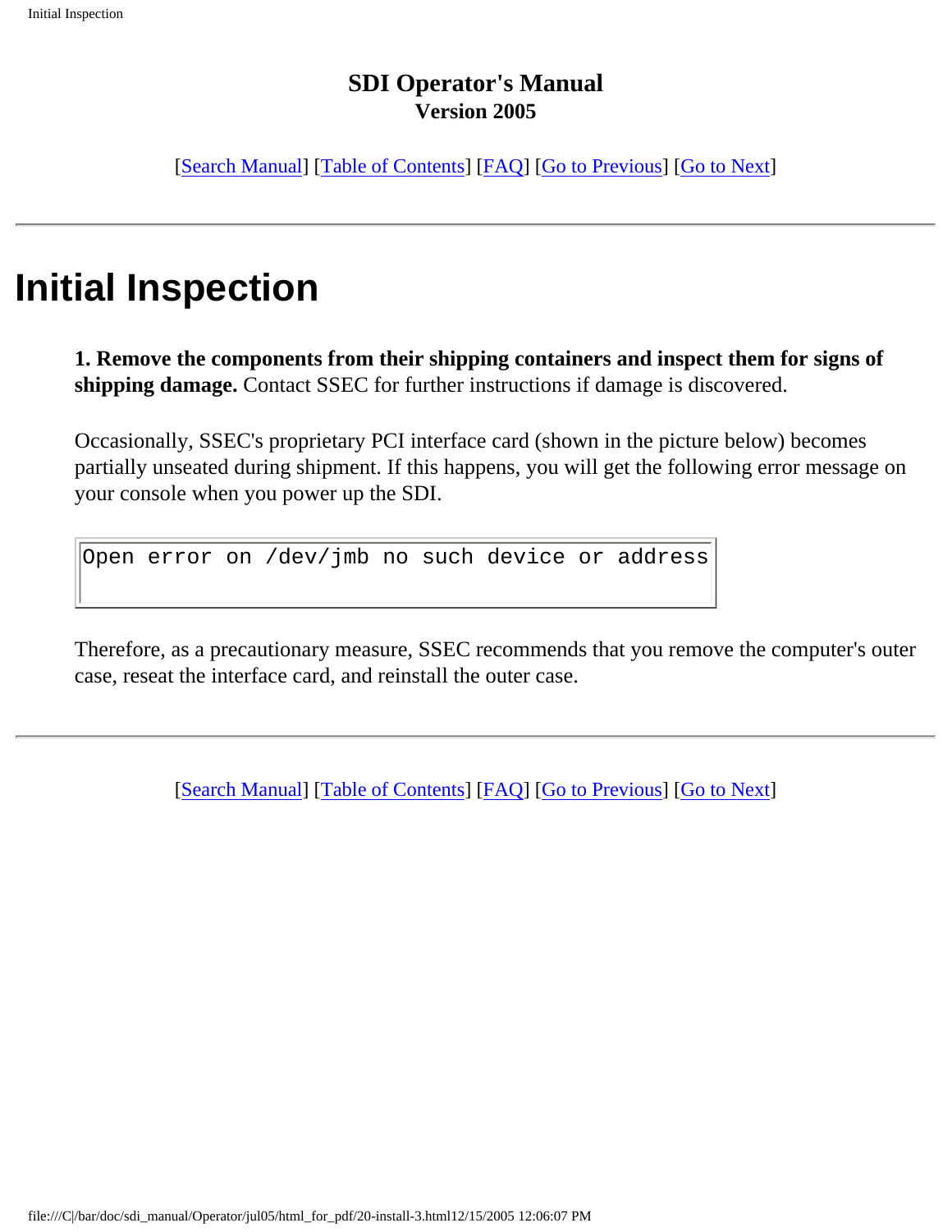**SDI Operator's Manual**
**Version 2005**

[Search Manual] [Table of Contents] [FAQ] [Go to Previous] [Go to Next]

---

# Initial Inspection

**1. Remove the components from their shipping containers and inspect them for signs of shipping damage.** Contact SSEC for further instructions if damage is discovered.

Occasionally, SSEC's proprietary PCI interface card (shown in the picture below) becomes partially unseated during shipment. If this happens, you will get the following error message on your console when you power up the SDI.

```
Open error on /dev/jmb no such device or address
```

Therefore, as a precautionary measure, SSEC recommends that you remove the computer's outer case, reseat the interface card, and reinstall the outer case.

---

[Search Manual] [Table of Contents] [FAQ] [Go to Previous] [Go to Next]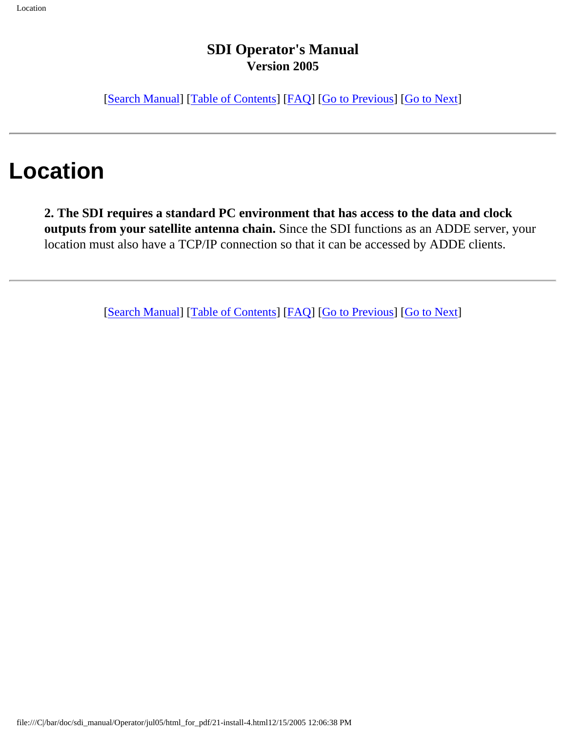**SDI Operator's Manual**
**Version 2005**

[Search Manual] [Table of Contents] [FAQ] [Go to Previous] [Go to Next]

---

# Location

**2. The SDI requires a standard PC environment that has access to the data and clock outputs from your satellite antenna chain.** Since the SDI functions as an ADDE server, your location must also have a TCP/IP connection so that it can be accessed by ADDE clients.

---

[Search Manual] [Table of Contents] [FAQ] [Go to Previous] [Go to Next]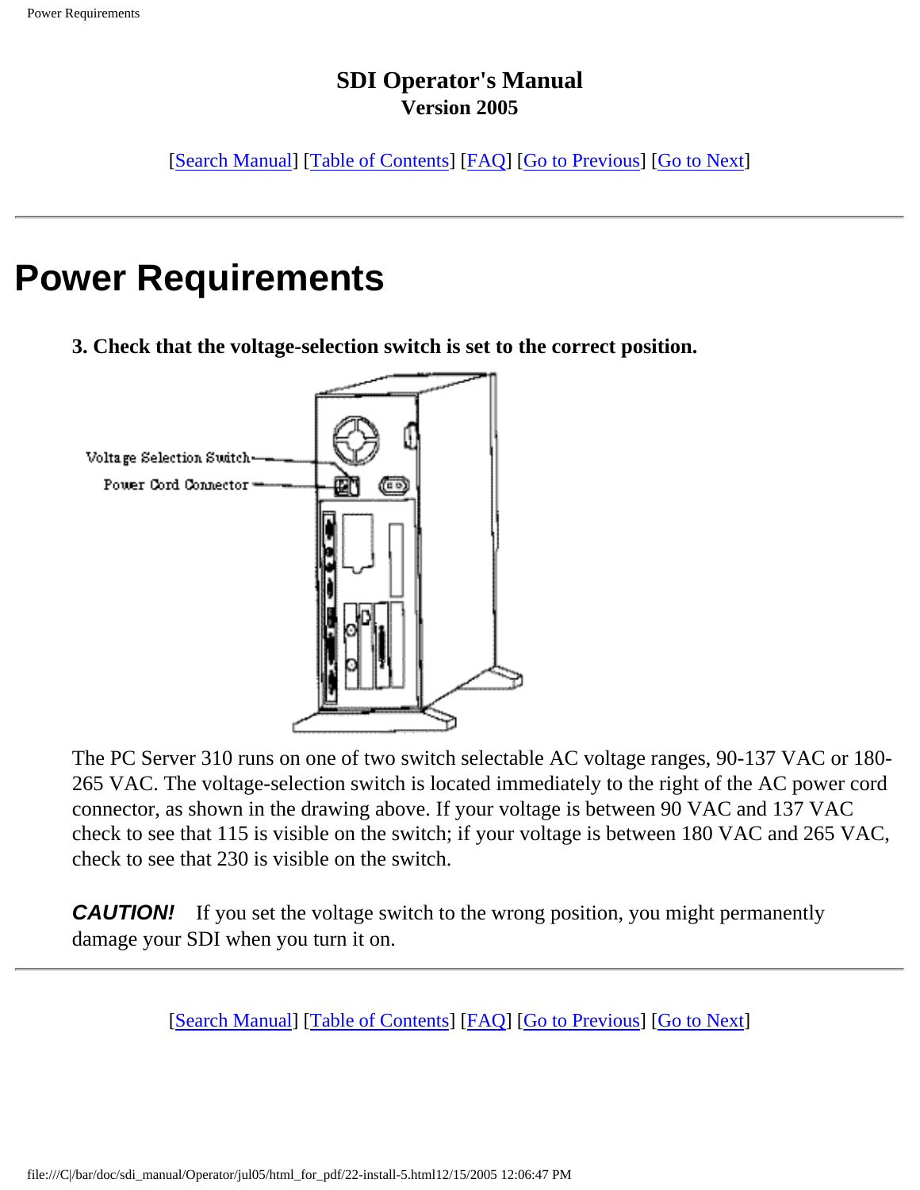**SDI Operator's Manual**
**Version 2005**

[Search Manual] [Table of Contents] [FAQ] [Go to Previous] [Go to Next]

---

# Power Requirements

**3. Check that the voltage-selection switch is set to the correct position.**

Voltage Selection Switch
Power Cord Connector

The PC Server 310 runs on one of two switch selectable AC voltage ranges, 90-137 VAC or 180-265 VAC. The voltage-selection switch is located immediately to the right of the AC power cord connector, as shown in the drawing above. If your voltage is between 90 VAC and 137 VAC check to see that 115 is visible on the switch; if your voltage is between 180 VAC and 265 VAC, check to see that 230 is visible on the switch.

***CAUTION!*** If you set the voltage switch to the wrong position, you might permanently damage your SDI when you turn it on.

---

[Search Manual] [Table of Contents] [FAQ] [Go to Previous] [Go to Next]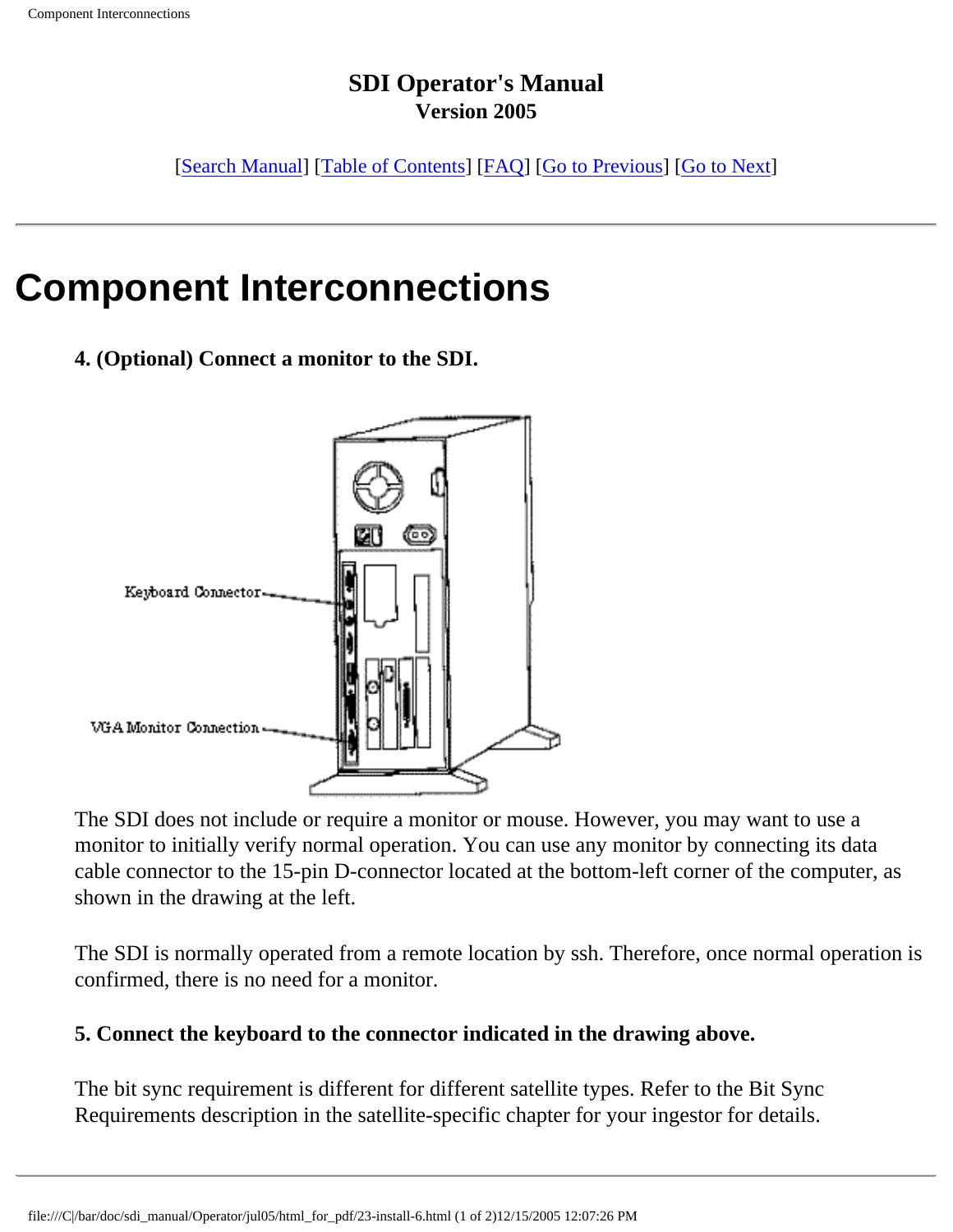# SDI Operator's Manual
**Version 2005**

[Search Manual] [Table of Contents] [FAQ] [Go to Previous] [Go to Next]

---

# Component Interconnections

**4. (Optional) Connect a monitor to the SDI.**

Keyboard Connector

VGA Monitor Connection

The SDI does not include or require a monitor or mouse. However, you may want to use a monitor to initially verify normal operation. You can use any monitor by connecting its data cable connector to the 15-pin D-connector located at the bottom-left corner of the computer, as shown in the drawing at the left.

The SDI is normally operated from a remote location by ssh. Therefore, once normal operation is confirmed, there is no need for a monitor.

**5. Connect the keyboard to the connector indicated in the drawing above.**

The bit sync requirement is different for different satellite types. Refer to the Bit Sync Requirements description in the satellite-specific chapter for your ingestor for details.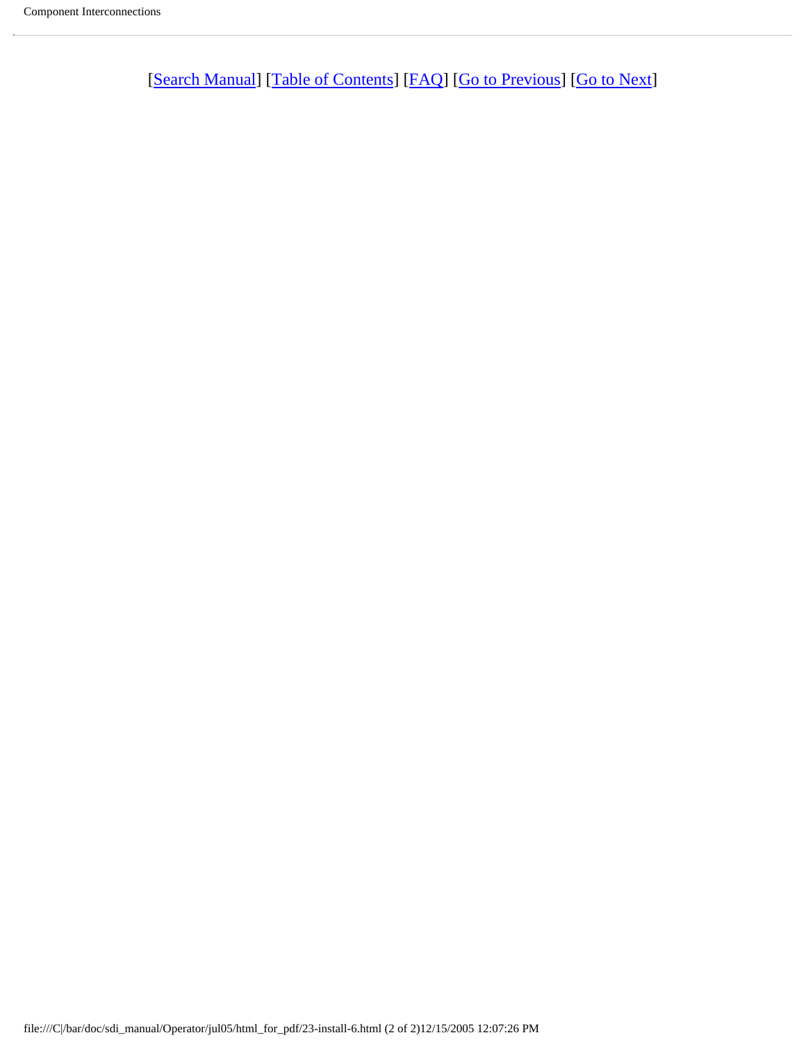[Search Manual] [Table of Contents] [FAQ] [Go to Previous] [Go to Next]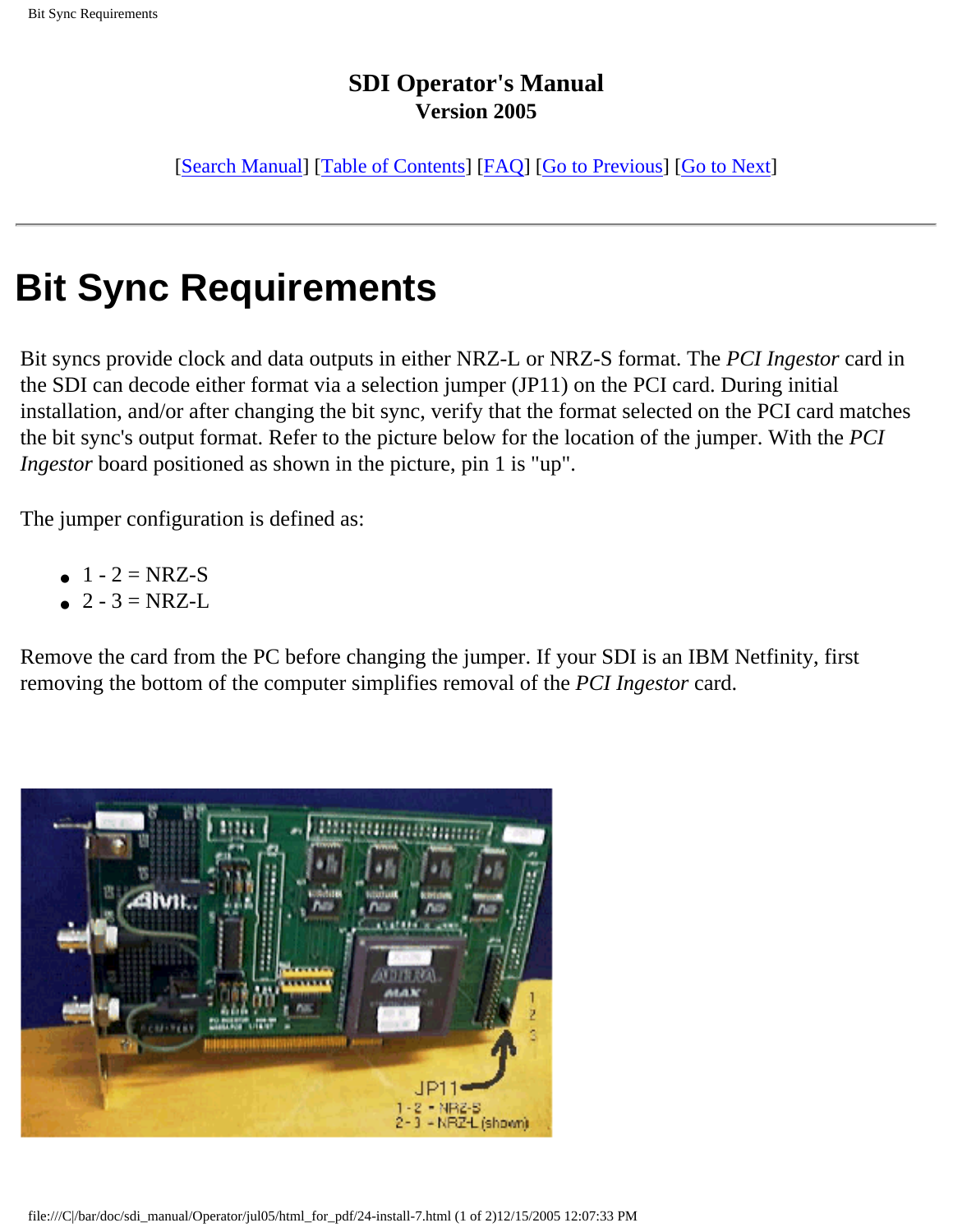**SDI Operator's Manual**
**Version 2005**

[Search Manual] [Table of Contents] [FAQ] [Go to Previous] [Go to Next]

---

# Bit Sync Requirements

Bit syncs provide clock and data outputs in either NRZ-L or NRZ-S format. The *PCI Ingestor* card in the SDI can decode either format via a selection jumper (JP11) on the PCI card. During initial installation, and/or after changing the bit sync, verify that the format selected on the PCI card matches the bit sync's output format. Refer to the picture below for the location of the jumper. With the *PCI Ingestor* board positioned as shown in the picture, pin 1 is "up".

The jumper configuration is defined as:

- 1 - 2 = NRZ-S
- 2 - 3 = NRZ-L

Remove the card from the PC before changing the jumper. If your SDI is an IBM Netfinity, first removing the bottom of the computer simplifies removal of the *PCI Ingestor* card.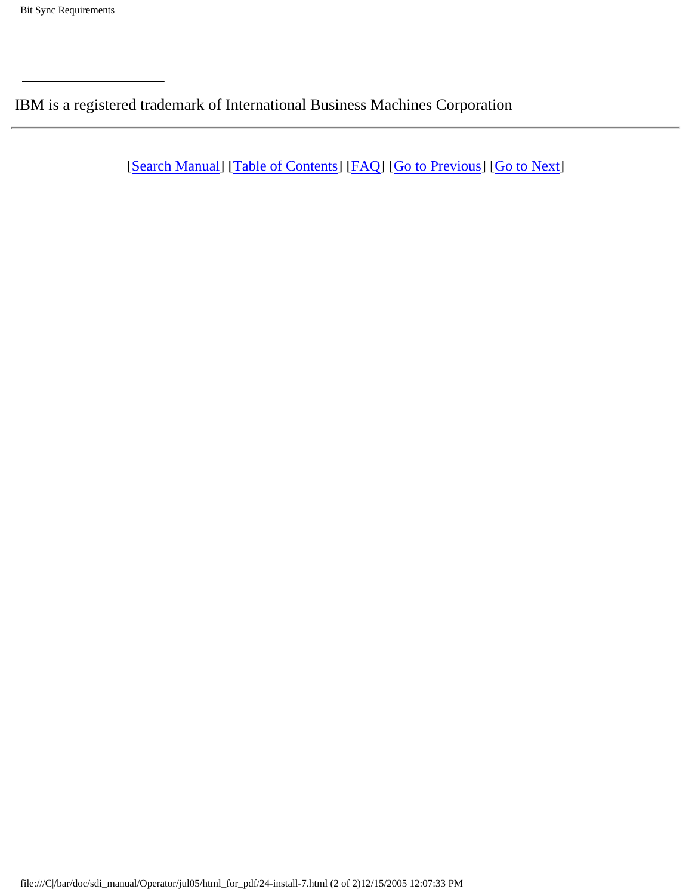---

IBM is a registered trademark of International Business Machines Corporation

---

[Search Manual] [Table of Contents] [FAQ] [Go to Previous] [Go to Next]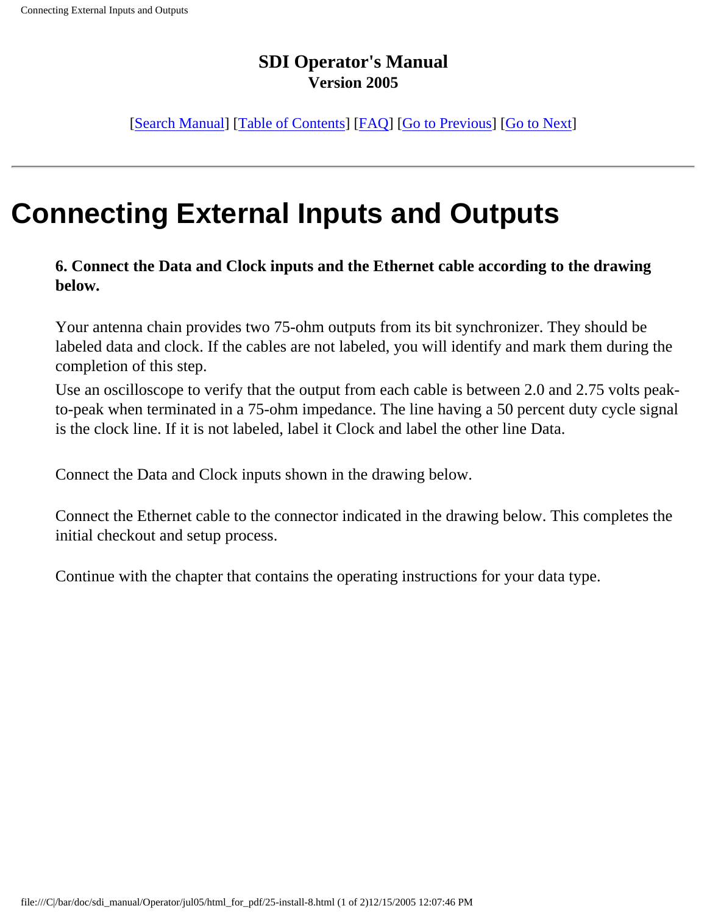**SDI Operator's Manual**
**Version 2005**

[Search Manual] [Table of Contents] [FAQ] [Go to Previous] [Go to Next]

---

# Connecting External Inputs and Outputs

**6. Connect the Data and Clock inputs and the Ethernet cable according to the drawing below.**

Your antenna chain provides two 75-ohm outputs from its bit synchronizer. They should be labeled data and clock. If the cables are not labeled, you will identify and mark them during the completion of this step.

Use an oscilloscope to verify that the output from each cable is between 2.0 and 2.75 volts peak-to-peak when terminated in a 75-ohm impedance. The line having a 50 percent duty cycle signal is the clock line. If it is not labeled, label it Clock and label the other line Data.

Connect the Data and Clock inputs shown in the drawing below.

Connect the Ethernet cable to the connector indicated in the drawing below. This completes the initial checkout and setup process.

Continue with the chapter that contains the operating instructions for your data type.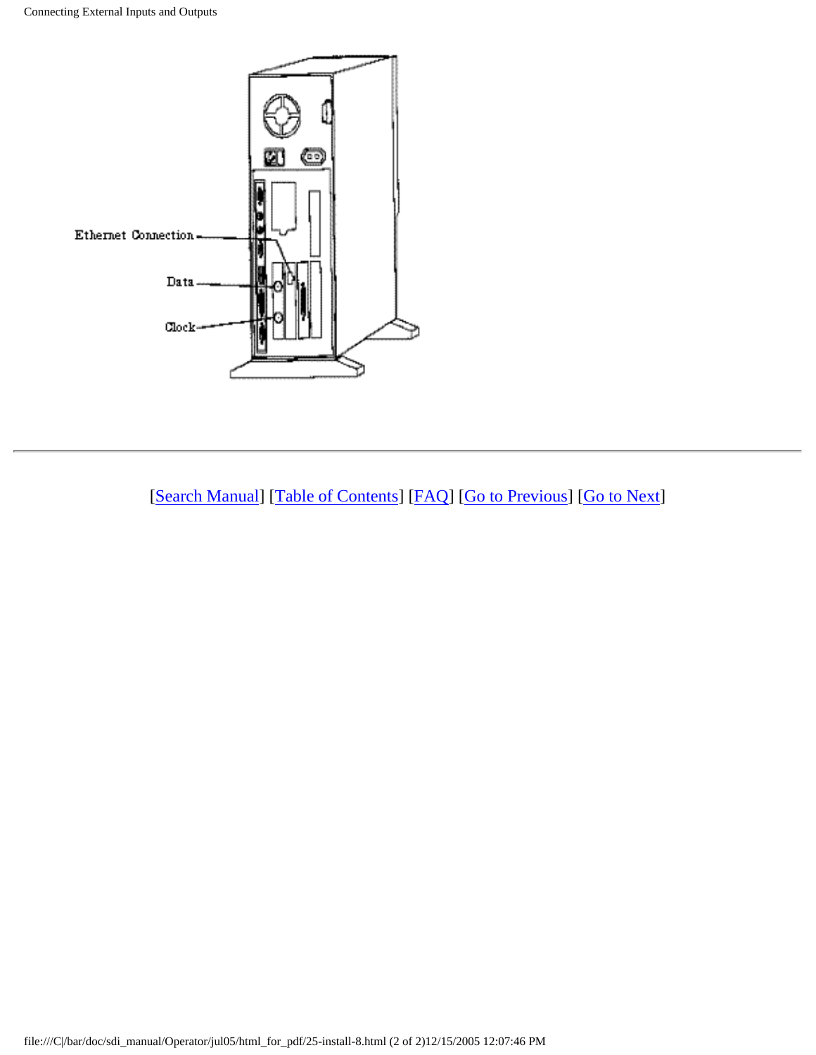Ethernet Connection

Data

Clock

[Search Manual] [Table of Contents] [FAQ] [Go to Previous] [Go to Next]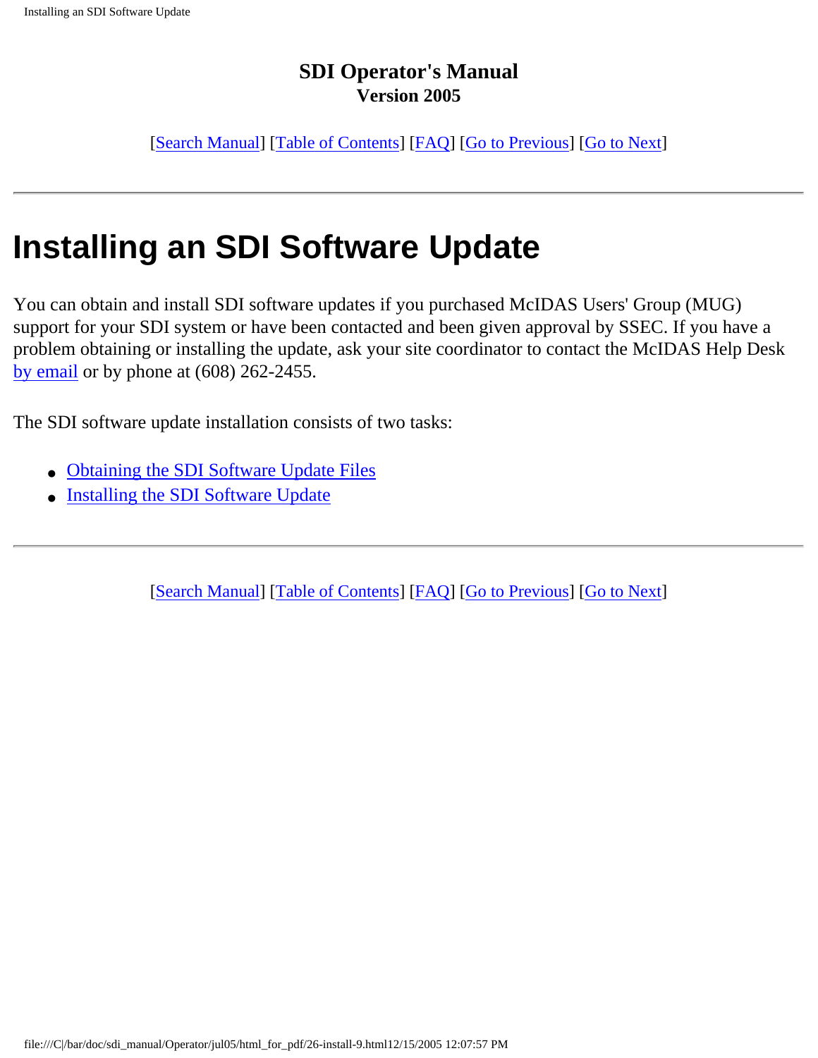**SDI Operator's Manual**
**Version 2005**

[Search Manual] [Table of Contents] [FAQ] [Go to Previous] [Go to Next]

---

# Installing an SDI Software Update

You can obtain and install SDI software updates if you purchased McIDAS Users' Group (MUG) support for your SDI system or have been contacted and been given approval by SSEC. If you have a problem obtaining or installing the update, ask your site coordinator to contact the McIDAS Help Desk by email or by phone at (608) 262-2455.

The SDI software update installation consists of two tasks:

- Obtaining the SDI Software Update Files
- Installing the SDI Software Update

---

[Search Manual] [Table of Contents] [FAQ] [Go to Previous] [Go to Next]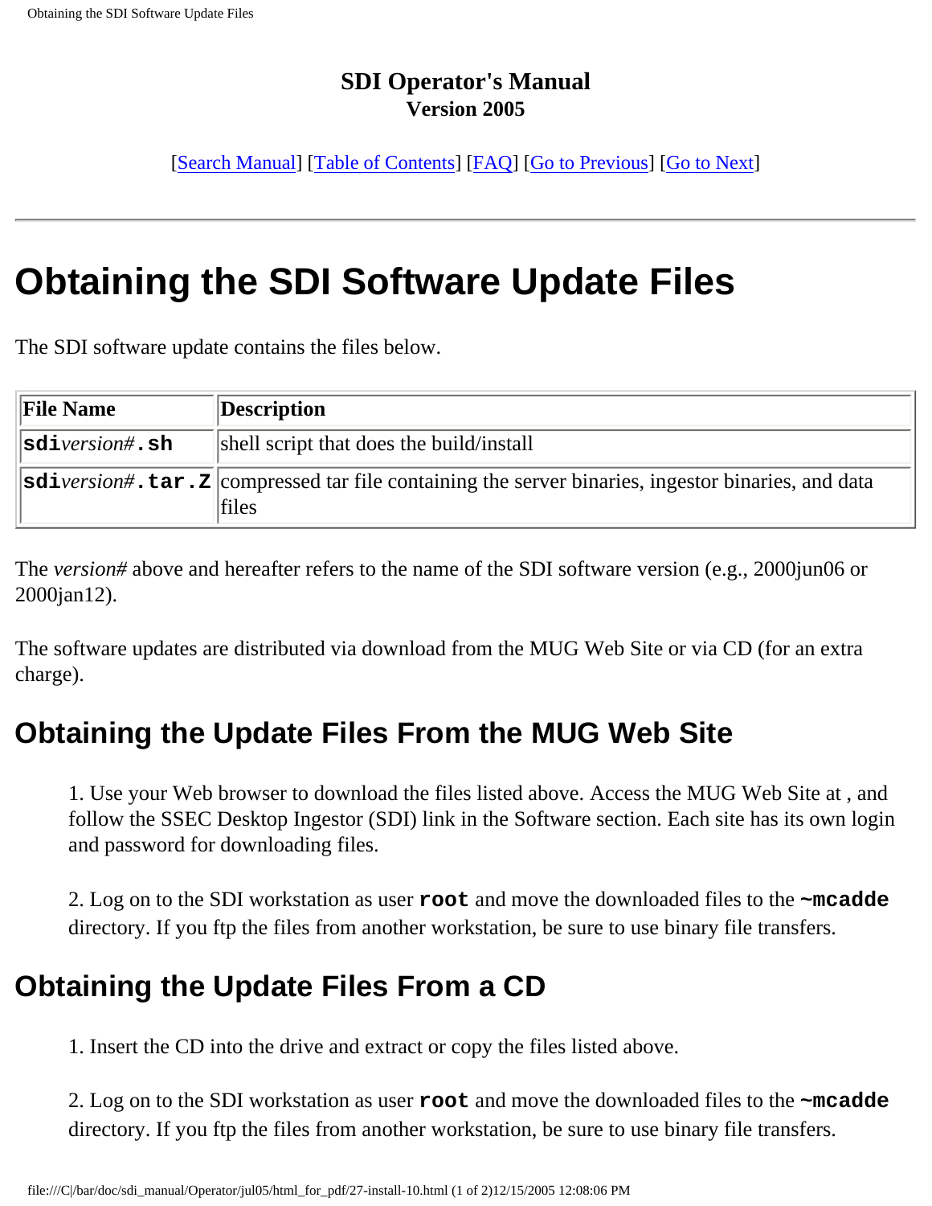**SDI Operator's Manual**
**Version 2005**

[Search Manual] [Table of Contents] [FAQ] [Go to Previous] [Go to Next]

---

# Obtaining the SDI Software Update Files

The SDI software update contains the files below.

| File Name | Description |
|---|---|
| **sdi***version#***.sh** | shell script that does the build/install |
| **sdi***version#***.tar.Z** | compressed tar file containing the server binaries, ingestor binaries, and data files |

The *version#* above and hereafter refers to the name of the SDI software version (e.g., 2000jun06 or 2000jan12).

The software updates are distributed via download from the MUG Web Site or via CD (for an extra charge).

## Obtaining the Update Files From the MUG Web Site

1. Use your Web browser to download the files listed above. Access the MUG Web Site at , and follow the SSEC Desktop Ingestor (SDI) link in the Software section. Each site has its own login and password for downloading files.

2. Log on to the SDI workstation as user **root** and move the downloaded files to the **~mcadde** directory. If you ftp the files from another workstation, be sure to use binary file transfers.

## Obtaining the Update Files From a CD

1. Insert the CD into the drive and extract or copy the files listed above.

2. Log on to the SDI workstation as user **root** and move the downloaded files to the **~mcadde** directory. If you ftp the files from another workstation, be sure to use binary file transfers.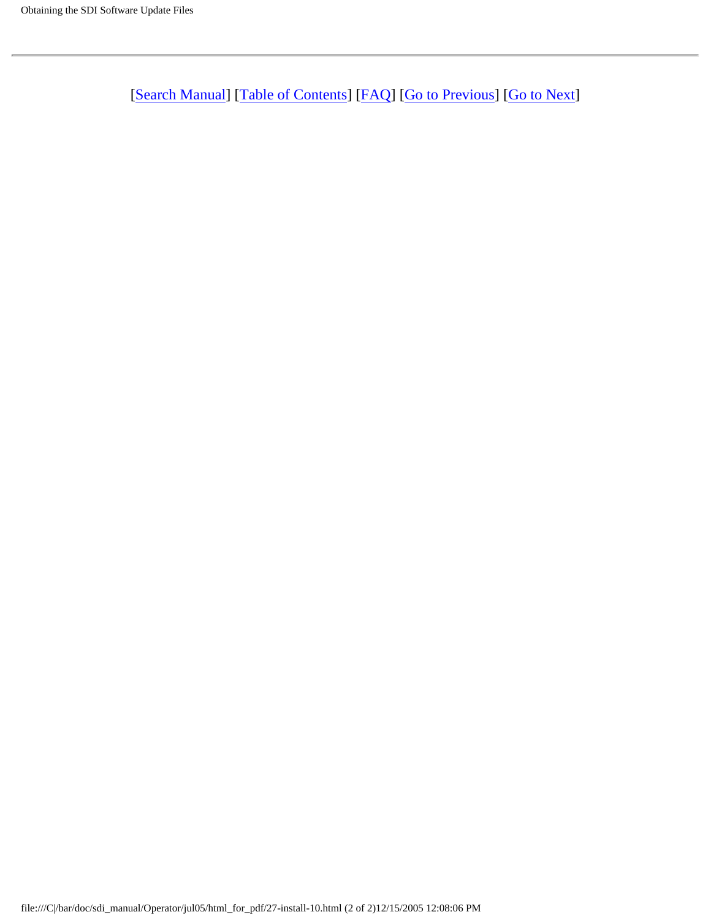[Search Manual] [Table of Contents] [FAQ] [Go to Previous] [Go to Next]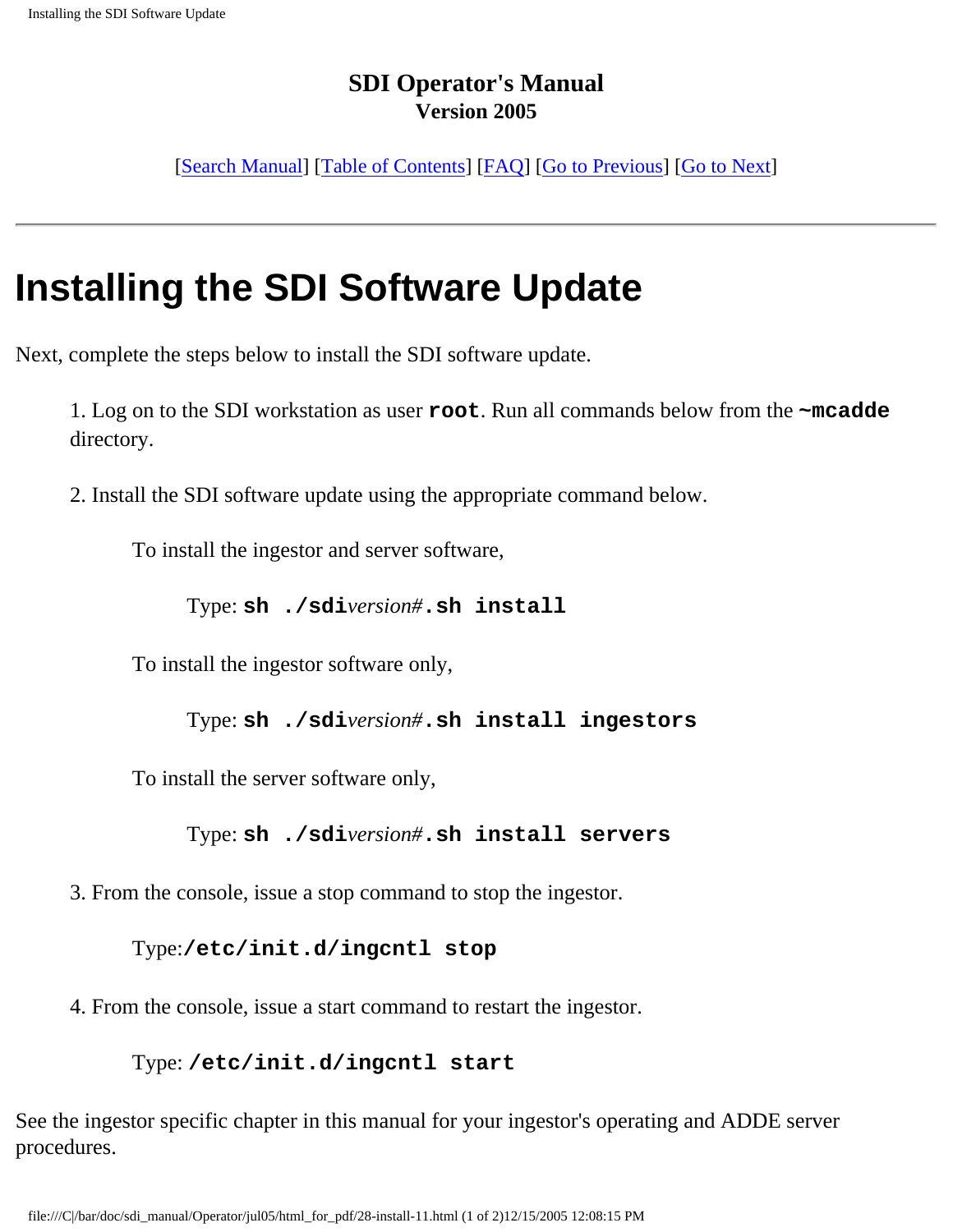**SDI Operator's Manual**
**Version 2005**

[Search Manual] [Table of Contents] [FAQ] [Go to Previous] [Go to Next]

---

# Installing the SDI Software Update

Next, complete the steps below to install the SDI software update.

1. Log on to the SDI workstation as user **`root`**. Run all commands below from the **`~mcadde`** directory.

2. Install the SDI software update using the appropriate command below.

   To install the ingestor and server software,

   Type: **`sh ./sdi`***`version#`***`.sh install`**

   To install the ingestor software only,

   Type: **`sh ./sdi`***`version#`***`.sh install ingestors`**

   To install the server software only,

   Type: **`sh ./sdi`***`version#`***`.sh install servers`**

3. From the console, issue a stop command to stop the ingestor.

   Type:**`/etc/init.d/ingcntl stop`**

4. From the console, issue a start command to restart the ingestor.

   Type: **`/etc/init.d/ingcntl start`**

See the ingestor specific chapter in this manual for your ingestor's operating and ADDE server procedures.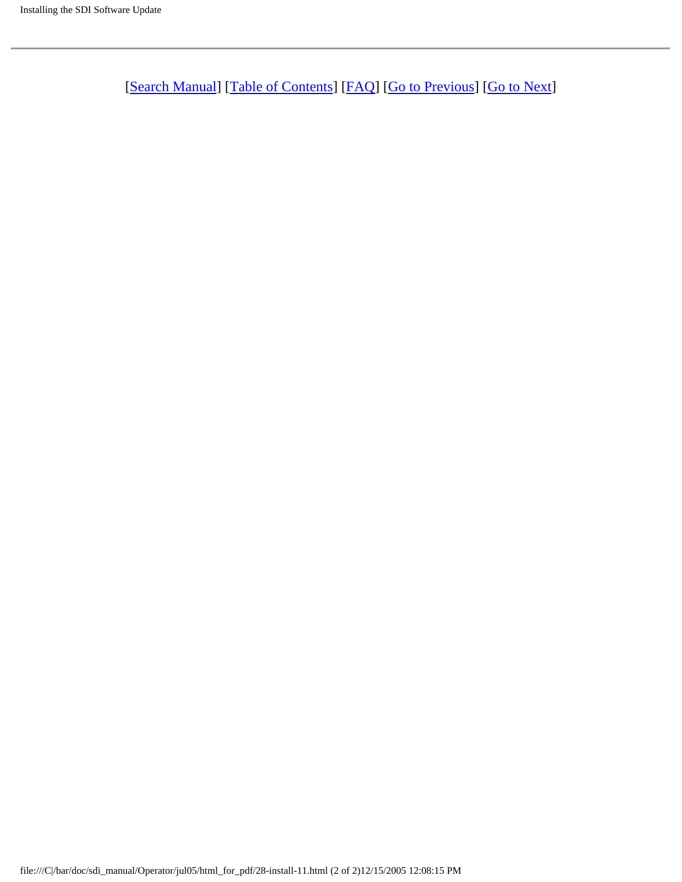[Search Manual] [Table of Contents] [FAQ] [Go to Previous] [Go to Next]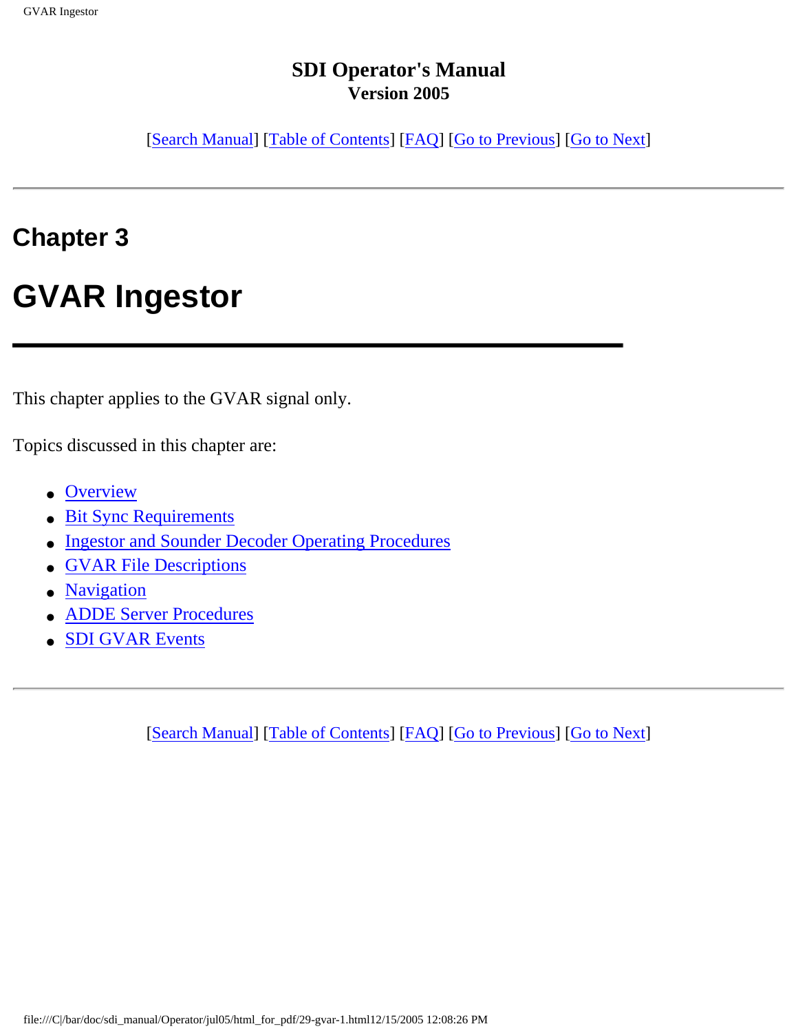**SDI Operator's Manual**
**Version 2005**

[Search Manual] [Table of Contents] [FAQ] [Go to Previous] [Go to Next]

---

## Chapter 3

# GVAR Ingestor

This chapter applies to the GVAR signal only.

Topics discussed in this chapter are:

- Overview
- Bit Sync Requirements
- Ingestor and Sounder Decoder Operating Procedures
- GVAR File Descriptions
- Navigation
- ADDE Server Procedures
- SDI GVAR Events

---

[Search Manual] [Table of Contents] [FAQ] [Go to Previous] [Go to Next]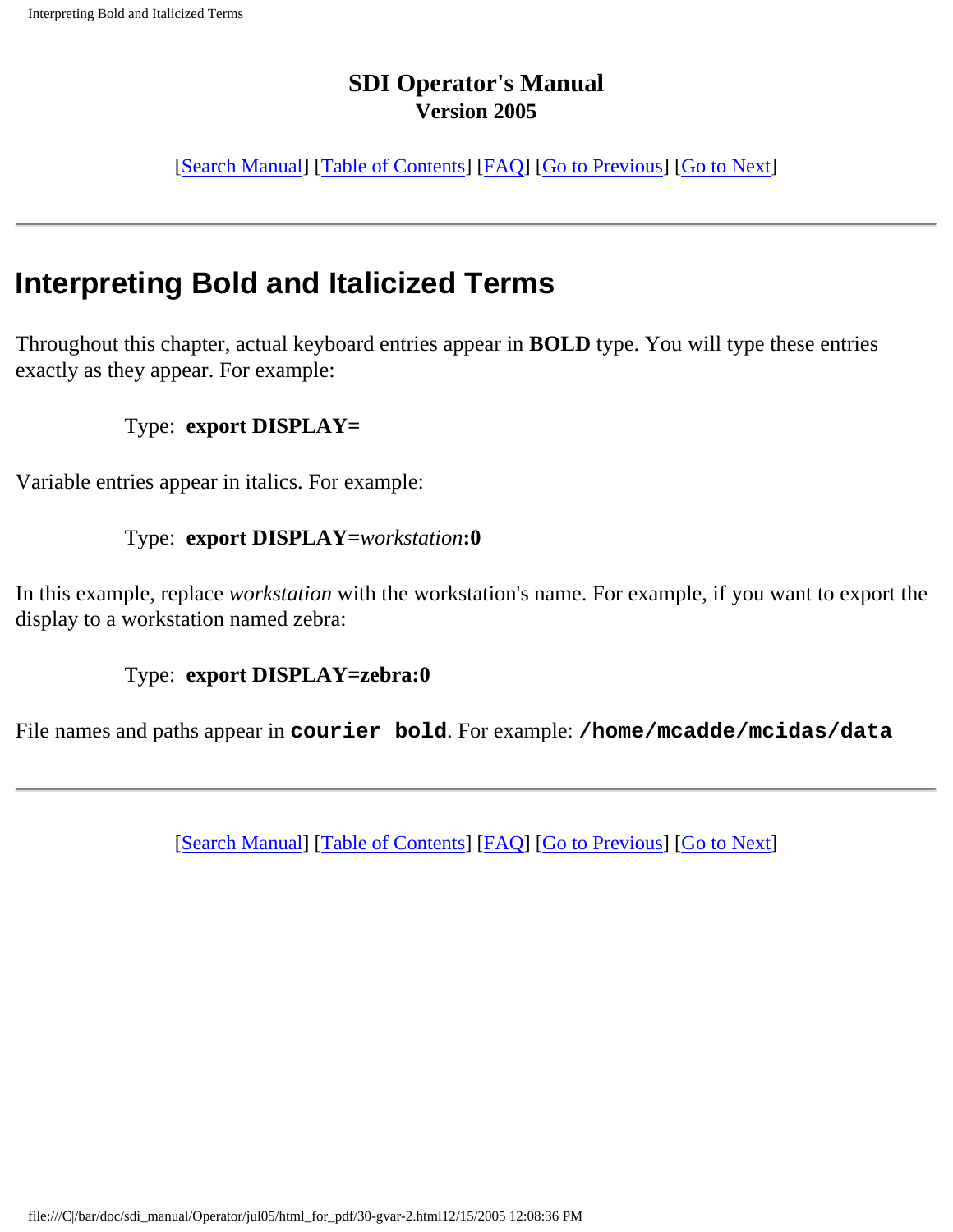**SDI Operator's Manual**
**Version 2005**

[Search Manual] [Table of Contents] [FAQ] [Go to Previous] [Go to Next]

---

# Interpreting Bold and Italicized Terms

Throughout this chapter, actual keyboard entries appear in **BOLD** type. You will type these entries exactly as they appear. For example:

Type: **export DISPLAY=**

Variable entries appear in italics. For example:

Type: **export DISPLAY=***workstation***:0**

In this example, replace *workstation* with the workstation's name. For example, if you want to export the display to a workstation named zebra:

Type: **export DISPLAY=zebra:0**

File names and paths appear in **`courier bold`**. For example: **`/home/mcadde/mcidas/data`**

---

[Search Manual] [Table of Contents] [FAQ] [Go to Previous] [Go to Next]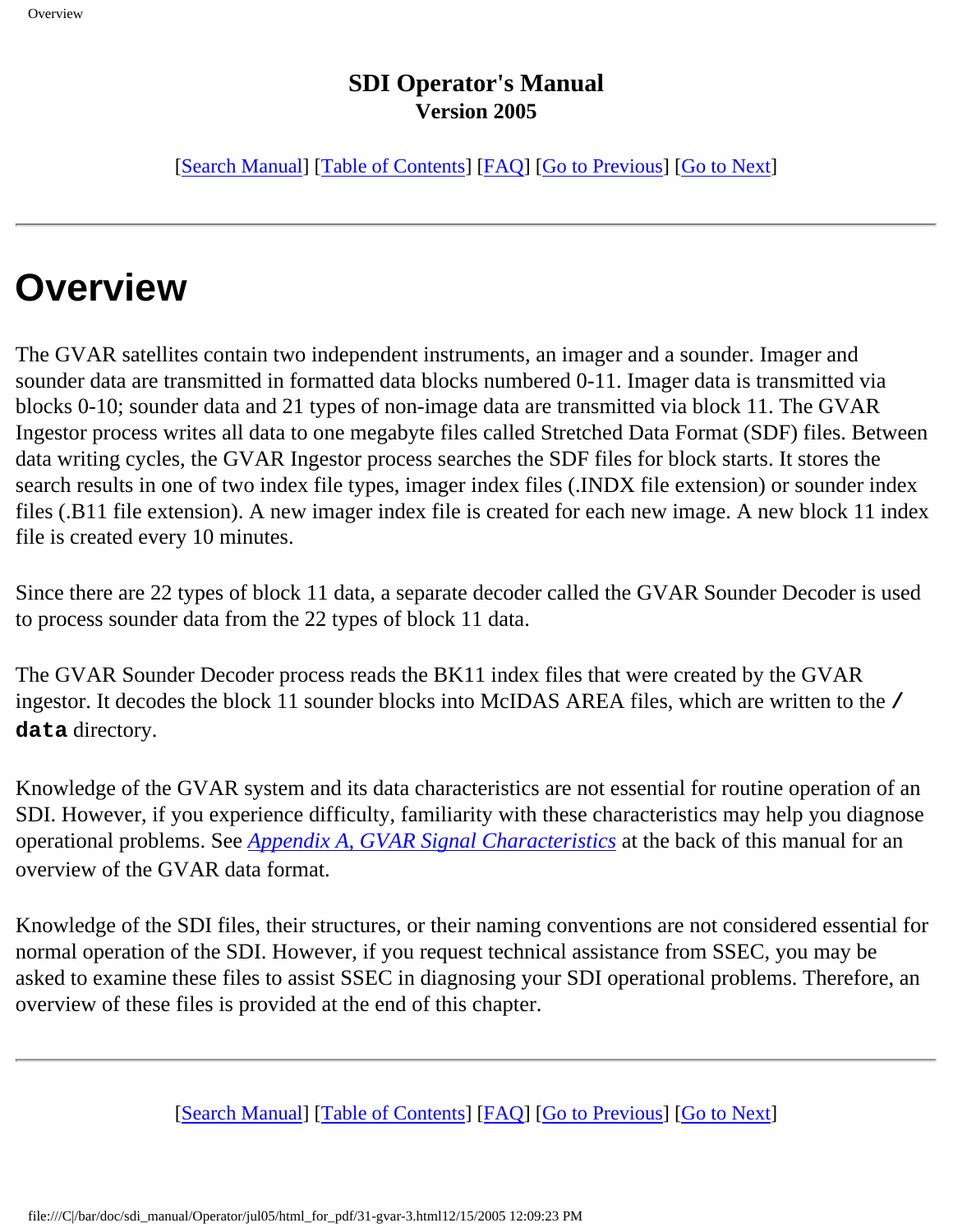**SDI Operator's Manual**
**Version 2005**

[Search Manual] [Table of Contents] [FAQ] [Go to Previous] [Go to Next]

---

# Overview

The GVAR satellites contain two independent instruments, an imager and a sounder. Imager and sounder data are transmitted in formatted data blocks numbered 0-11. Imager data is transmitted via blocks 0-10; sounder data and 21 types of non-image data are transmitted via block 11. The GVAR Ingestor process writes all data to one megabyte files called Stretched Data Format (SDF) files. Between data writing cycles, the GVAR Ingestor process searches the SDF files for block starts. It stores the search results in one of two index file types, imager index files (.INDX file extension) or sounder index files (.B11 file extension). A new imager index file is created for each new image. A new block 11 index file is created every 10 minutes.

Since there are 22 types of block 11 data, a separate decoder called the GVAR Sounder Decoder is used to process sounder data from the 22 types of block 11 data.

The GVAR Sounder Decoder process reads the BK11 index files that were created by the GVAR ingestor. It decodes the block 11 sounder blocks into McIDAS AREA files, which are written to the **`/data`** directory.

Knowledge of the GVAR system and its data characteristics are not essential for routine operation of an SDI. However, if you experience difficulty, familiarity with these characteristics may help you diagnose operational problems. See *Appendix A, GVAR Signal Characteristics* at the back of this manual for an overview of the GVAR data format.

Knowledge of the SDI files, their structures, or their naming conventions are not considered essential for normal operation of the SDI. However, if you request technical assistance from SSEC, you may be asked to examine these files to assist SSEC in diagnosing your SDI operational problems. Therefore, an overview of these files is provided at the end of this chapter.

---

[Search Manual] [Table of Contents] [FAQ] [Go to Previous] [Go to Next]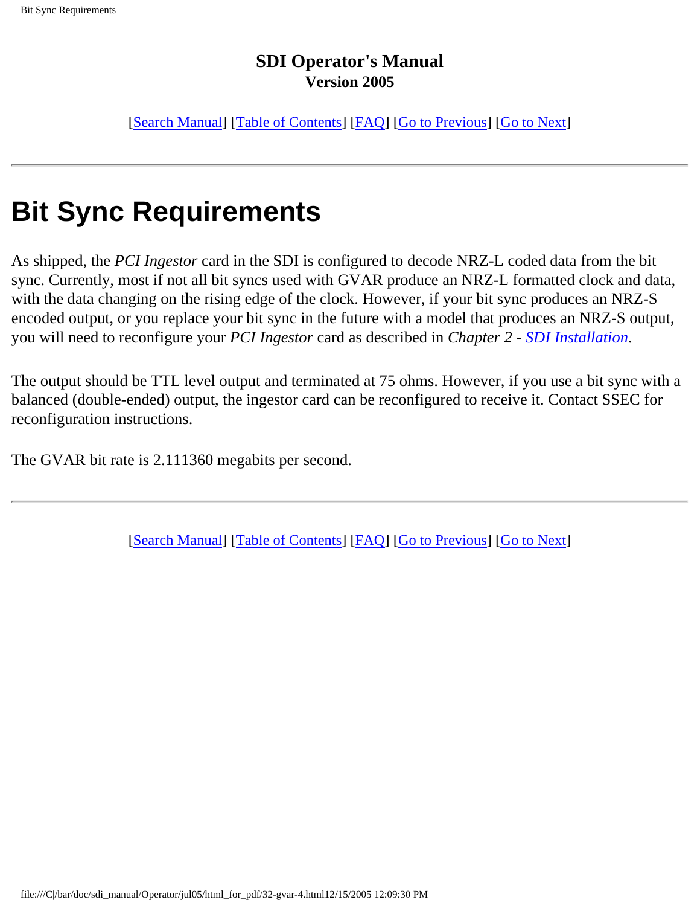**SDI Operator's Manual**
**Version 2005**

[Search Manual] [Table of Contents] [FAQ] [Go to Previous] [Go to Next]

---

# Bit Sync Requirements

As shipped, the *PCI Ingestor* card in the SDI is configured to decode NRZ-L coded data from the bit sync. Currently, most if not all bit syncs used with GVAR produce an NRZ-L formatted clock and data, with the data changing on the rising edge of the clock. However, if your bit sync produces an NRZ-S encoded output, or you replace your bit sync in the future with a model that produces an NRZ-S output, you will need to reconfigure your *PCI Ingestor* card as described in *Chapter 2 - SDI Installation*.

The output should be TTL level output and terminated at 75 ohms. However, if you use a bit sync with a balanced (double-ended) output, the ingestor card can be reconfigured to receive it. Contact SSEC for reconfiguration instructions.

The GVAR bit rate is 2.111360 megabits per second.

---

[Search Manual] [Table of Contents] [FAQ] [Go to Previous] [Go to Next]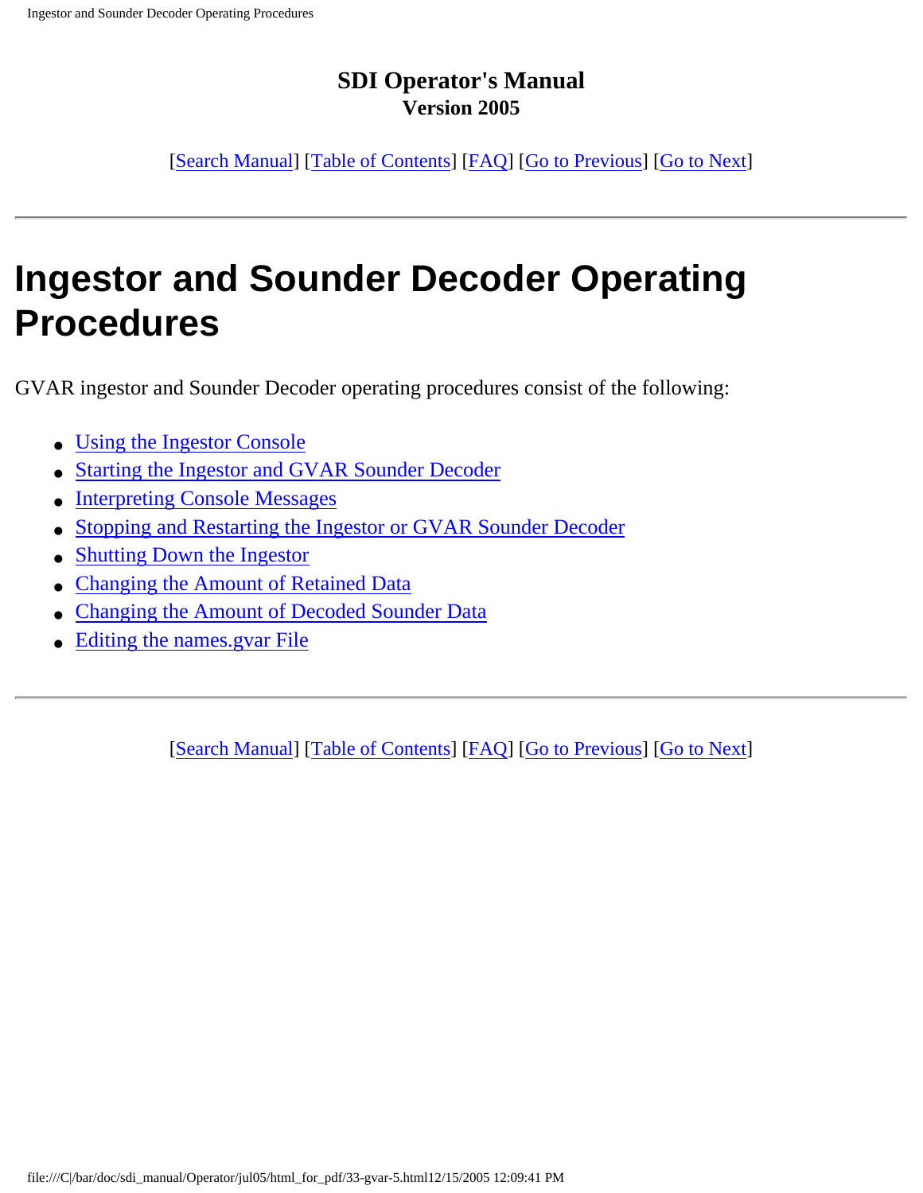**SDI Operator's Manual**
**Version 2005**

[Search Manual] [Table of Contents] [FAQ] [Go to Previous] [Go to Next]

---

# Ingestor and Sounder Decoder Operating Procedures

GVAR ingestor and Sounder Decoder operating procedures consist of the following:

- Using the Ingestor Console
- Starting the Ingestor and GVAR Sounder Decoder
- Interpreting Console Messages
- Stopping and Restarting the Ingestor or GVAR Sounder Decoder
- Shutting Down the Ingestor
- Changing the Amount of Retained Data
- Changing the Amount of Decoded Sounder Data
- Editing the names.gvar File

---

[Search Manual] [Table of Contents] [FAQ] [Go to Previous] [Go to Next]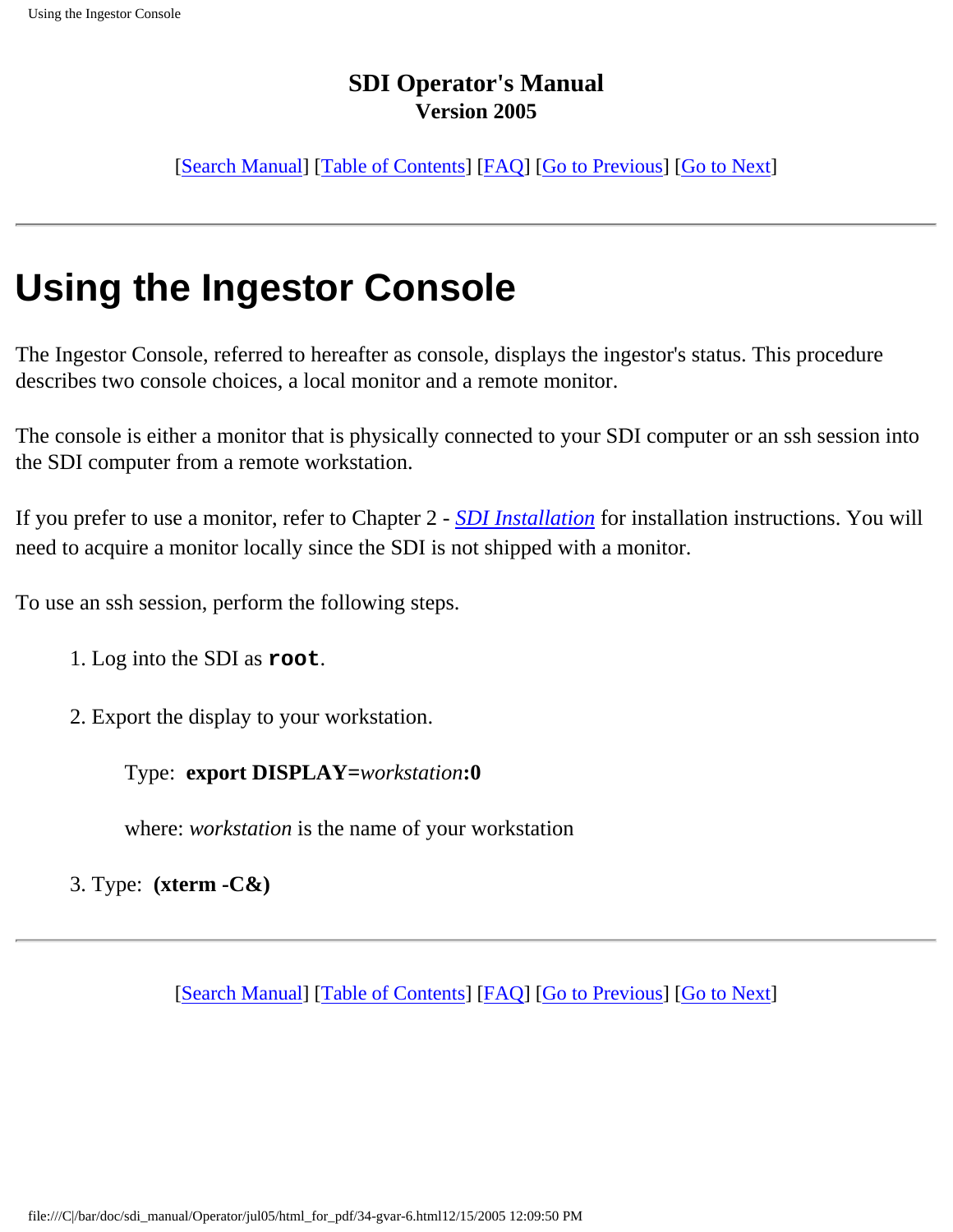**SDI Operator's Manual**
**Version 2005**

[Search Manual] [Table of Contents] [FAQ] [Go to Previous] [Go to Next]

---

# Using the Ingestor Console

The Ingestor Console, referred to hereafter as console, displays the ingestor's status. This procedure describes two console choices, a local monitor and a remote monitor.

The console is either a monitor that is physically connected to your SDI computer or an ssh session into the SDI computer from a remote workstation.

If you prefer to use a monitor, refer to Chapter 2 - *SDI Installation* for installation instructions. You will need to acquire a monitor locally since the SDI is not shipped with a monitor.

To use an ssh session, perform the following steps.

1. Log into the SDI as **`root`**.
2. Export the display to your workstation.

   Type: **export DISPLAY=***workstation***:0**

   where: *workstation* is the name of your workstation

3. Type: **(xterm -C&)**

---

[Search Manual] [Table of Contents] [FAQ] [Go to Previous] [Go to Next]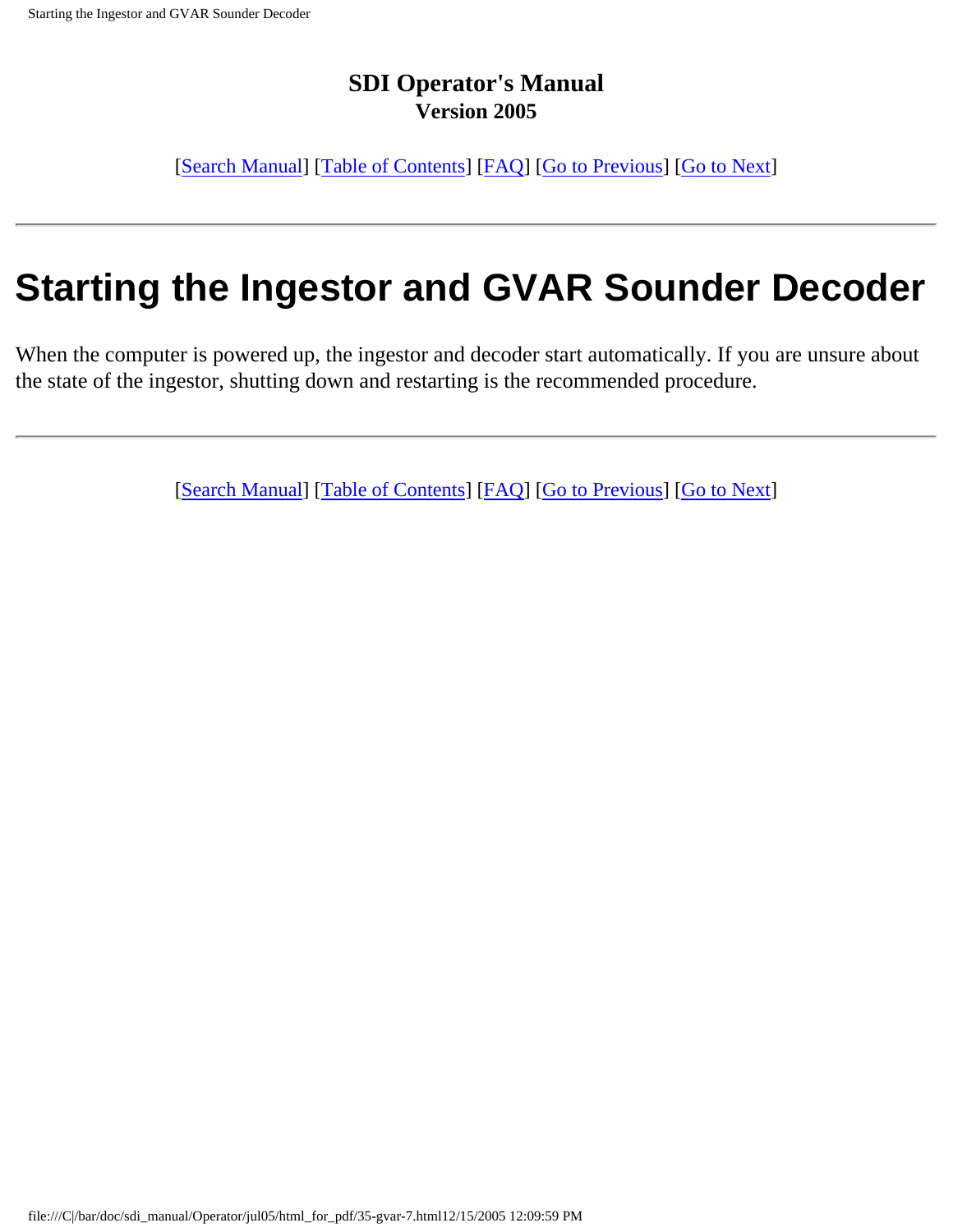**SDI Operator's Manual**
**Version 2005**

[Search Manual] [Table of Contents] [FAQ] [Go to Previous] [Go to Next]

---

# Starting the Ingestor and GVAR Sounder Decoder

When the computer is powered up, the ingestor and decoder start automatically. If you are unsure about the state of the ingestor, shutting down and restarting is the recommended procedure.

---

[Search Manual] [Table of Contents] [FAQ] [Go to Previous] [Go to Next]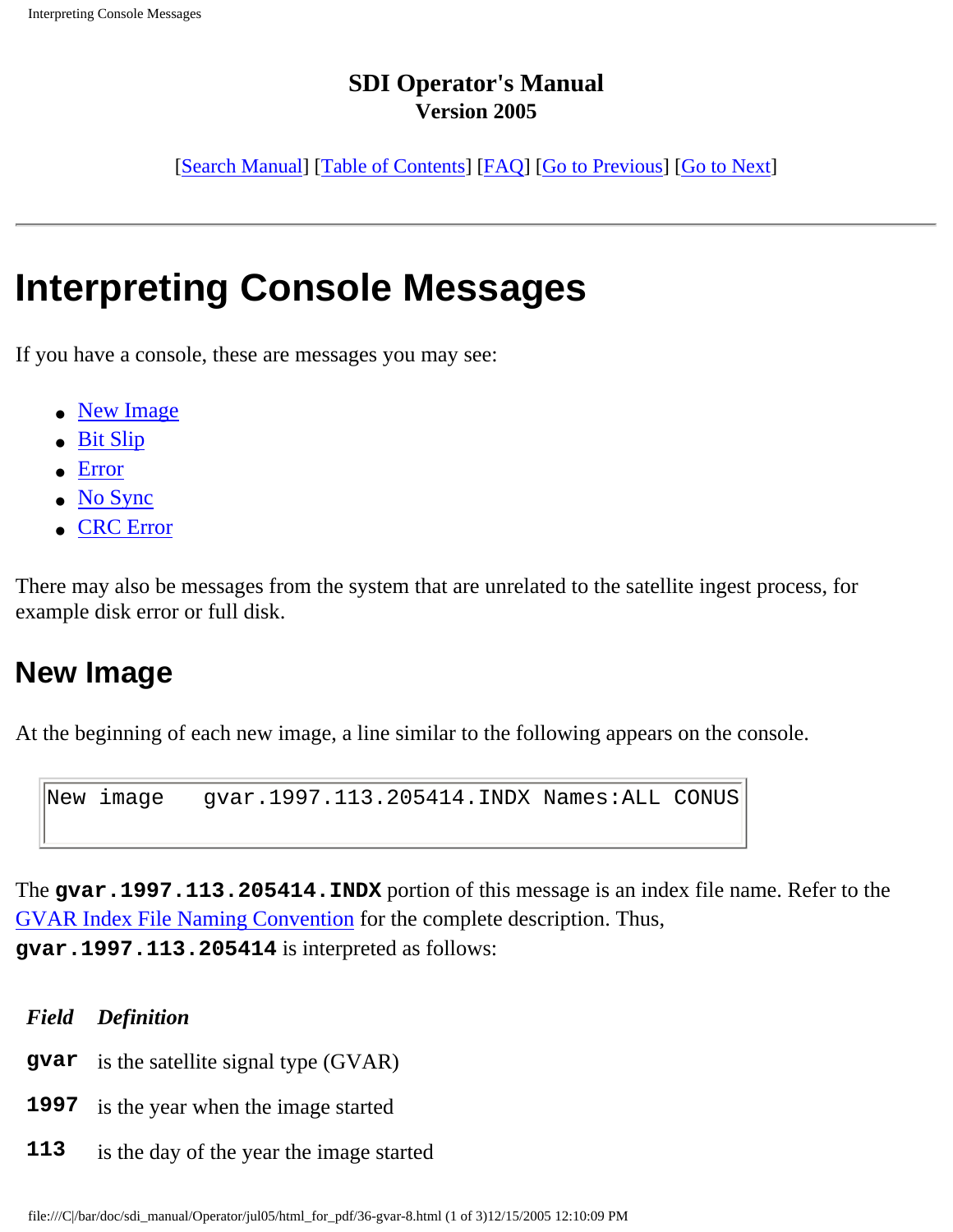**SDI Operator's Manual**
**Version 2005**

[Search Manual] [Table of Contents] [FAQ] [Go to Previous] [Go to Next]

---

# Interpreting Console Messages

If you have a console, these are messages you may see:

- New Image
- Bit Slip
- Error
- No Sync
- CRC Error

There may also be messages from the system that are unrelated to the satellite ingest process, for example disk error or full disk.

## New Image

At the beginning of each new image, a line similar to the following appears on the console.

```
New image   gvar.1997.113.205414.INDX Names:ALL CONUS
```

The **`gvar.1997.113.205414.INDX`** portion of this message is an index file name. Refer to the GVAR Index File Naming Convention for the complete description. Thus, **`gvar.1997.113.205414`** is interpreted as follows:

| *Field* | *Definition* |
|---|---|
| **`gvar`** | is the satellite signal type (GVAR) |
| **`1997`** | is the year when the image started |
| **`113`** | is the day of the year the image started |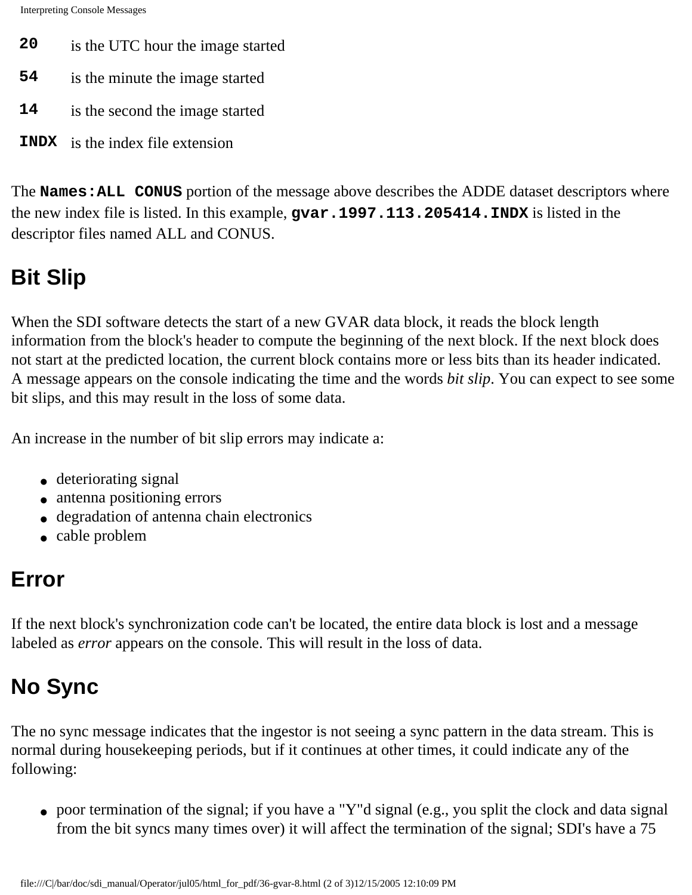| | |
|---|---|
| **20** | is the UTC hour the image started |
| **54** | is the minute the image started |
| **14** | is the second the image started |
| **INDX** | is the index file extension |

The **Names:ALL CONUS** portion of the message above describes the ADDE dataset descriptors where the new index file is listed. In this example, **gvar.1997.113.205414.INDX** is listed in the descriptor files named ALL and CONUS.

## Bit Slip

When the SDI software detects the start of a new GVAR data block, it reads the block length information from the block's header to compute the beginning of the next block. If the next block does not start at the predicted location, the current block contains more or less bits than its header indicated. A message appears on the console indicating the time and the words *bit slip*. You can expect to see some bit slips, and this may result in the loss of some data.

An increase in the number of bit slip errors may indicate a:

- deteriorating signal
- antenna positioning errors
- degradation of antenna chain electronics
- cable problem

## Error

If the next block's synchronization code can't be located, the entire data block is lost and a message labeled as *error* appears on the console. This will result in the loss of data.

## No Sync

The no sync message indicates that the ingestor is not seeing a sync pattern in the data stream. This is normal during housekeeping periods, but if it continues at other times, it could indicate any of the following:

- poor termination of the signal; if you have a "Y"d signal (e.g., you split the clock and data signal from the bit syncs many times over) it will affect the termination of the signal; SDI's have a 75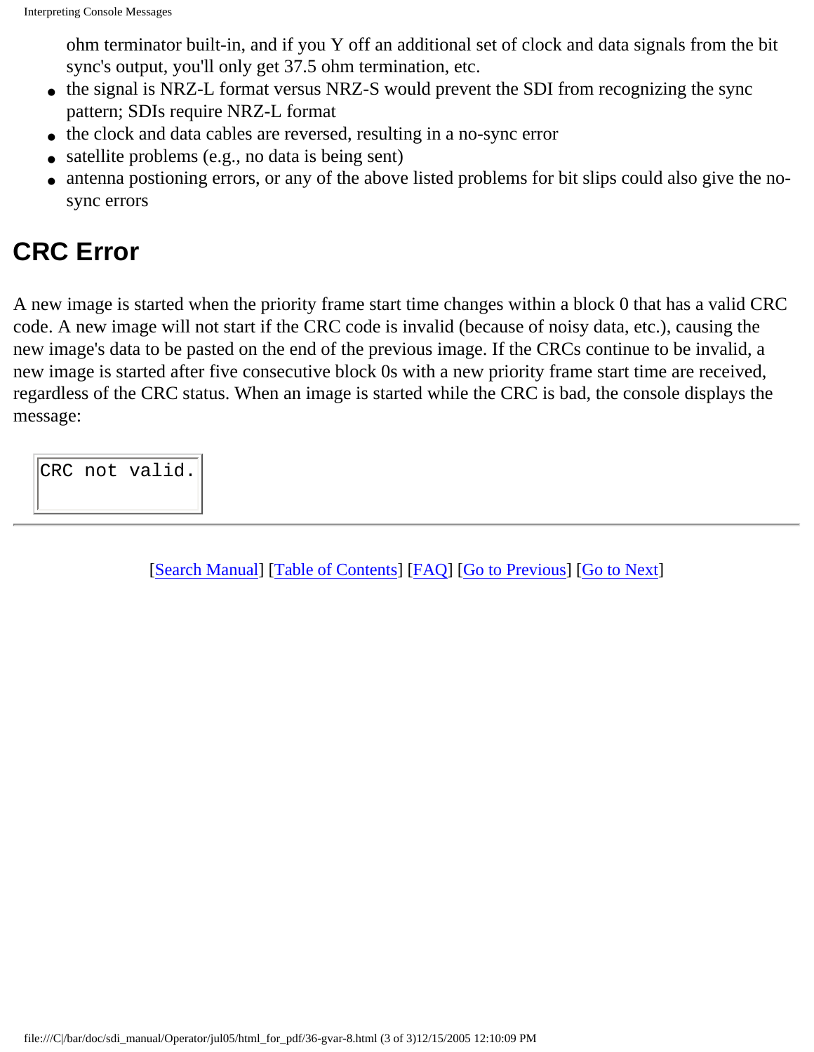ohm terminator built-in, and if you Y off an additional set of clock and data signals from the bit sync's output, you'll only get 37.5 ohm termination, etc.

- the signal is NRZ-L format versus NRZ-S would prevent the SDI from recognizing the sync pattern; SDIs require NRZ-L format
- the clock and data cables are reversed, resulting in a no-sync error
- satellite problems (e.g., no data is being sent)
- antenna postioning errors, or any of the above listed problems for bit slips could also give the no-sync errors

# CRC Error

A new image is started when the priority frame start time changes within a block 0 that has a valid CRC code. A new image will not start if the CRC code is invalid (because of noisy data, etc.), causing the new image's data to be pasted on the end of the previous image. If the CRCs continue to be invalid, a new image is started after five consecutive block 0s with a new priority frame start time are received, regardless of the CRC status. When an image is started while the CRC is bad, the console displays the message:

```
CRC not valid.
```

---

[Search Manual] [Table of Contents] [FAQ] [Go to Previous] [Go to Next]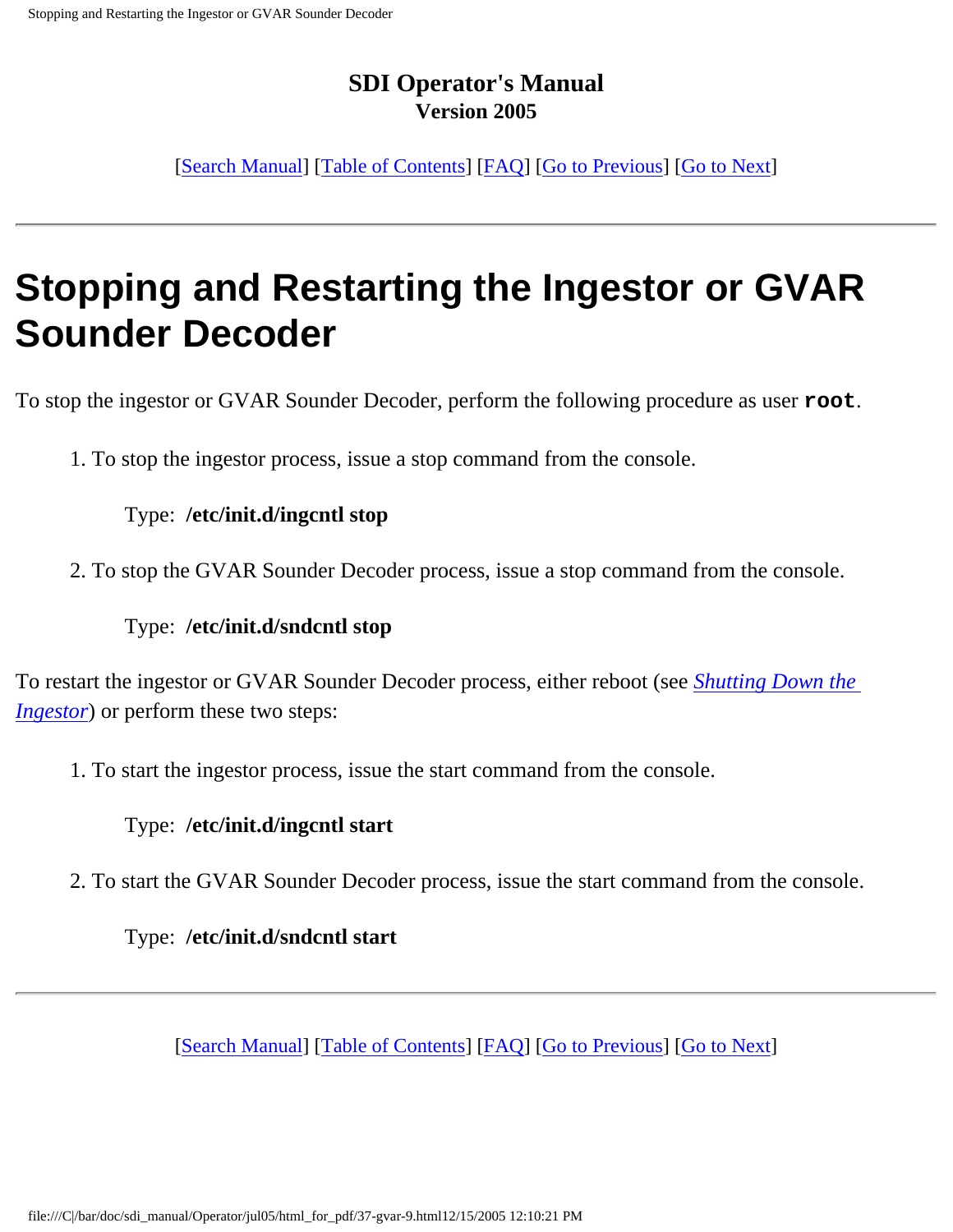**SDI Operator's Manual**
**Version 2005**

[Search Manual] [Table of Contents] [FAQ] [Go to Previous] [Go to Next]

---

# Stopping and Restarting the Ingestor or GVAR Sounder Decoder

To stop the ingestor or GVAR Sounder Decoder, perform the following procedure as user **`root`**.

1. To stop the ingestor process, issue a stop command from the console.

   Type: **/etc/init.d/ingcntl stop**

2. To stop the GVAR Sounder Decoder process, issue a stop command from the console.

   Type: **/etc/init.d/sndcntl stop**

To restart the ingestor or GVAR Sounder Decoder process, either reboot (see *Shutting Down the Ingestor*) or perform these two steps:

1. To start the ingestor process, issue the start command from the console.

   Type: **/etc/init.d/ingcntl start**

2. To start the GVAR Sounder Decoder process, issue the start command from the console.

   Type: **/etc/init.d/sndcntl start**

---

[Search Manual] [Table of Contents] [FAQ] [Go to Previous] [Go to Next]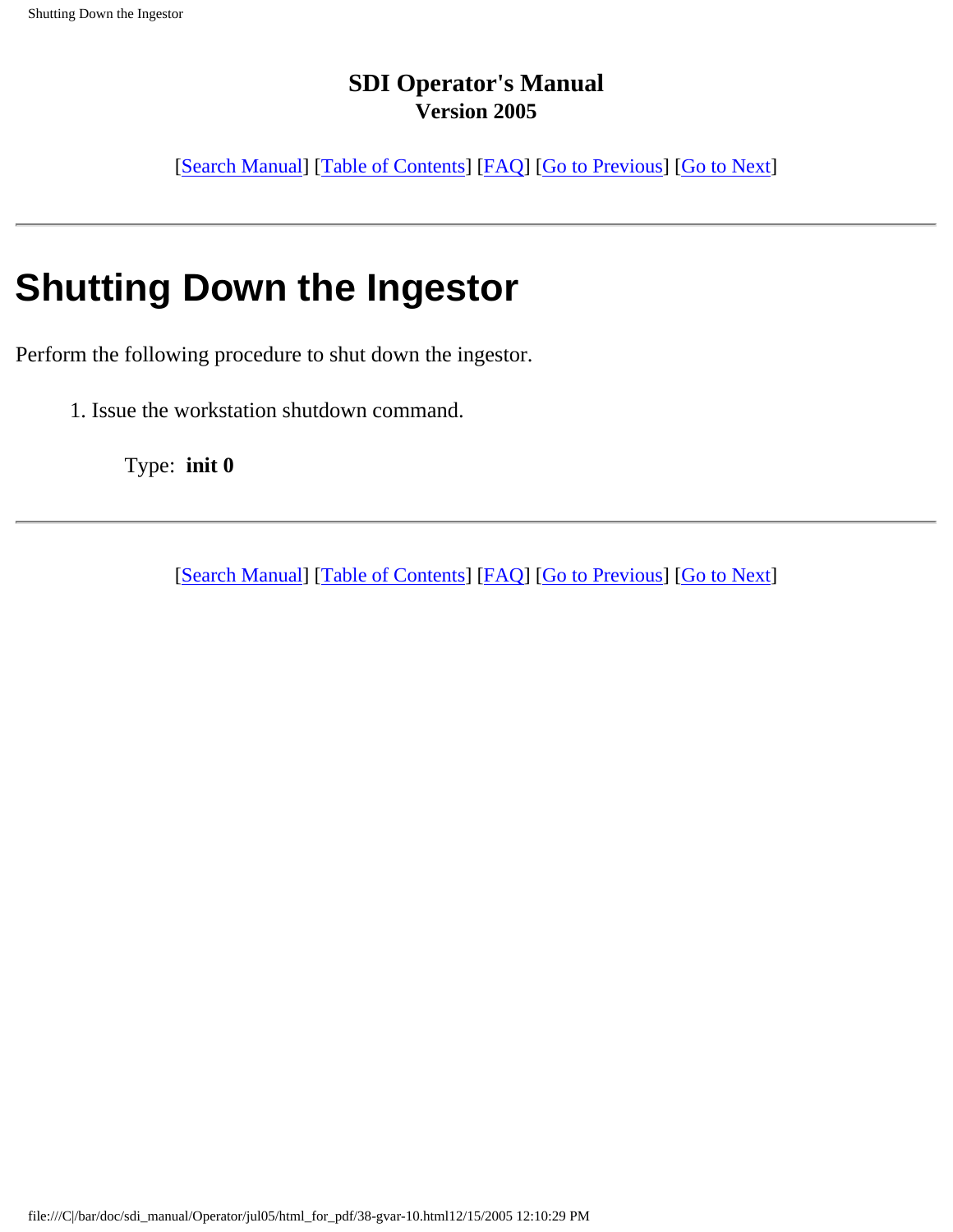**SDI Operator's Manual**
**Version 2005**

[Search Manual] [Table of Contents] [FAQ] [Go to Previous] [Go to Next]

---

# Shutting Down the Ingestor

Perform the following procedure to shut down the ingestor.

1. Issue the workstation shutdown command.

   Type: **init 0**

---

[Search Manual] [Table of Contents] [FAQ] [Go to Previous] [Go to Next]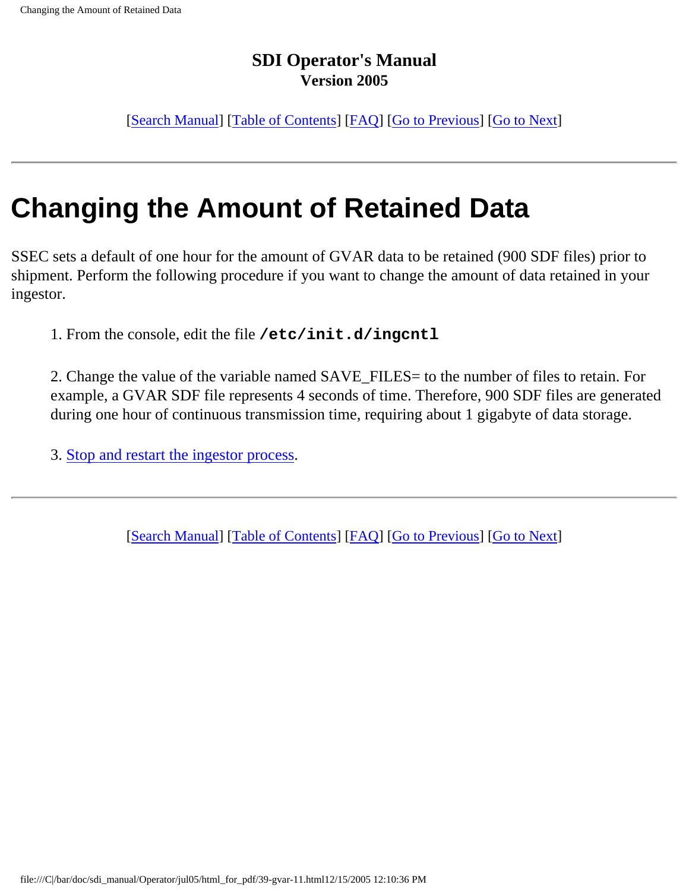**SDI Operator's Manual**
**Version 2005**

[Search Manual] [Table of Contents] [FAQ] [Go to Previous] [Go to Next]

---

# Changing the Amount of Retained Data

SSEC sets a default of one hour for the amount of GVAR data to be retained (900 SDF files) prior to shipment. Perform the following procedure if you want to change the amount of data retained in your ingestor.

1. From the console, edit the file **`/etc/init.d/ingcntl`**

2. Change the value of the variable named SAVE_FILES= to the number of files to retain. For example, a GVAR SDF file represents 4 seconds of time. Therefore, 900 SDF files are generated during one hour of continuous transmission time, requiring about 1 gigabyte of data storage.

3. Stop and restart the ingestor process.

---

[Search Manual] [Table of Contents] [FAQ] [Go to Previous] [Go to Next]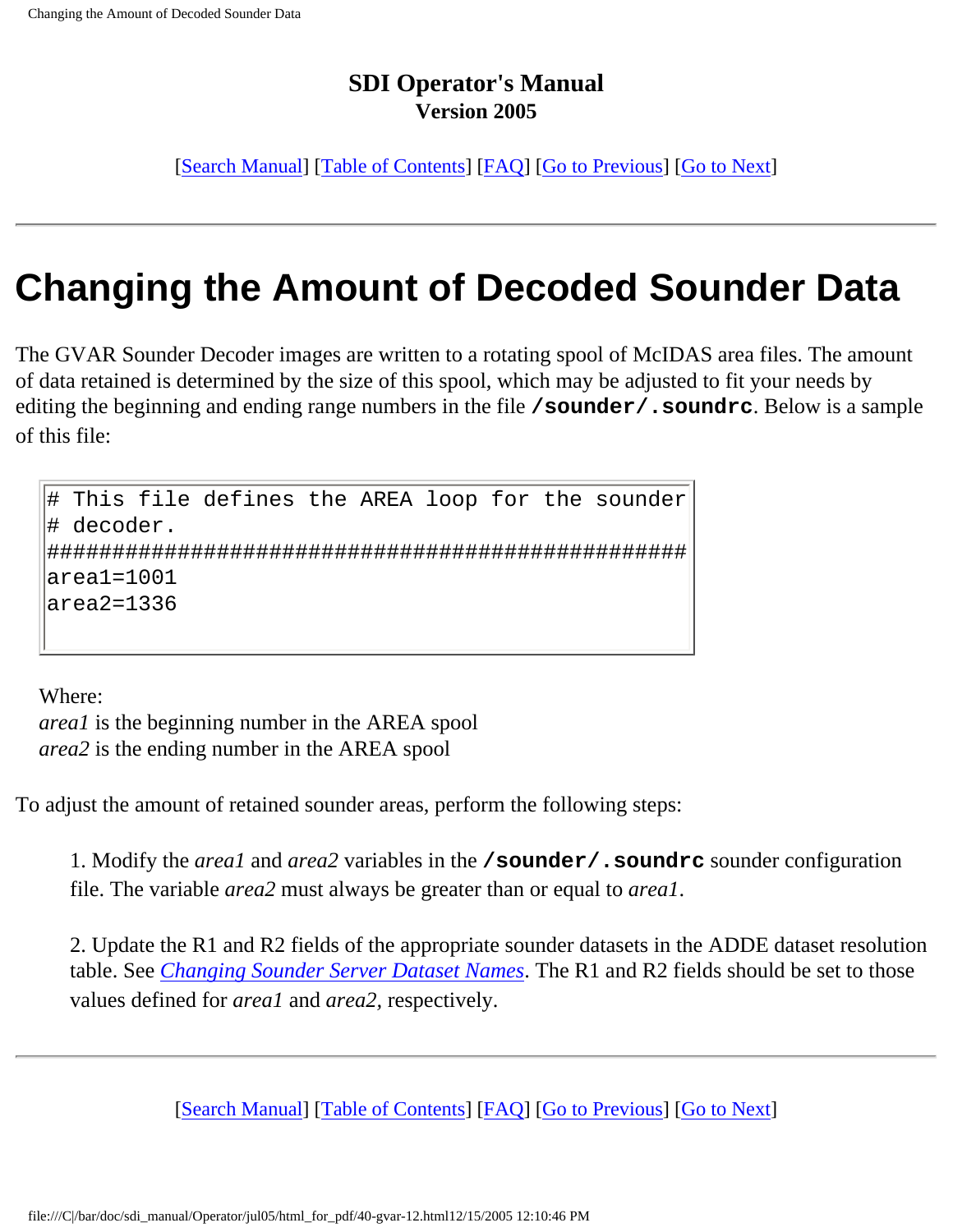**SDI Operator's Manual**
**Version 2005**

[Search Manual] [Table of Contents] [FAQ] [Go to Previous] [Go to Next]

---

# Changing the Amount of Decoded Sounder Data

The GVAR Sounder Decoder images are written to a rotating spool of McIDAS area files. The amount of data retained is determined by the size of this spool, which may be adjusted to fit your needs by editing the beginning and ending range numbers in the file **`/sounder/.soundrc`**. Below is a sample of this file:

```
# This file defines the AREA loop for the sounder
# decoder.
#################################################
area1=1001
area2=1336
```

Where:
*area1* is the beginning number in the AREA spool
*area2* is the ending number in the AREA spool

To adjust the amount of retained sounder areas, perform the following steps:

1. Modify the *area1* and *area2* variables in the **`/sounder/.soundrc`** sounder configuration file. The variable *area2* must always be greater than or equal to *area1*.

2. Update the R1 and R2 fields of the appropriate sounder datasets in the ADDE dataset resolution table. See *Changing Sounder Server Dataset Names*. The R1 and R2 fields should be set to those values defined for *area1* and *area2*, respectively.

---

[Search Manual] [Table of Contents] [FAQ] [Go to Previous] [Go to Next]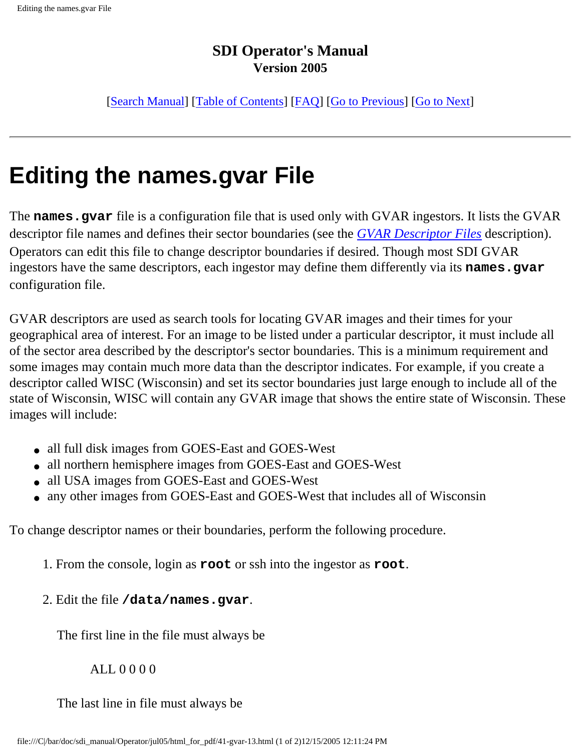**SDI Operator's Manual**
**Version 2005**

[Search Manual] [Table of Contents] [FAQ] [Go to Previous] [Go to Next]

---

# Editing the names.gvar File

The **`names.gvar`** file is a configuration file that is used only with GVAR ingestors. It lists the GVAR descriptor file names and defines their sector boundaries (see the *GVAR Descriptor Files* description). Operators can edit this file to change descriptor boundaries if desired. Though most SDI GVAR ingestors have the same descriptors, each ingestor may define them differently via its **`names.gvar`** configuration file.

GVAR descriptors are used as search tools for locating GVAR images and their times for your geographical area of interest. For an image to be listed under a particular descriptor, it must include all of the sector area described by the descriptor's sector boundaries. This is a minimum requirement and some images may contain much more data than the descriptor indicates. For example, if you create a descriptor called WISC (Wisconsin) and set its sector boundaries just large enough to include all of the state of Wisconsin, WISC will contain any GVAR image that shows the entire state of Wisconsin. These images will include:

- all full disk images from GOES-East and GOES-West
- all northern hemisphere images from GOES-East and GOES-West
- all USA images from GOES-East and GOES-West
- any other images from GOES-East and GOES-West that includes all of Wisconsin

To change descriptor names or their boundaries, perform the following procedure.

1. From the console, login as **`root`** or ssh into the ingestor as **`root`**.

2. Edit the file **`/data/names.gvar`**.

   The first line in the file must always be

   ALL 0 0 0 0

   The last line in file must always be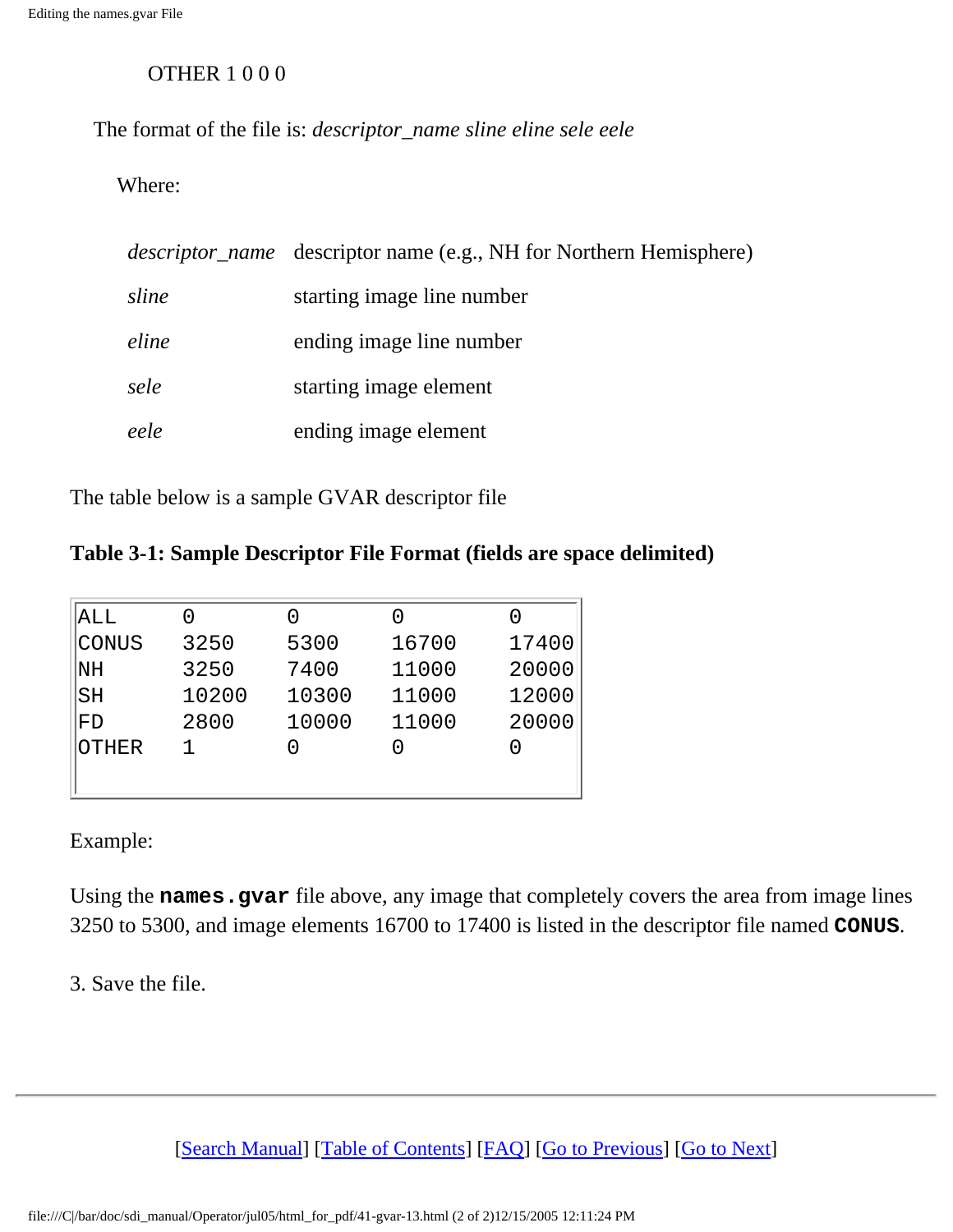OTHER 1 0 0 0

The format of the file is: *descriptor_name sline eline sele eele*

Where:

| | |
|---|---|
| *descriptor_name* | descriptor name (e.g., NH for Northern Hemisphere) |
| *sline* | starting image line number |
| *eline* | ending image line number |
| *sele* | starting image element |
| *eele* | ending image element |

The table below is a sample GVAR descriptor file

**Table 3-1: Sample Descriptor File Format (fields are space delimited)**

```
ALL     0       0       0       0
CONUS   3250    5300    16700   17400
NH      3250    7400    11000   20000
SH      10200   10300   11000   12000
FD      2800    10000   11000   20000
OTHER   1       0       0       0
```

Example:

Using the **`names.gvar`** file above, any image that completely covers the area from image lines 3250 to 5300, and image elements 16700 to 17400 is listed in the descriptor file named **`CONUS`**.

3. Save the file.

[Search Manual] [Table of Contents] [FAQ] [Go to Previous] [Go to Next]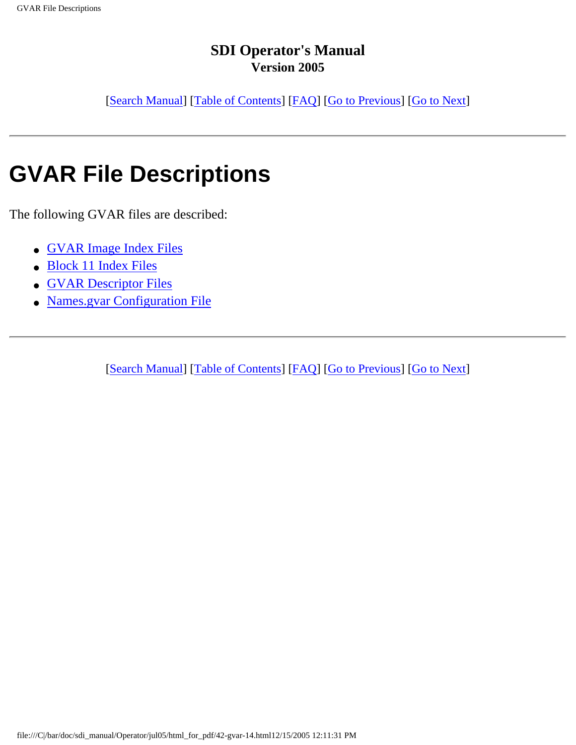**SDI Operator's Manual**
**Version 2005**

[Search Manual] [Table of Contents] [FAQ] [Go to Previous] [Go to Next]

---

# GVAR File Descriptions

The following GVAR files are described:

- GVAR Image Index Files
- Block 11 Index Files
- GVAR Descriptor Files
- Names.gvar Configuration File

---

[Search Manual] [Table of Contents] [FAQ] [Go to Previous] [Go to Next]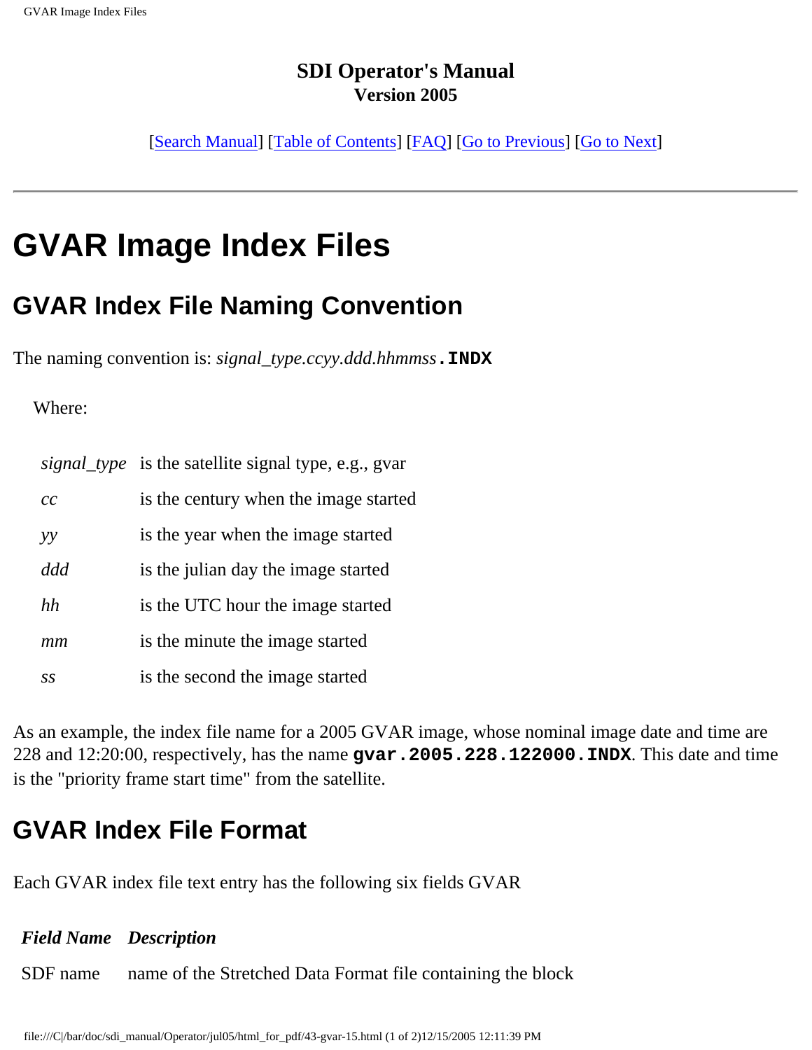**SDI Operator's Manual**
**Version 2005**

[Search Manual] [Table of Contents] [FAQ] [Go to Previous] [Go to Next]

---

# GVAR Image Index Files

## GVAR Index File Naming Convention

The naming convention is: *signal_type.ccyy.ddd.hhmmss*`.INDX`

Where:

| | |
|---|---|
| *signal_type* | is the satellite signal type, e.g., gvar |
| *cc* | is the century when the image started |
| *yy* | is the year when the image started |
| *ddd* | is the julian day the image started |
| *hh* | is the UTC hour the image started |
| *mm* | is the minute the image started |
| *ss* | is the second the image started |

As an example, the index file name for a 2005 GVAR image, whose nominal image date and time are 228 and 12:20:00, respectively, has the name **`gvar.2005.228.122000.INDX`**. This date and time is the "priority frame start time" from the satellite.

## GVAR Index File Format

Each GVAR index file text entry has the following six fields GVAR

| *Field Name* | *Description* |
|---|---|
| SDF name | name of the Stretched Data Format file containing the block |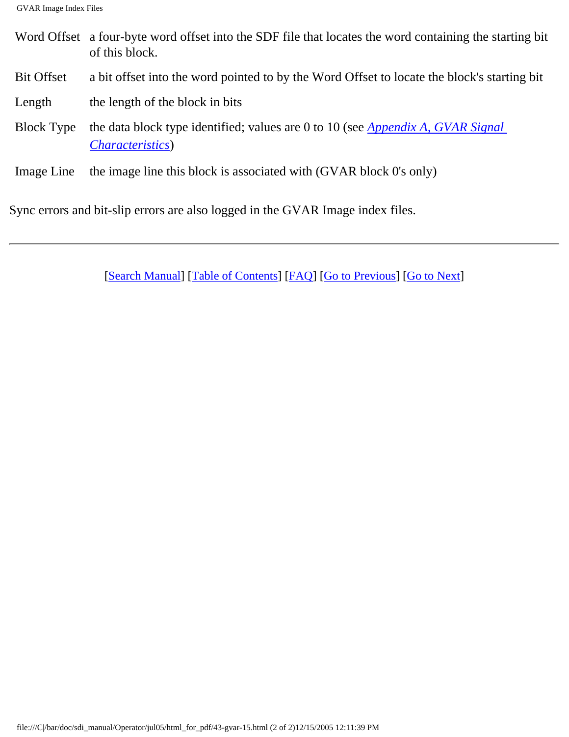| | |
|---|---|
| Word Offset | a four-byte word offset into the SDF file that locates the word containing the starting bit of this block. |
| Bit Offset | a bit offset into the word pointed to by the Word Offset to locate the block's starting bit |
| Length | the length of the block in bits |
| Block Type | the data block type identified; values are 0 to 10 (see *Appendix A, GVAR Signal Characteristics*) |
| Image Line | the image line this block is associated with (GVAR block 0's only) |

Sync errors and bit-slip errors are also logged in the GVAR Image index files.

---

[Search Manual] [Table of Contents] [FAQ] [Go to Previous] [Go to Next]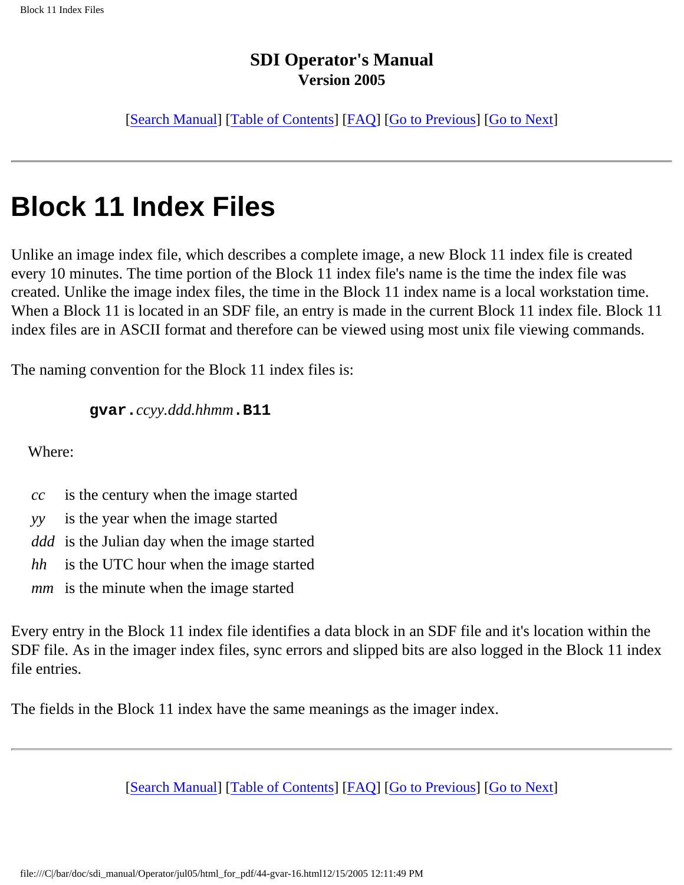**SDI Operator's Manual**
**Version 2005**

[Search Manual] [Table of Contents] [FAQ] [Go to Previous] [Go to Next]

---

# Block 11 Index Files

Unlike an image index file, which describes a complete image, a new Block 11 index file is created every 10 minutes. The time portion of the Block 11 index file's name is the time the index file was created. Unlike the image index files, the time in the Block 11 index name is a local workstation time. When a Block 11 is located in an SDF file, an entry is made in the current Block 11 index file. Block 11 index files are in ASCII format and therefore can be viewed using most unix file viewing commands.

The naming convention for the Block 11 index files is:

**`gvar.`***ccyy.ddd.hhmm***`.B11`**

Where:

- *cc* is the century when the image started
- *yy* is the year when the image started
- *ddd* is the Julian day when the image started
- *hh* is the UTC hour when the image started
- *mm* is the minute when the image started

Every entry in the Block 11 index file identifies a data block in an SDF file and it's location within the SDF file. As in the imager index files, sync errors and slipped bits are also logged in the Block 11 index file entries.

The fields in the Block 11 index have the same meanings as the imager index.

---

[Search Manual] [Table of Contents] [FAQ] [Go to Previous] [Go to Next]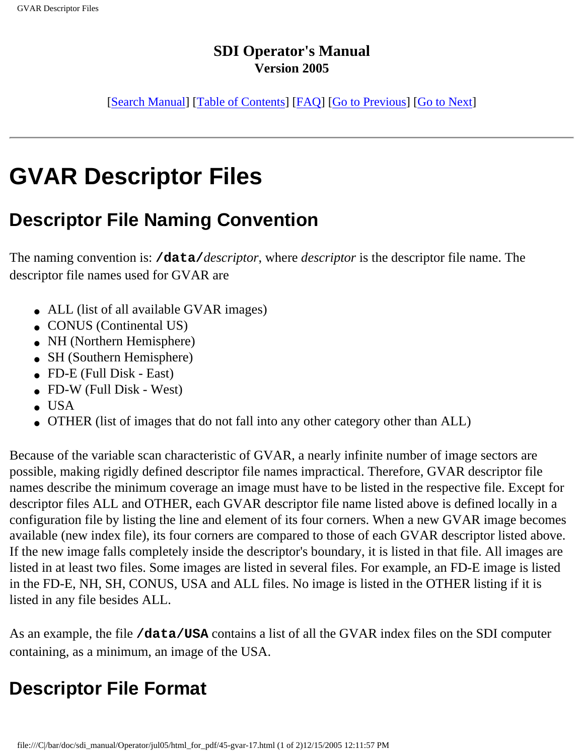## SDI Operator's Manual
### Version 2005

[Search Manual] [Table of Contents] [FAQ] [Go to Previous] [Go to Next]

---

# GVAR Descriptor Files

## Descriptor File Naming Convention

The naming convention is: **/data/***descriptor*, where *descriptor* is the descriptor file name. The descriptor file names used for GVAR are

- ALL (list of all available GVAR images)
- CONUS (Continental US)
- NH (Northern Hemisphere)
- SH (Southern Hemisphere)
- FD-E (Full Disk - East)
- FD-W (Full Disk - West)
- USA
- OTHER (list of images that do not fall into any other category other than ALL)

Because of the variable scan characteristic of GVAR, a nearly infinite number of image sectors are possible, making rigidly defined descriptor file names impractical. Therefore, GVAR descriptor file names describe the minimum coverage an image must have to be listed in the respective file. Except for descriptor files ALL and OTHER, each GVAR descriptor file name listed above is defined locally in a configuration file by listing the line and element of its four corners. When a new GVAR image becomes available (new index file), its four corners are compared to those of each GVAR descriptor listed above. If the new image falls completely inside the descriptor's boundary, it is listed in that file. All images are listed in at least two files. Some images are listed in several files. For example, an FD-E image is listed in the FD-E, NH, SH, CONUS, USA and ALL files. No image is listed in the OTHER listing if it is listed in any file besides ALL.

As an example, the file **/data/USA** contains a list of all the GVAR index files on the SDI computer containing, as a minimum, an image of the USA.

## Descriptor File Format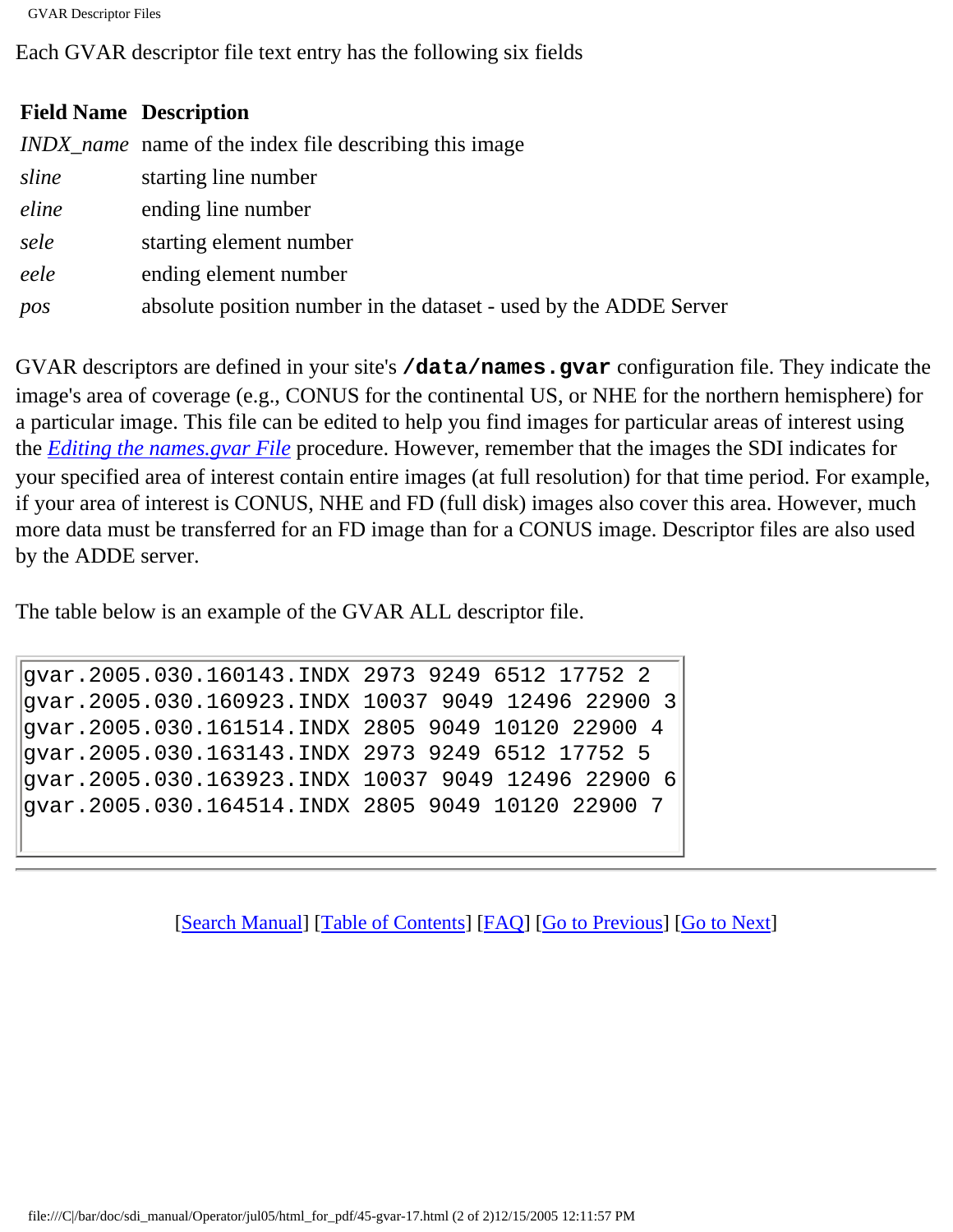Each GVAR descriptor file text entry has the following six fields

| Field Name | Description |
|---|---|
| *INDX_name* | name of the index file describing this image |
| *sline* | starting line number |
| *eline* | ending line number |
| *sele* | starting element number |
| *eele* | ending element number |
| *pos* | absolute position number in the dataset - used by the ADDE Server |

GVAR descriptors are defined in your site's **/data/names.gvar** configuration file. They indicate the image's area of coverage (e.g., CONUS for the continental US, or NHE for the northern hemisphere) for a particular image. This file can be edited to help you find images for particular areas of interest using the *Editing the names.gvar File* procedure. However, remember that the images the SDI indicates for your specified area of interest contain entire images (at full resolution) for that time period. For example, if your area of interest is CONUS, NHE and FD (full disk) images also cover this area. However, much more data must be transferred for an FD image than for a CONUS image. Descriptor files are also used by the ADDE server.

The table below is an example of the GVAR ALL descriptor file.

```
gvar.2005.030.160143.INDX 2973 9249 6512 17752 2
gvar.2005.030.160923.INDX 10037 9049 12496 22900 3
gvar.2005.030.161514.INDX 2805 9049 10120 22900 4
gvar.2005.030.163143.INDX 2973 9249 6512 17752 5
gvar.2005.030.163923.INDX 10037 9049 12496 22900 6
gvar.2005.030.164514.INDX 2805 9049 10120 22900 7
```

[Search Manual] [Table of Contents] [FAQ] [Go to Previous] [Go to Next]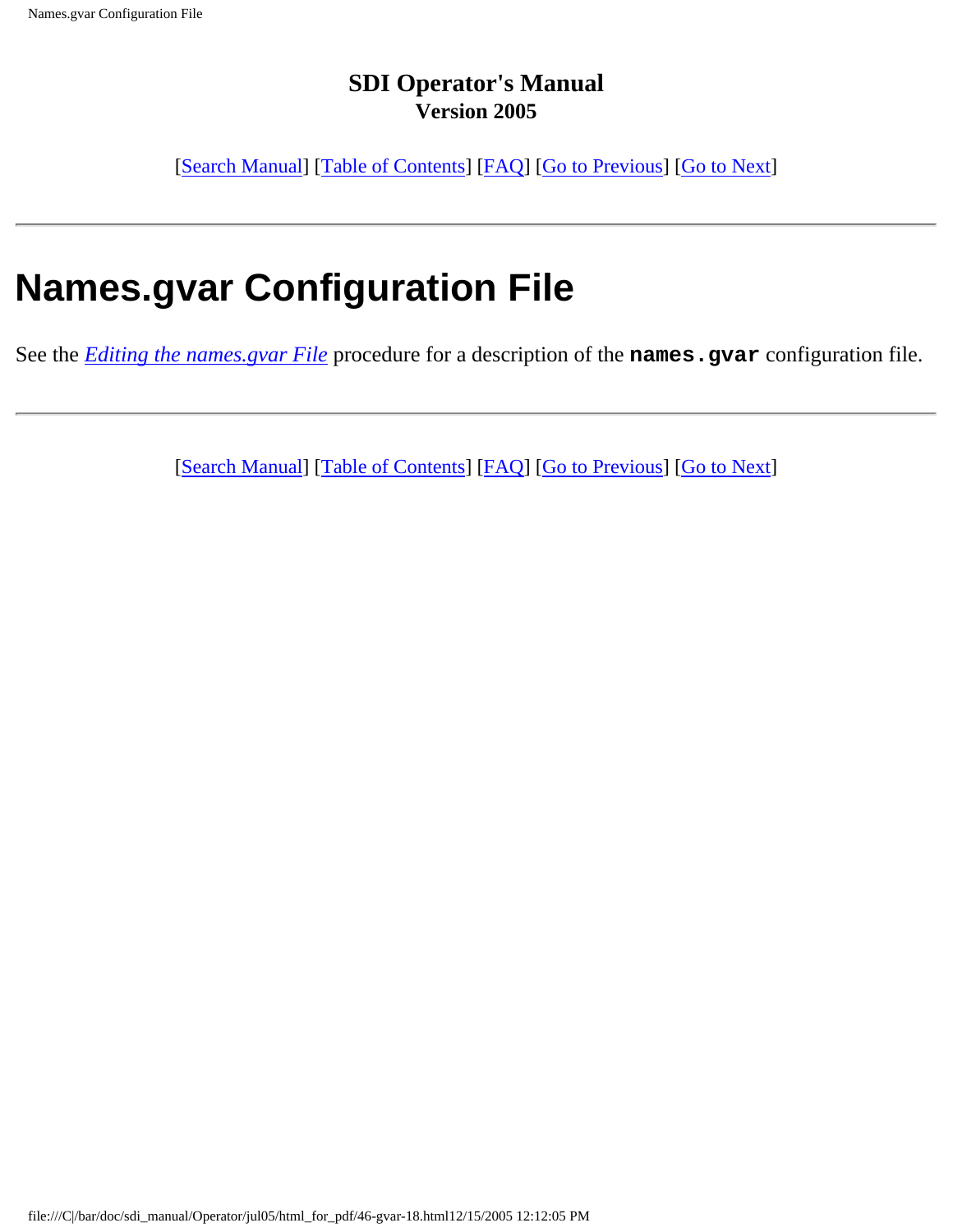**SDI Operator's Manual**
**Version 2005**

[Search Manual] [Table of Contents] [FAQ] [Go to Previous] [Go to Next]

---

# Names.gvar Configuration File

See the ***Editing the names.gvar File*** procedure for a description of the **`names.gvar`** configuration file.

---

[Search Manual] [Table of Contents] [FAQ] [Go to Previous] [Go to Next]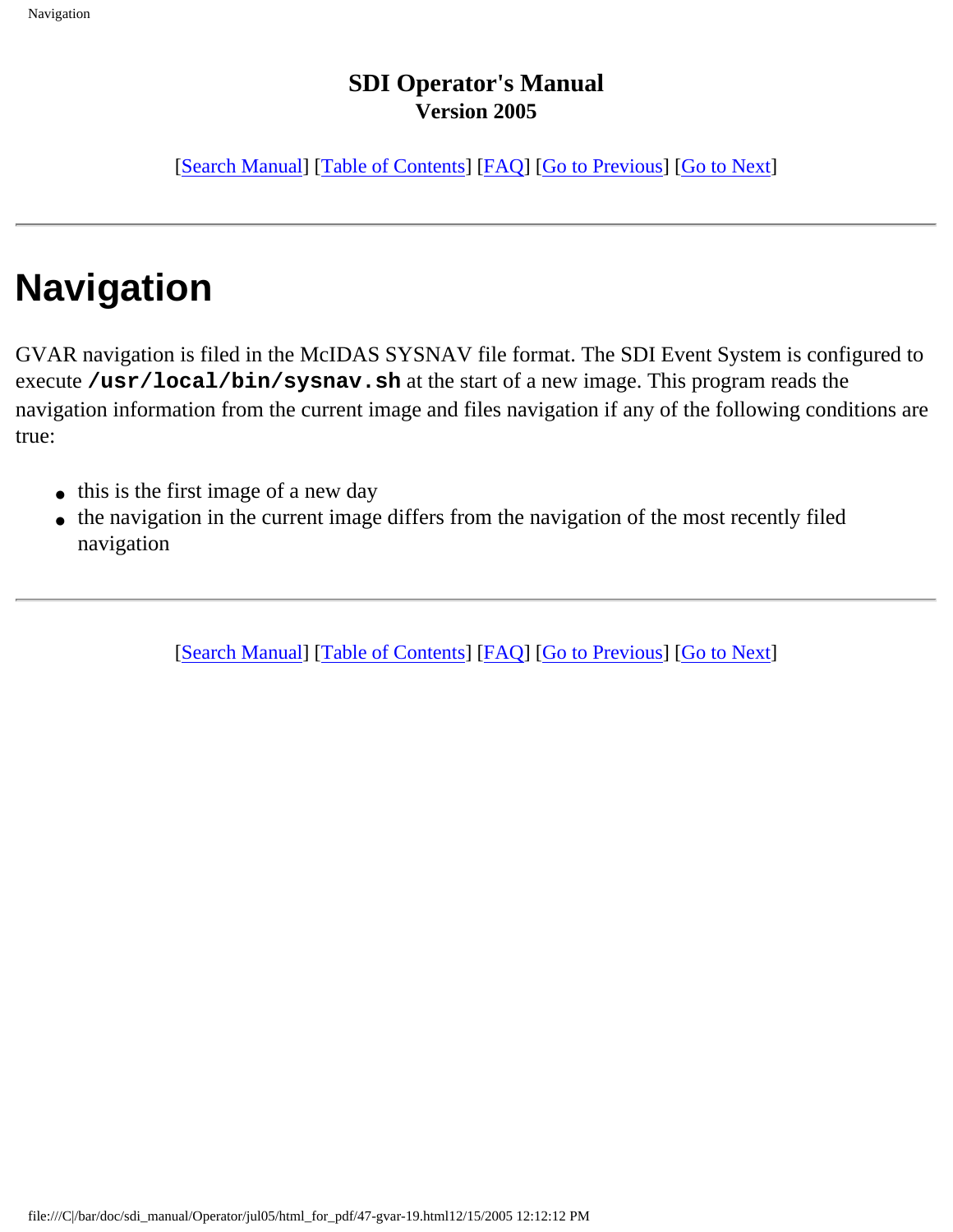**SDI Operator's Manual**
**Version 2005**

[Search Manual] [Table of Contents] [FAQ] [Go to Previous] [Go to Next]

---

# Navigation

GVAR navigation is filed in the McIDAS SYSNAV file format. The SDI Event System is configured to execute **`/usr/local/bin/sysnav.sh`** at the start of a new image. This program reads the navigation information from the current image and files navigation if any of the following conditions are true:

- this is the first image of a new day
- the navigation in the current image differs from the navigation of the most recently filed navigation

---

[Search Manual] [Table of Contents] [FAQ] [Go to Previous] [Go to Next]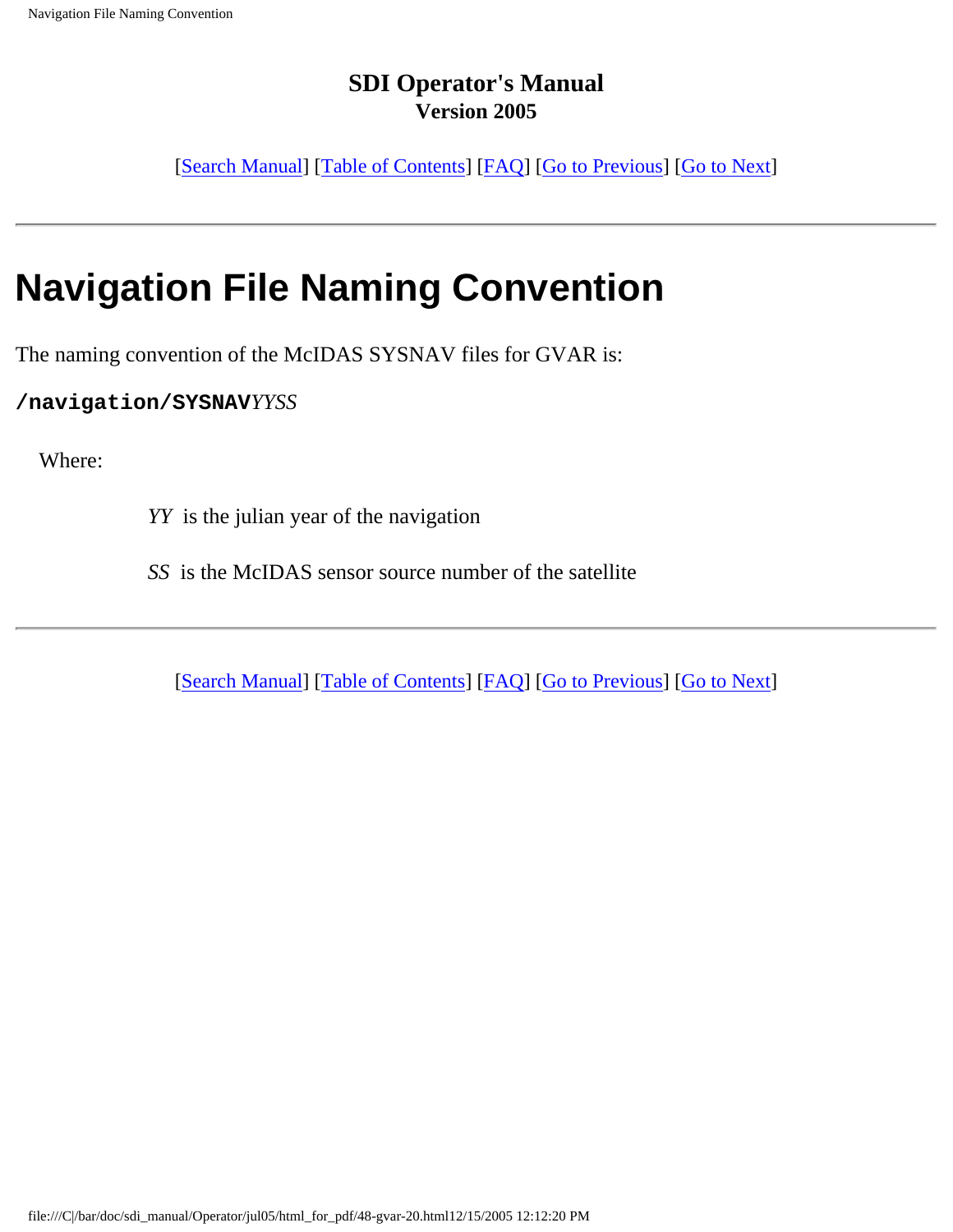**SDI Operator's Manual**
**Version 2005**

[Search Manual] [Table of Contents] [FAQ] [Go to Previous] [Go to Next]

---

# Navigation File Naming Convention

The naming convention of the McIDAS SYSNAV files for GVAR is:

**/navigation/SYSNAV***YYSS*

Where:

*YY* is the julian year of the navigation

*SS* is the McIDAS sensor source number of the satellite

---

[Search Manual] [Table of Contents] [FAQ] [Go to Previous] [Go to Next]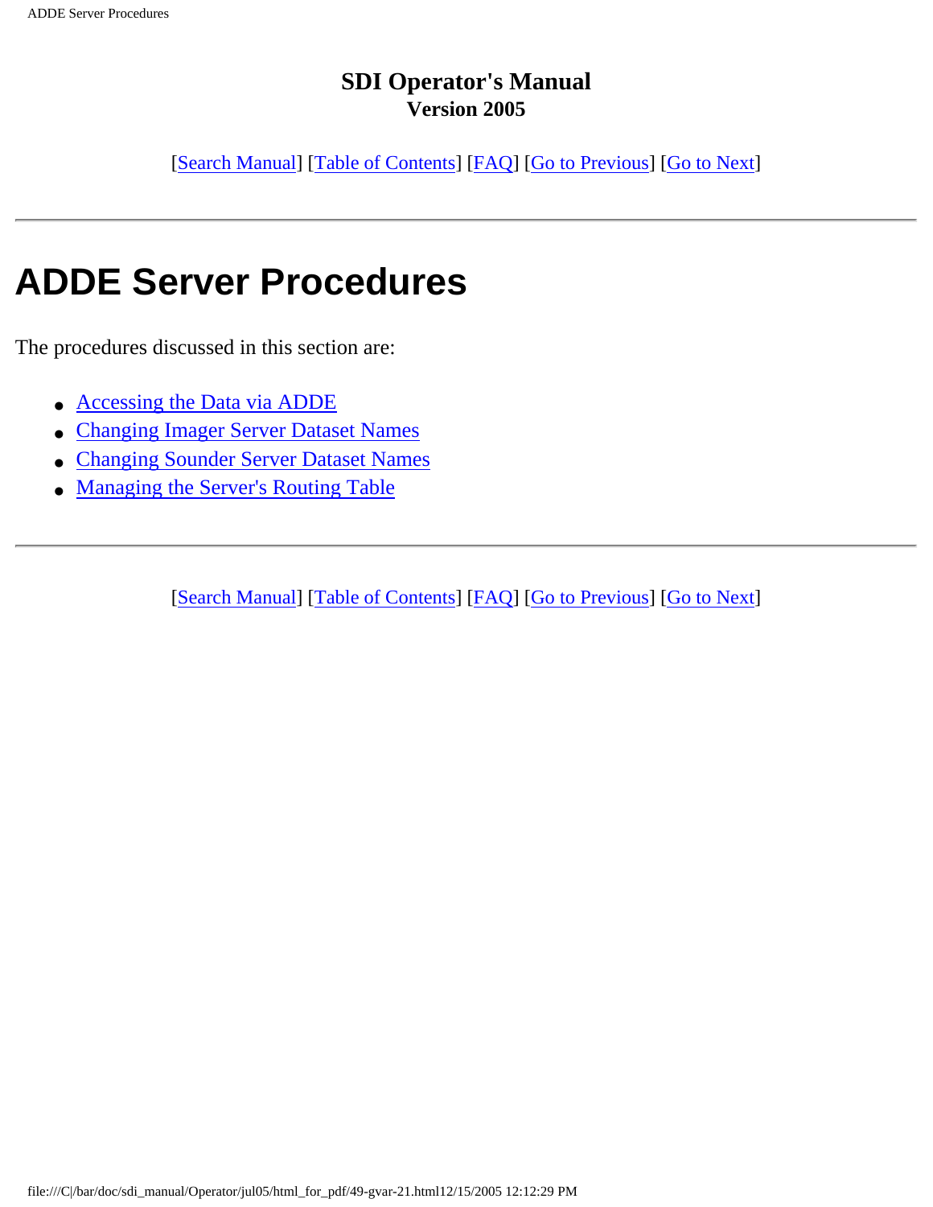**SDI Operator's Manual**
**Version 2005**

[Search Manual] [Table of Contents] [FAQ] [Go to Previous] [Go to Next]

---

# ADDE Server Procedures

The procedures discussed in this section are:

- Accessing the Data via ADDE
- Changing Imager Server Dataset Names
- Changing Sounder Server Dataset Names
- Managing the Server's Routing Table

---

[Search Manual] [Table of Contents] [FAQ] [Go to Previous] [Go to Next]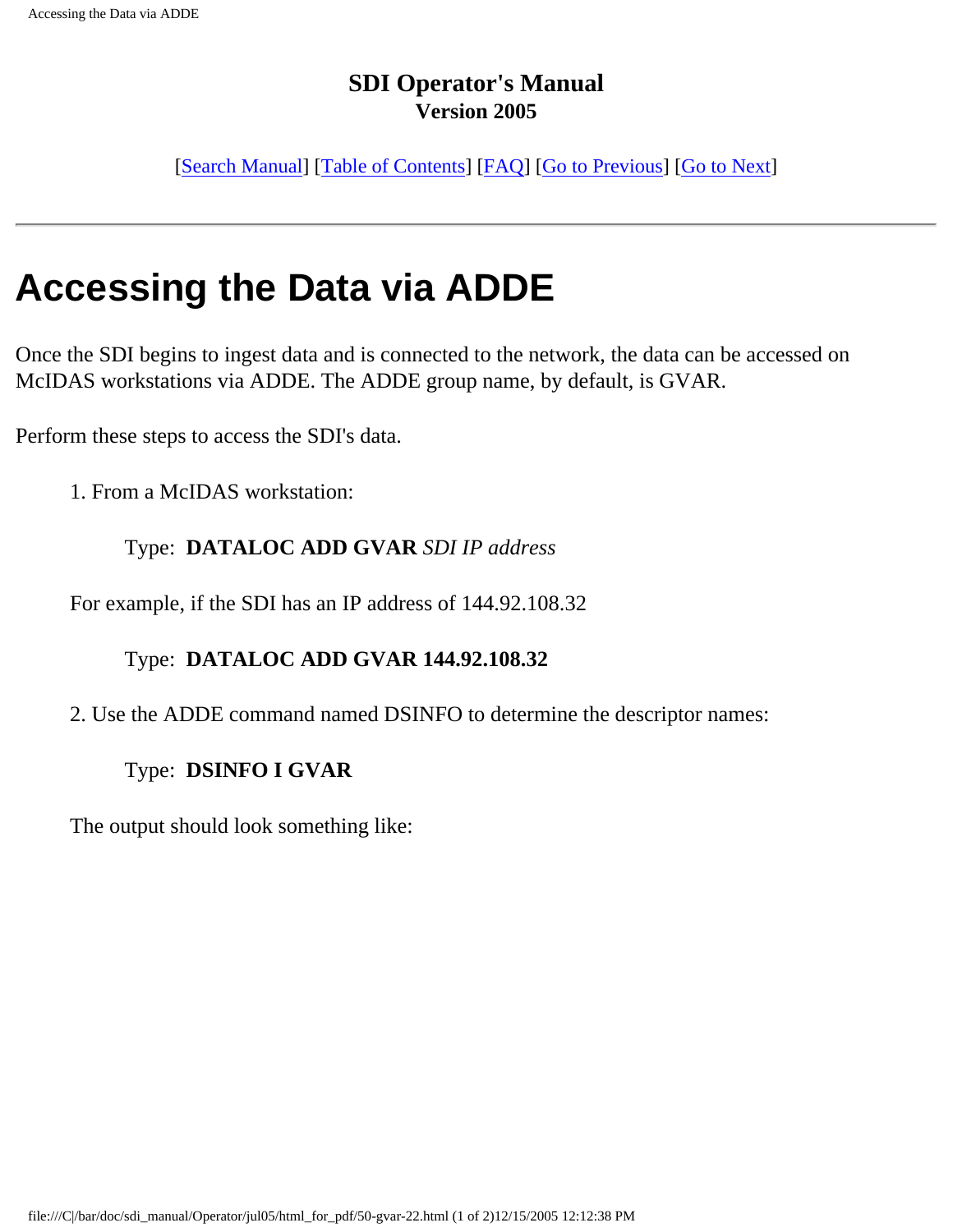**SDI Operator's Manual**
**Version 2005**

[Search Manual] [Table of Contents] [FAQ] [Go to Previous] [Go to Next]

---

# Accessing the Data via ADDE

Once the SDI begins to ingest data and is connected to the network, the data can be accessed on McIDAS workstations via ADDE. The ADDE group name, by default, is GVAR.

Perform these steps to access the SDI's data.

1. From a McIDAS workstation:

   Type: **DATALOC ADD GVAR** *SDI IP address*

   For example, if the SDI has an IP address of 144.92.108.32

   Type: **DATALOC ADD GVAR 144.92.108.32**

2. Use the ADDE command named DSINFO to determine the descriptor names:

   Type: **DSINFO I GVAR**

   The output should look something like: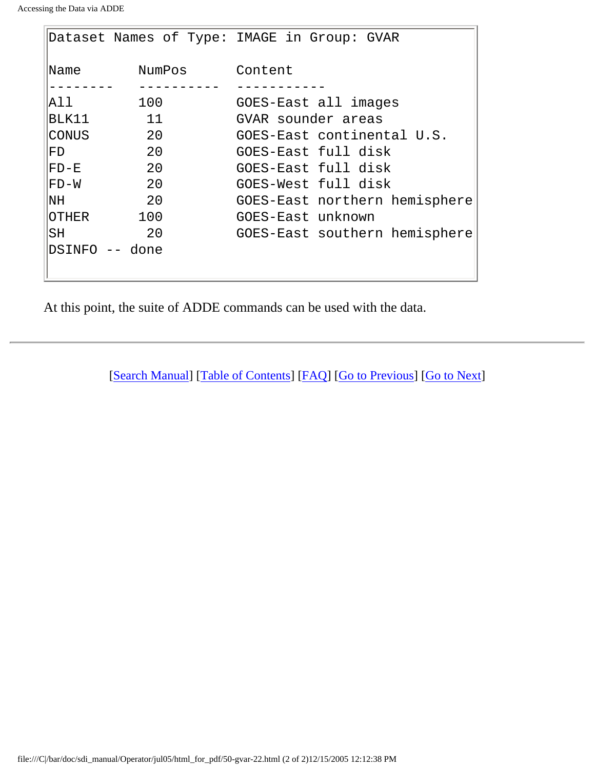```
Dataset Names of Type: IMAGE in Group: GVAR

Name        NumPos      Content
--------    ----------  -----------
All         100         GOES-East all images
BLK11        11         GVAR sounder areas
CONUS        20         GOES-East continental U.S.
FD           20         GOES-East full disk
FD-E         20         GOES-East full disk
FD-W         20         GOES-West full disk
NH           20         GOES-East northern hemisphere
OTHER       100         GOES-East unknown
SH           20         GOES-East southern hemisphere
DSINFO -- done
```

At this point, the suite of ADDE commands can be used with the data.

---

[Search Manual] [Table of Contents] [FAQ] [Go to Previous] [Go to Next]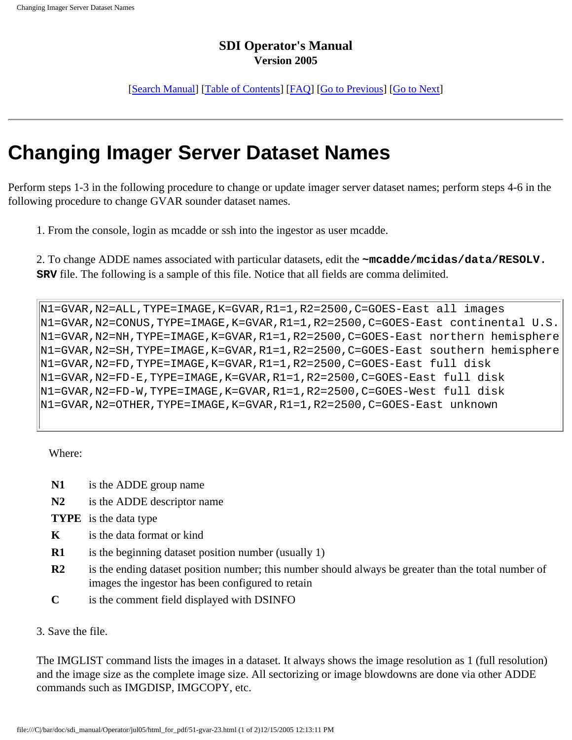**SDI Operator's Manual**
**Version 2005**

[Search Manual] [Table of Contents] [FAQ] [Go to Previous] [Go to Next]

---

# Changing Imager Server Dataset Names

Perform steps 1-3 in the following procedure to change or update imager server dataset names; perform steps 4-6 in the following procedure to change GVAR sounder dataset names.

1. From the console, login as mcadde or ssh into the ingestor as user mcadde.

2. To change ADDE names associated with particular datasets, edit the **~mcadde/mcidas/data/RESOLV.SRV** file. The following is a sample of this file. Notice that all fields are comma delimited.

```
N1=GVAR,N2=ALL,TYPE=IMAGE,K=GVAR,R1=1,R2=2500,C=GOES-East all images
N1=GVAR,N2=CONUS,TYPE=IMAGE,K=GVAR,R1=1,R2=2500,C=GOES-East continental U.S.
N1=GVAR,N2=NH,TYPE=IMAGE,K=GVAR,R1=1,R2=2500,C=GOES-East northern hemisphere
N1=GVAR,N2=SH,TYPE=IMAGE,K=GVAR,R1=1,R2=2500,C=GOES-East southern hemisphere
N1=GVAR,N2=FD,TYPE=IMAGE,K=GVAR,R1=1,R2=2500,C=GOES-East full disk
N1=GVAR,N2=FD-E,TYPE=IMAGE,K=GVAR,R1=1,R2=2500,C=GOES-East full disk
N1=GVAR,N2=FD-W,TYPE=IMAGE,K=GVAR,R1=1,R2=2500,C=GOES-West full disk
N1=GVAR,N2=OTHER,TYPE=IMAGE,K=GVAR,R1=1,R2=2500,C=GOES-East unknown
```

Where:

| | |
|---|---|
| **N1** | is the ADDE group name |
| **N2** | is the ADDE descriptor name |
| **TYPE** | is the data type |
| **K** | is the data format or kind |
| **R1** | is the beginning dataset position number (usually 1) |
| **R2** | is the ending dataset position number; this number should always be greater than the total number of images the ingestor has been configured to retain |
| **C** | is the comment field displayed with DSINFO |

3. Save the file.

The IMGLIST command lists the images in a dataset. It always shows the image resolution as 1 (full resolution) and the image size as the complete image size. All sectorizing or image blowdowns are done via other ADDE commands such as IMGDISP, IMGCOPY, etc.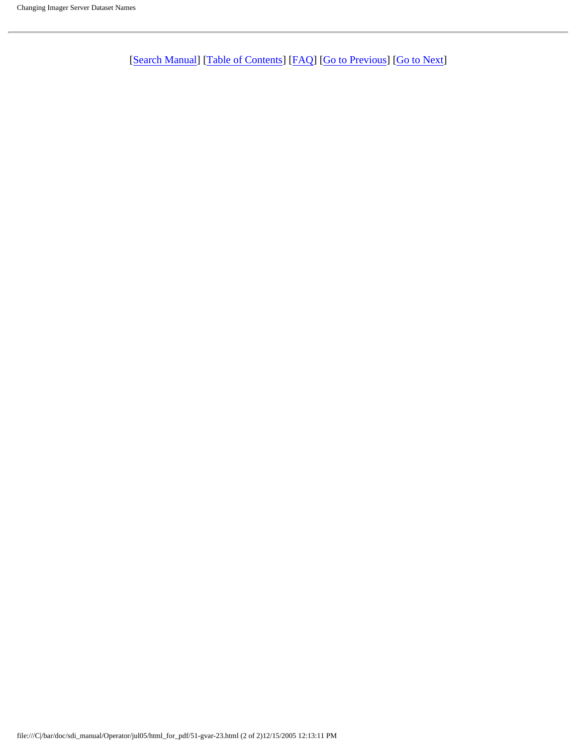[Search Manual] [Table of Contents] [FAQ] [Go to Previous] [Go to Next]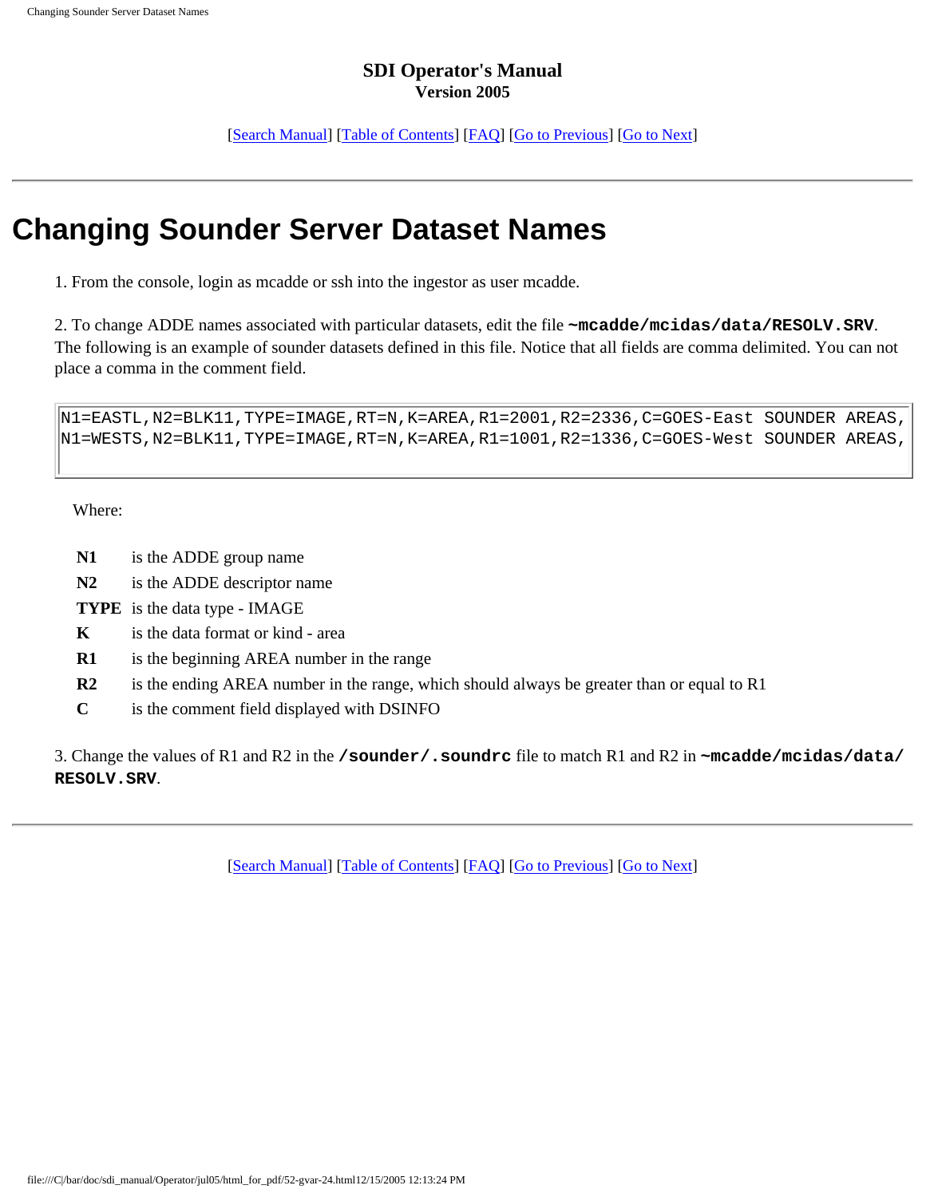**SDI Operator's Manual**
**Version 2005**

[Search Manual] [Table of Contents] [FAQ] [Go to Previous] [Go to Next]

---

# Changing Sounder Server Dataset Names

1. From the console, login as mcadde or ssh into the ingestor as user mcadde.

2. To change ADDE names associated with particular datasets, edit the file **`~mcadde/mcidas/data/RESOLV.SRV`**. The following is an example of sounder datasets defined in this file. Notice that all fields are comma delimited. You can not place a comma in the comment field.

```
N1=EASTL,N2=BLK11,TYPE=IMAGE,RT=N,K=AREA,R1=2001,R2=2336,C=GOES-East SOUNDER AREAS,
N1=WESTS,N2=BLK11,TYPE=IMAGE,RT=N,K=AREA,R1=1001,R2=1336,C=GOES-West SOUNDER AREAS,
```

Where:

| | |
|---|---|
| **N1** | is the ADDE group name |
| **N2** | is the ADDE descriptor name |
| **TYPE** | is the data type - IMAGE |
| **K** | is the data format or kind - area |
| **R1** | is the beginning AREA number in the range |
| **R2** | is the ending AREA number in the range, which should always be greater than or equal to R1 |
| **C** | is the comment field displayed with DSINFO |

3. Change the values of R1 and R2 in the **`/sounder/.soundrc`** file to match R1 and R2 in **`~mcadde/mcidas/data/RESOLV.SRV`**.

---

[Search Manual] [Table of Contents] [FAQ] [Go to Previous] [Go to Next]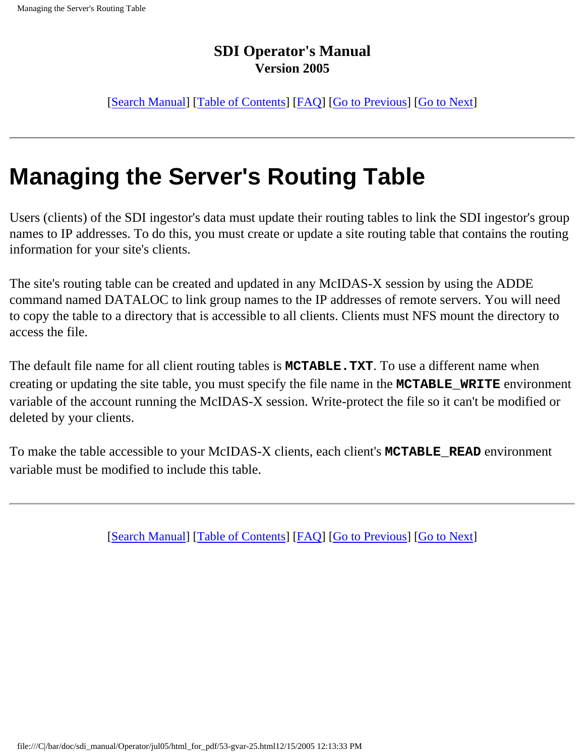**SDI Operator's Manual**
**Version 2005**

[Search Manual] [Table of Contents] [FAQ] [Go to Previous] [Go to Next]

---

# Managing the Server's Routing Table

Users (clients) of the SDI ingestor's data must update their routing tables to link the SDI ingestor's group names to IP addresses. To do this, you must create or update a site routing table that contains the routing information for your site's clients.

The site's routing table can be created and updated in any McIDAS-X session by using the ADDE command named DATALOC to link group names to the IP addresses of remote servers. You will need to copy the table to a directory that is accessible to all clients. Clients must NFS mount the directory to access the file.

The default file name for all client routing tables is **`MCTABLE.TXT`**. To use a different name when creating or updating the site table, you must specify the file name in the **`MCTABLE_WRITE`** environment variable of the account running the McIDAS-X session. Write-protect the file so it can't be modified or deleted by your clients.

To make the table accessible to your McIDAS-X clients, each client's **`MCTABLE_READ`** environment variable must be modified to include this table.

---

[Search Manual] [Table of Contents] [FAQ] [Go to Previous] [Go to Next]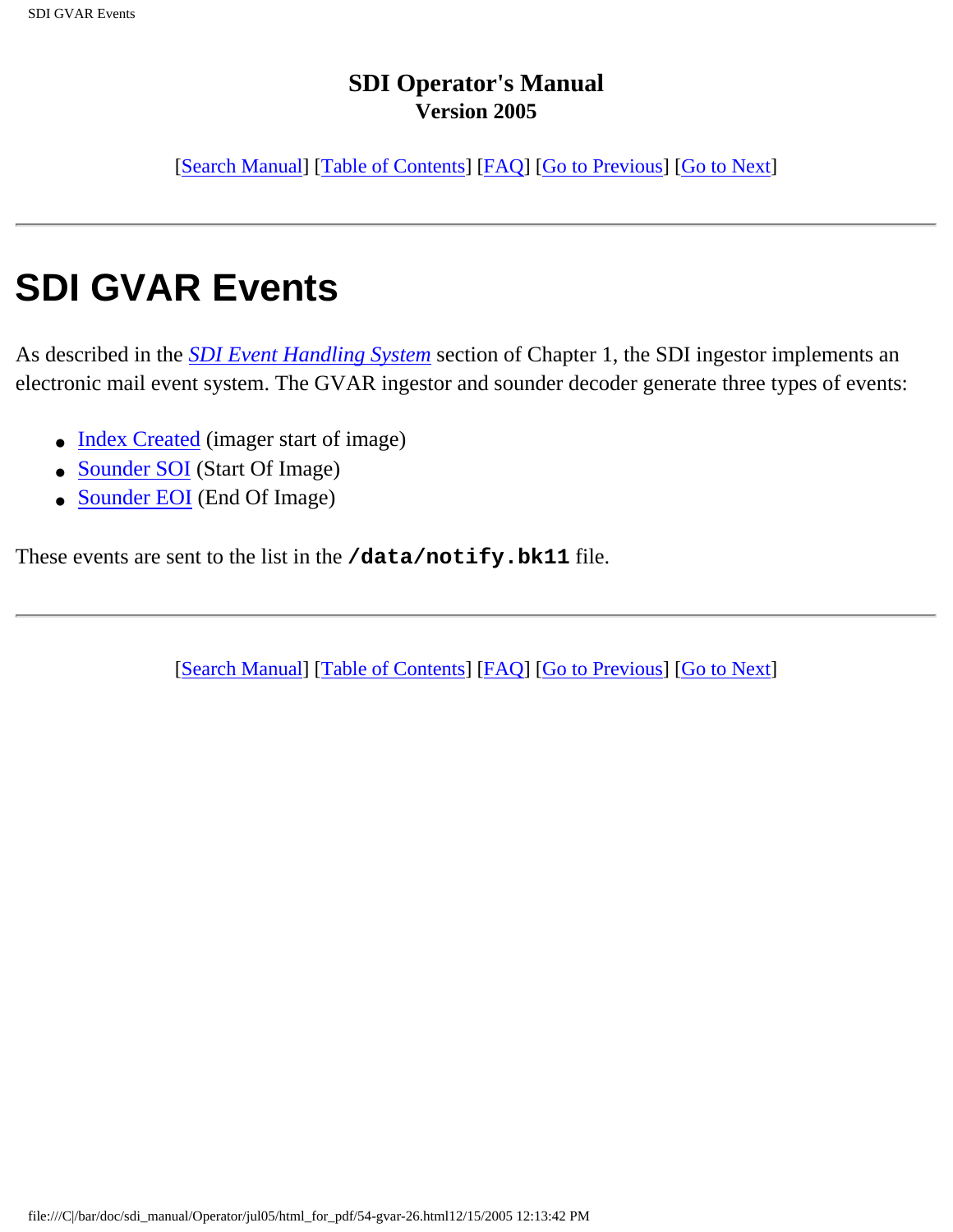**SDI Operator's Manual**
**Version 2005**

[Search Manual] [Table of Contents] [FAQ] [Go to Previous] [Go to Next]

---

# SDI GVAR Events

As described in the *SDI Event Handling System* section of Chapter 1, the SDI ingestor implements an electronic mail event system. The GVAR ingestor and sounder decoder generate three types of events:

- Index Created (imager start of image)
- Sounder SOI (Start Of Image)
- Sounder EOI (End Of Image)

These events are sent to the list in the **`/data/notify.bk11`** file.

---

[Search Manual] [Table of Contents] [FAQ] [Go to Previous] [Go to Next]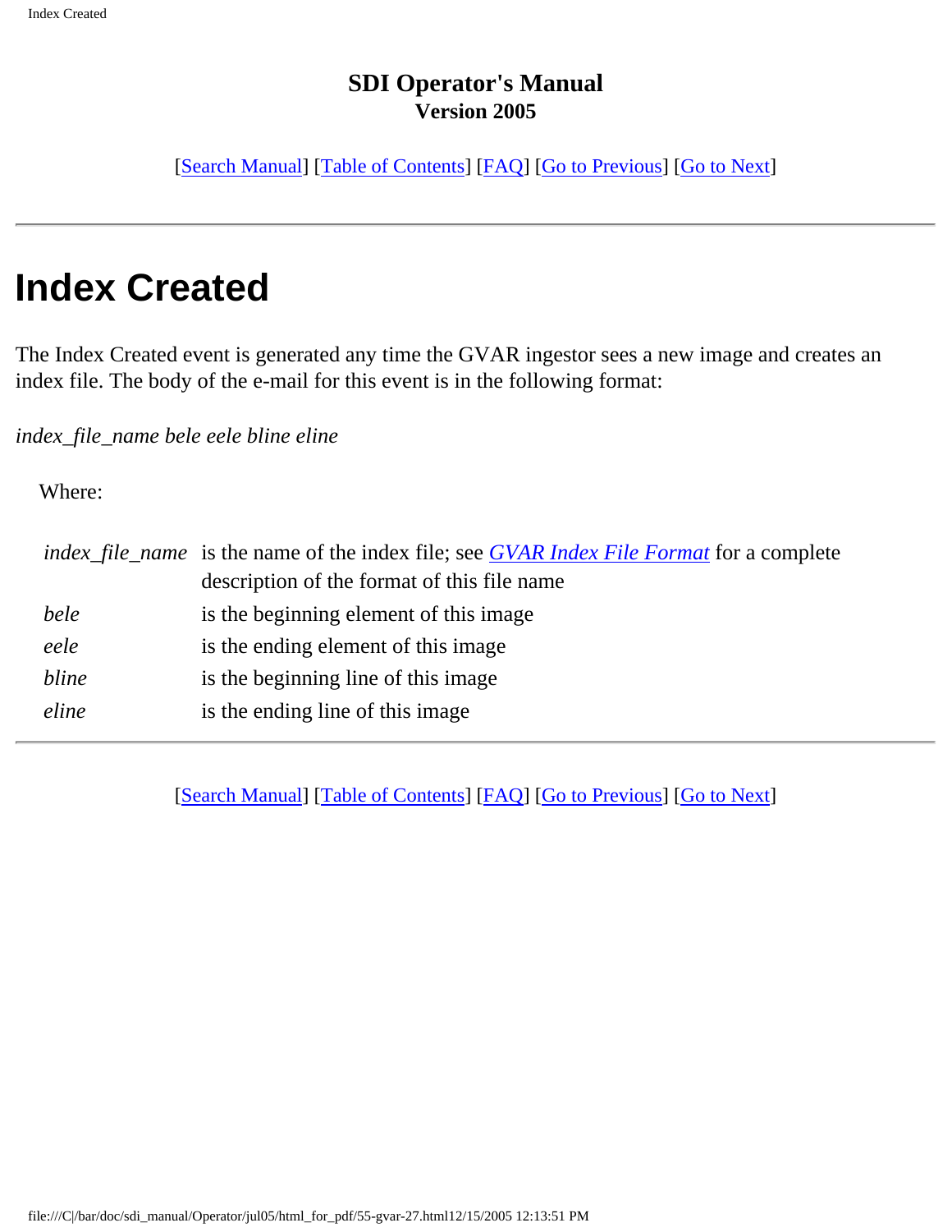**SDI Operator's Manual**
**Version 2005**

[Search Manual] [Table of Contents] [FAQ] [Go to Previous] [Go to Next]

---

# Index Created

The Index Created event is generated any time the GVAR ingestor sees a new image and creates an index file. The body of the e-mail for this event is in the following format:

*index_file_name bele eele bline eline*

Where:

| | |
|---|---|
| *index_file_name* | is the name of the index file; see *GVAR Index File Format* for a complete description of the format of this file name |
| *bele* | is the beginning element of this image |
| *eele* | is the ending element of this image |
| *bline* | is the beginning line of this image |
| *eline* | is the ending line of this image |

---

[Search Manual] [Table of Contents] [FAQ] [Go to Previous] [Go to Next]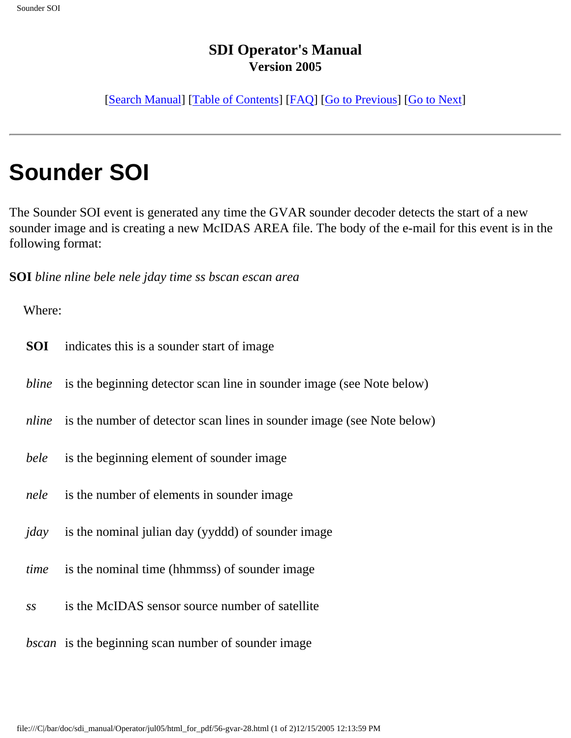## SDI Operator's Manual
### Version 2005

[Search Manual] [Table of Contents] [FAQ] [Go to Previous] [Go to Next]

---

# Sounder SOI

The Sounder SOI event is generated any time the GVAR sounder decoder detects the start of a new sounder image and is creating a new McIDAS AREA file. The body of the e-mail for this event is in the following format:

**SOI** *bline nline bele nele jday time ss bscan escan area*

Where:

| | |
|---|---|
| **SOI** | indicates this is a sounder start of image |
| *bline* | is the beginning detector scan line in sounder image (see Note below) |
| *nline* | is the number of detector scan lines in sounder image (see Note below) |
| *bele* | is the beginning element of sounder image |
| *nele* | is the number of elements in sounder image |
| *jday* | is the nominal julian day (yyddd) of sounder image |
| *time* | is the nominal time (hhmmss) of sounder image |
| *ss* | is the McIDAS sensor source number of satellite |
| *bscan* | is the beginning scan number of sounder image |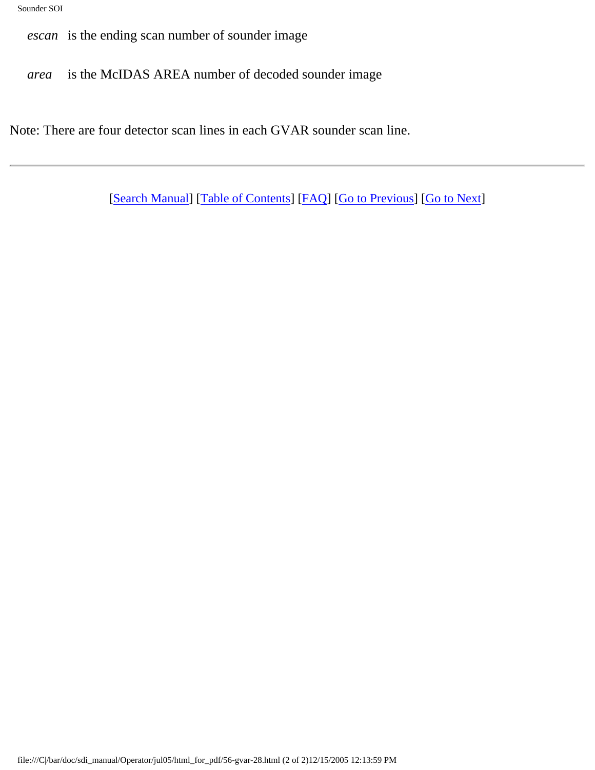*escan* is the ending scan number of sounder image

*area* is the McIDAS AREA number of decoded sounder image

Note: There are four detector scan lines in each GVAR sounder scan line.

---

[Search Manual] [Table of Contents] [FAQ] [Go to Previous] [Go to Next]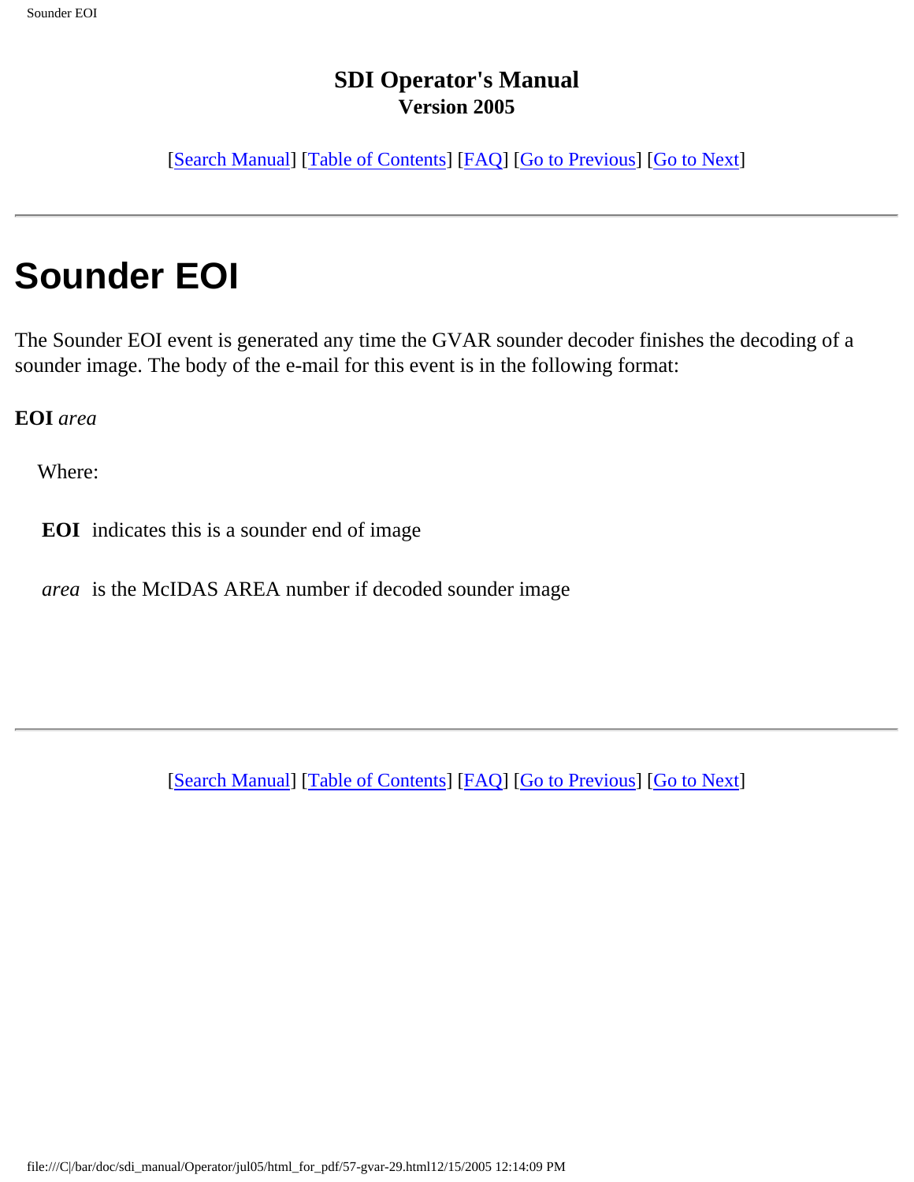**SDI Operator's Manual**
**Version 2005**

[Search Manual] [Table of Contents] [FAQ] [Go to Previous] [Go to Next]

---

# Sounder EOI

The Sounder EOI event is generated any time the GVAR sounder decoder finishes the decoding of a sounder image. The body of the e-mail for this event is in the following format:

**EOI** *area*

Where:

**EOI** indicates this is a sounder end of image

*area* is the McIDAS AREA number if decoded sounder image

---

[Search Manual] [Table of Contents] [FAQ] [Go to Previous] [Go to Next]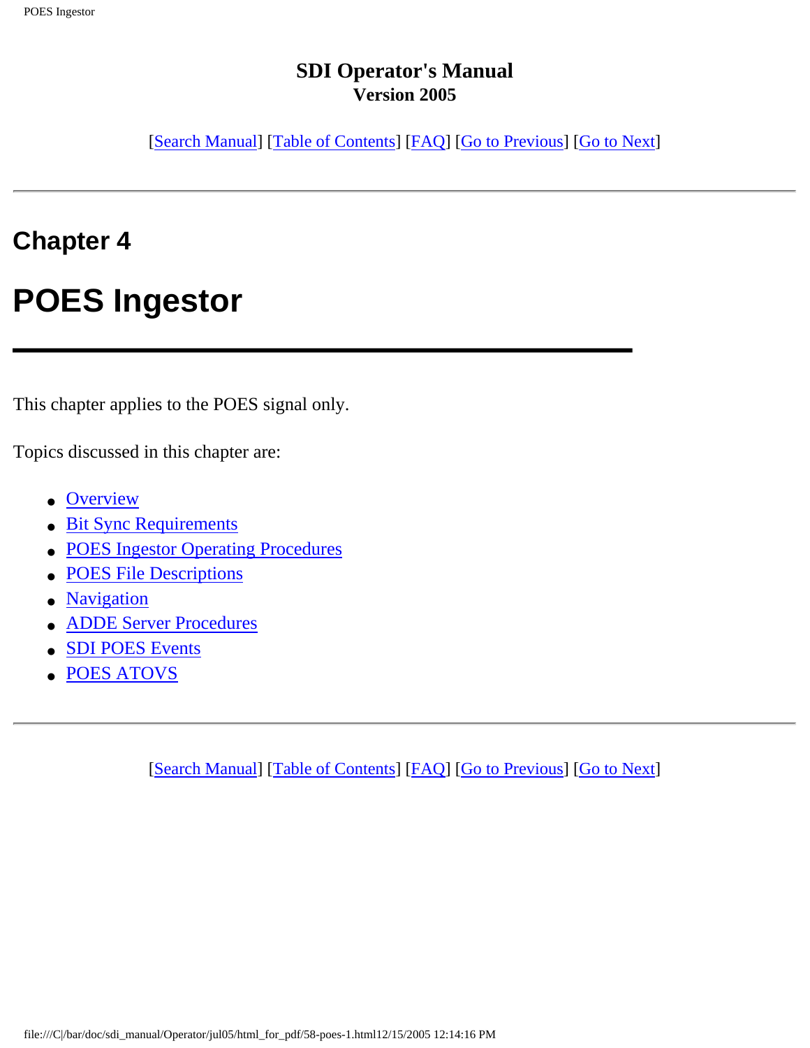**SDI Operator's Manual**
**Version 2005**

[Search Manual] [Table of Contents] [FAQ] [Go to Previous] [Go to Next]

---

## Chapter 4

# POES Ingestor

This chapter applies to the POES signal only.

Topics discussed in this chapter are:

- Overview
- Bit Sync Requirements
- POES Ingestor Operating Procedures
- POES File Descriptions
- Navigation
- ADDE Server Procedures
- SDI POES Events
- POES ATOVS

---

[Search Manual] [Table of Contents] [FAQ] [Go to Previous] [Go to Next]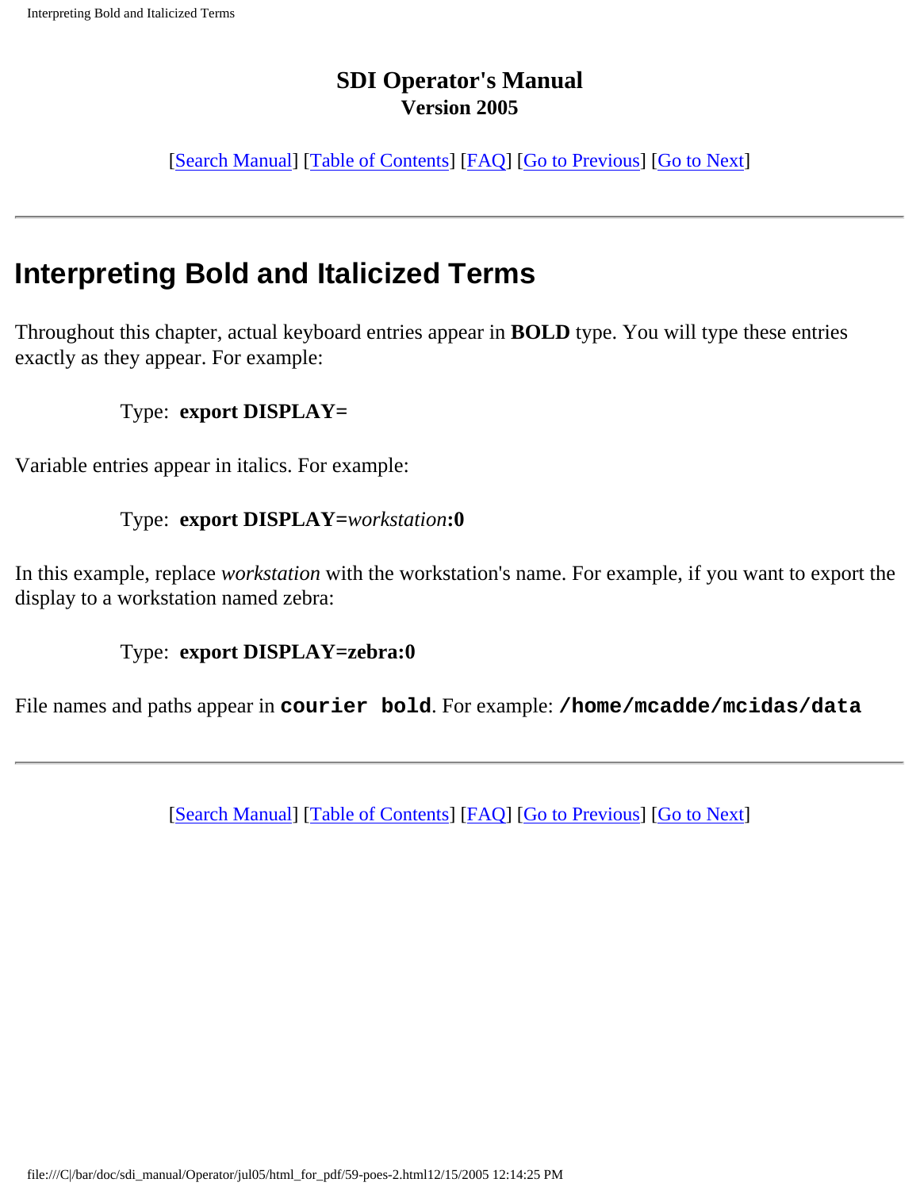**SDI Operator's Manual**
**Version 2005**

[Search Manual] [Table of Contents] [FAQ] [Go to Previous] [Go to Next]

---

# Interpreting Bold and Italicized Terms

Throughout this chapter, actual keyboard entries appear in **BOLD** type. You will type these entries exactly as they appear. For example:

Type: **export DISPLAY=**

Variable entries appear in italics. For example:

Type: **export DISPLAY=***workstation***:0**

In this example, replace *workstation* with the workstation's name. For example, if you want to export the display to a workstation named zebra:

Type: **export DISPLAY=zebra:0**

File names and paths appear in **`courier bold`**. For example: **`/home/mcadde/mcidas/data`**

---

[Search Manual] [Table of Contents] [FAQ] [Go to Previous] [Go to Next]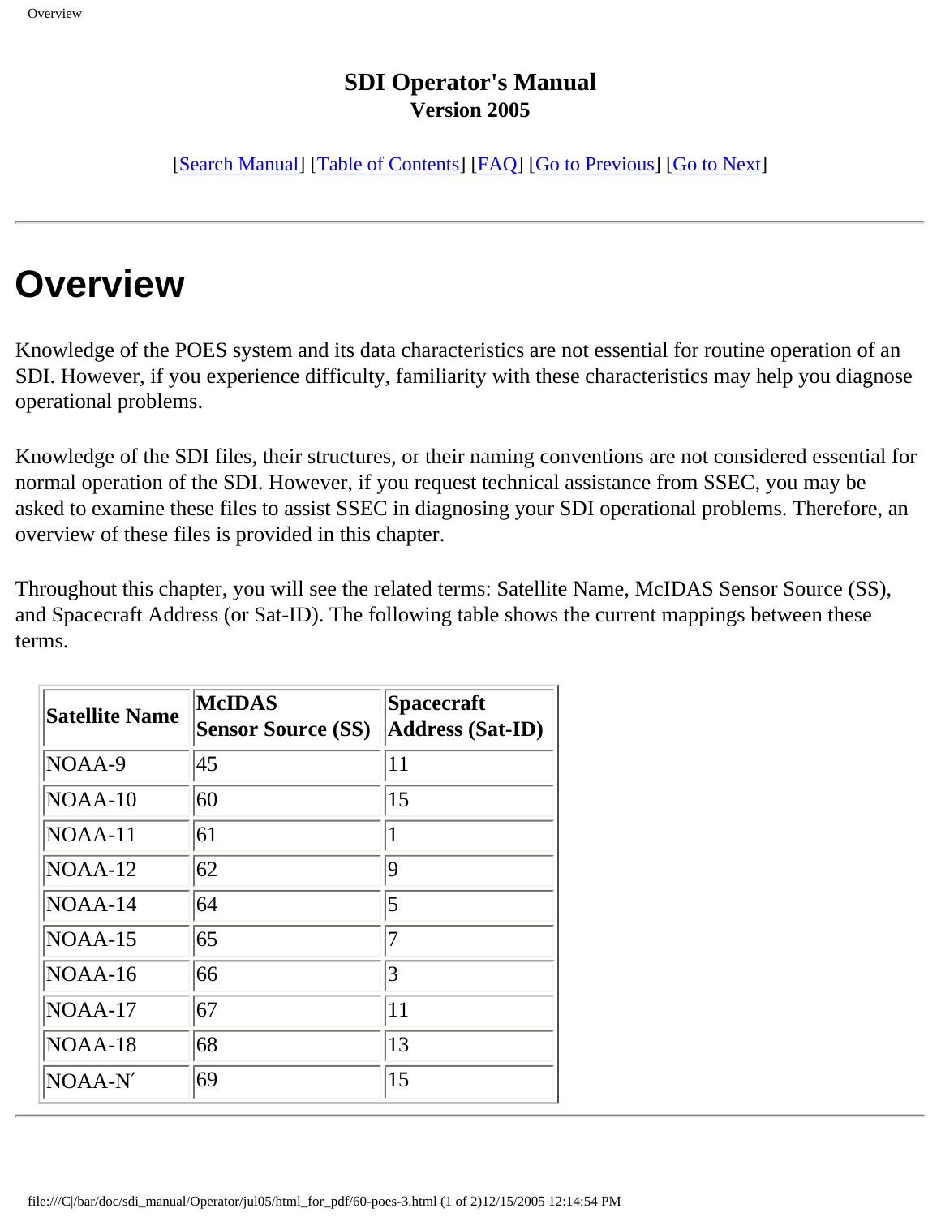# SDI Operator's Manual
**Version 2005**

[Search Manual] [Table of Contents] [FAQ] [Go to Previous] [Go to Next]

---

# Overview

Knowledge of the POES system and its data characteristics are not essential for routine operation of an SDI. However, if you experience difficulty, familiarity with these characteristics may help you diagnose operational problems.

Knowledge of the SDI files, their structures, or their naming conventions are not considered essential for normal operation of the SDI. However, if you request technical assistance from SSEC, you may be asked to examine these files to assist SSEC in diagnosing your SDI operational problems. Therefore, an overview of these files is provided in this chapter.

Throughout this chapter, you will see the related terms: Satellite Name, McIDAS Sensor Source (SS), and Spacecraft Address (or Sat-ID). The following table shows the current mappings between these terms.

| Satellite Name | McIDAS Sensor Source (SS) | Spacecraft Address (Sat-ID) |
|---|---|---|
| NOAA-9 | 45 | 11 |
| NOAA-10 | 60 | 15 |
| NOAA-11 | 61 | 1 |
| NOAA-12 | 62 | 9 |
| NOAA-14 | 64 | 5 |
| NOAA-15 | 65 | 7 |
| NOAA-16 | 66 | 3 |
| NOAA-17 | 67 | 11 |
| NOAA-18 | 68 | 13 |
| NOAA-N′ | 69 | 15 |

---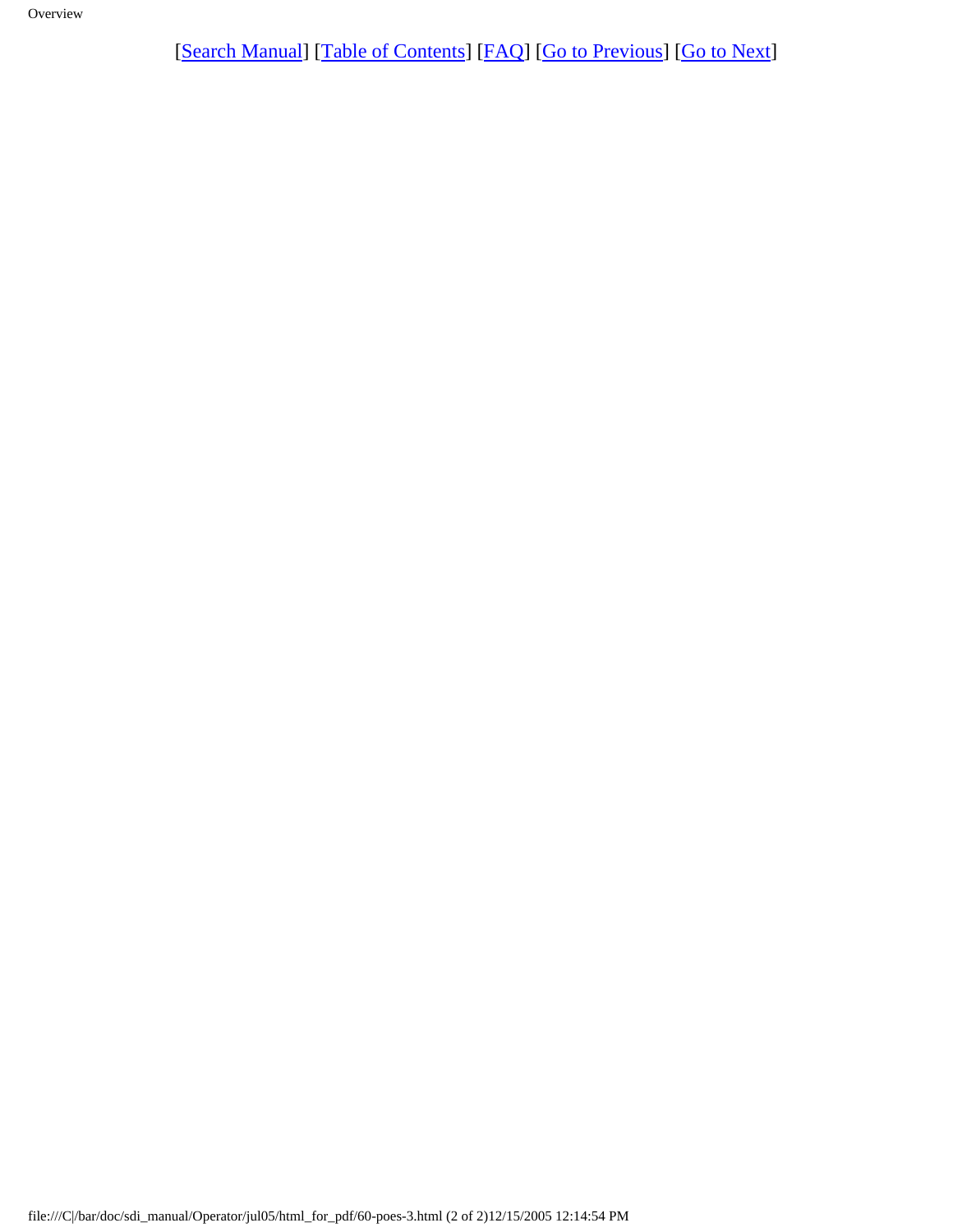[Search Manual] [Table of Contents] [FAQ] [Go to Previous] [Go to Next]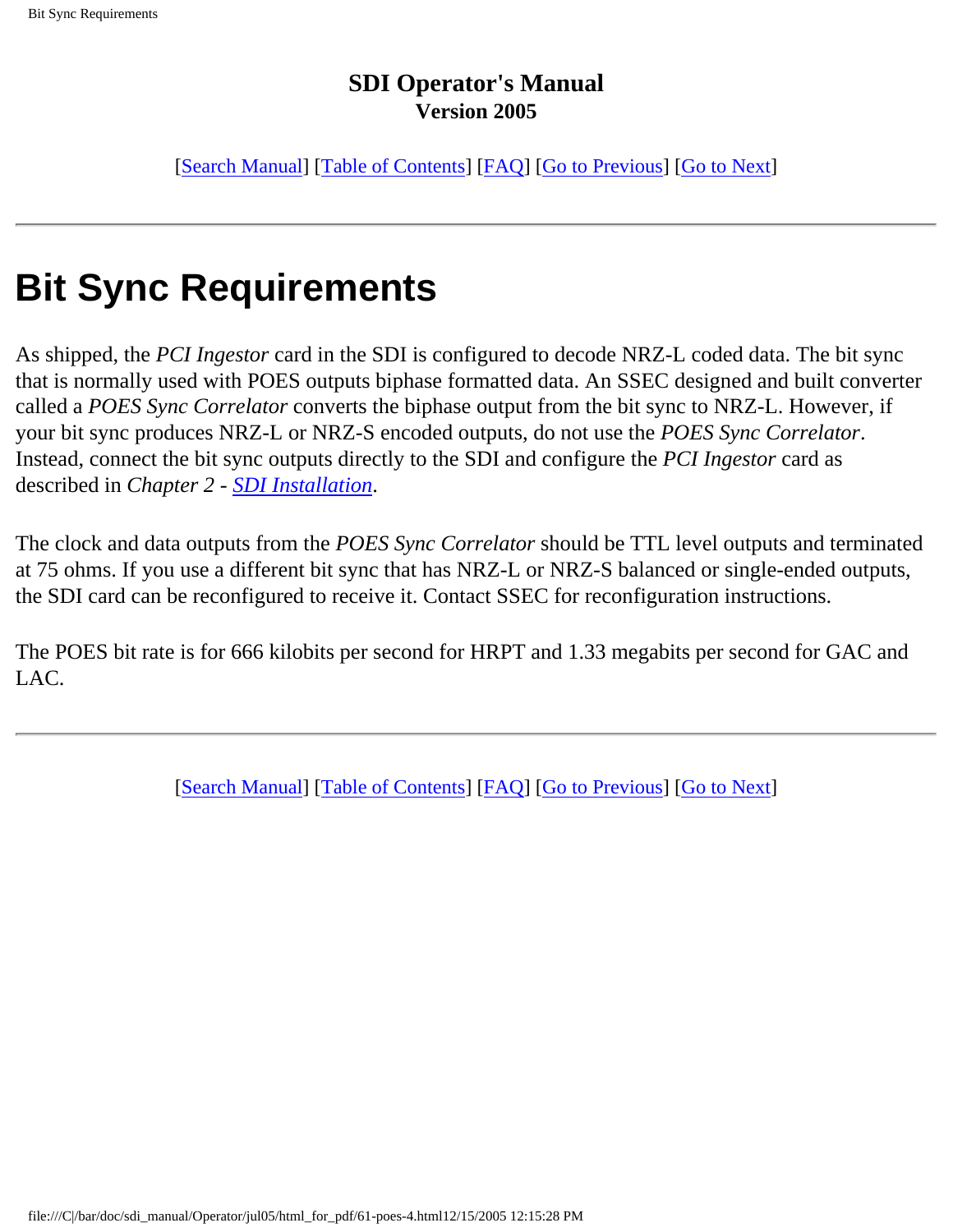**SDI Operator's Manual**
**Version 2005**

[Search Manual] [Table of Contents] [FAQ] [Go to Previous] [Go to Next]

---

# Bit Sync Requirements

As shipped, the *PCI Ingestor* card in the SDI is configured to decode NRZ-L coded data. The bit sync that is normally used with POES outputs biphase formatted data. An SSEC designed and built converter called a *POES Sync Correlator* converts the biphase output from the bit sync to NRZ-L. However, if your bit sync produces NRZ-L or NRZ-S encoded outputs, do not use the *POES Sync Correlator*. Instead, connect the bit sync outputs directly to the SDI and configure the *PCI Ingestor* card as described in *Chapter 2 - SDI Installation*.

The clock and data outputs from the *POES Sync Correlator* should be TTL level outputs and terminated at 75 ohms. If you use a different bit sync that has NRZ-L or NRZ-S balanced or single-ended outputs, the SDI card can be reconfigured to receive it. Contact SSEC for reconfiguration instructions.

The POES bit rate is for 666 kilobits per second for HRPT and 1.33 megabits per second for GAC and LAC.

---

[Search Manual] [Table of Contents] [FAQ] [Go to Previous] [Go to Next]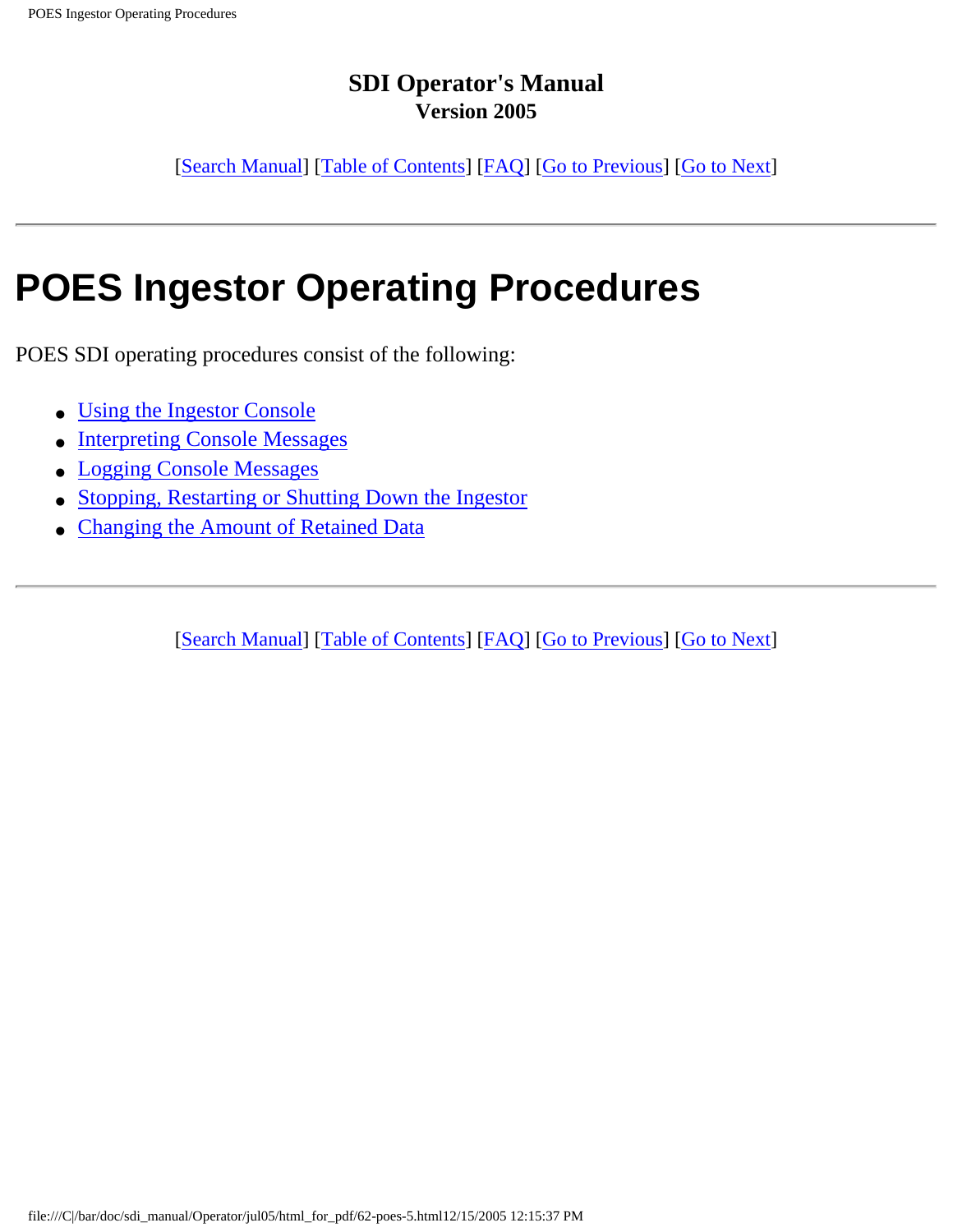**SDI Operator's Manual**
**Version 2005**

[Search Manual] [Table of Contents] [FAQ] [Go to Previous] [Go to Next]

---

# POES Ingestor Operating Procedures

POES SDI operating procedures consist of the following:

- Using the Ingestor Console
- Interpreting Console Messages
- Logging Console Messages
- Stopping, Restarting or Shutting Down the Ingestor
- Changing the Amount of Retained Data

---

[Search Manual] [Table of Contents] [FAQ] [Go to Previous] [Go to Next]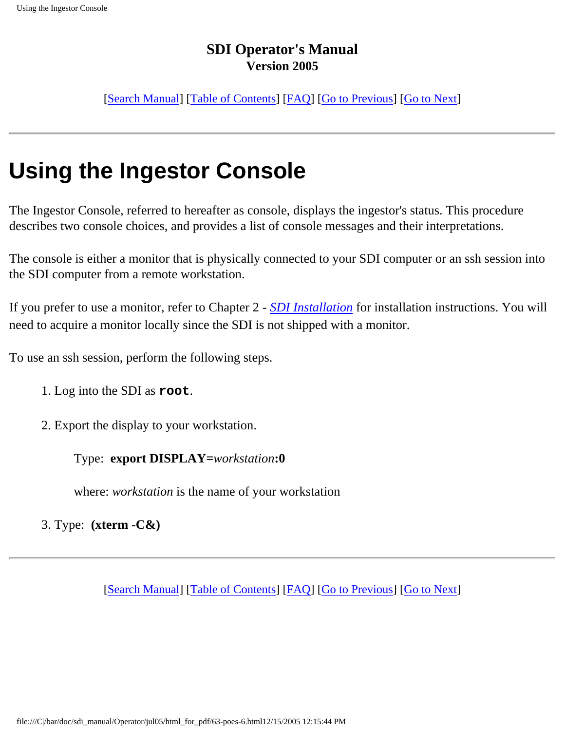**SDI Operator's Manual**
**Version 2005**

[Search Manual] [Table of Contents] [FAQ] [Go to Previous] [Go to Next]

---

# Using the Ingestor Console

The Ingestor Console, referred to hereafter as console, displays the ingestor's status. This procedure describes two console choices, and provides a list of console messages and their interpretations.

The console is either a monitor that is physically connected to your SDI computer or an ssh session into the SDI computer from a remote workstation.

If you prefer to use a monitor, refer to Chapter 2 - *SDI Installation* for installation instructions. You will need to acquire a monitor locally since the SDI is not shipped with a monitor.

To use an ssh session, perform the following steps.

1. Log into the SDI as **`root`**.
2. Export the display to your workstation.

   Type: **export DISPLAY=***workstation***:0**

   where: *workstation* is the name of your workstation
3. Type: **(xterm -C&)**

---

[Search Manual] [Table of Contents] [FAQ] [Go to Previous] [Go to Next]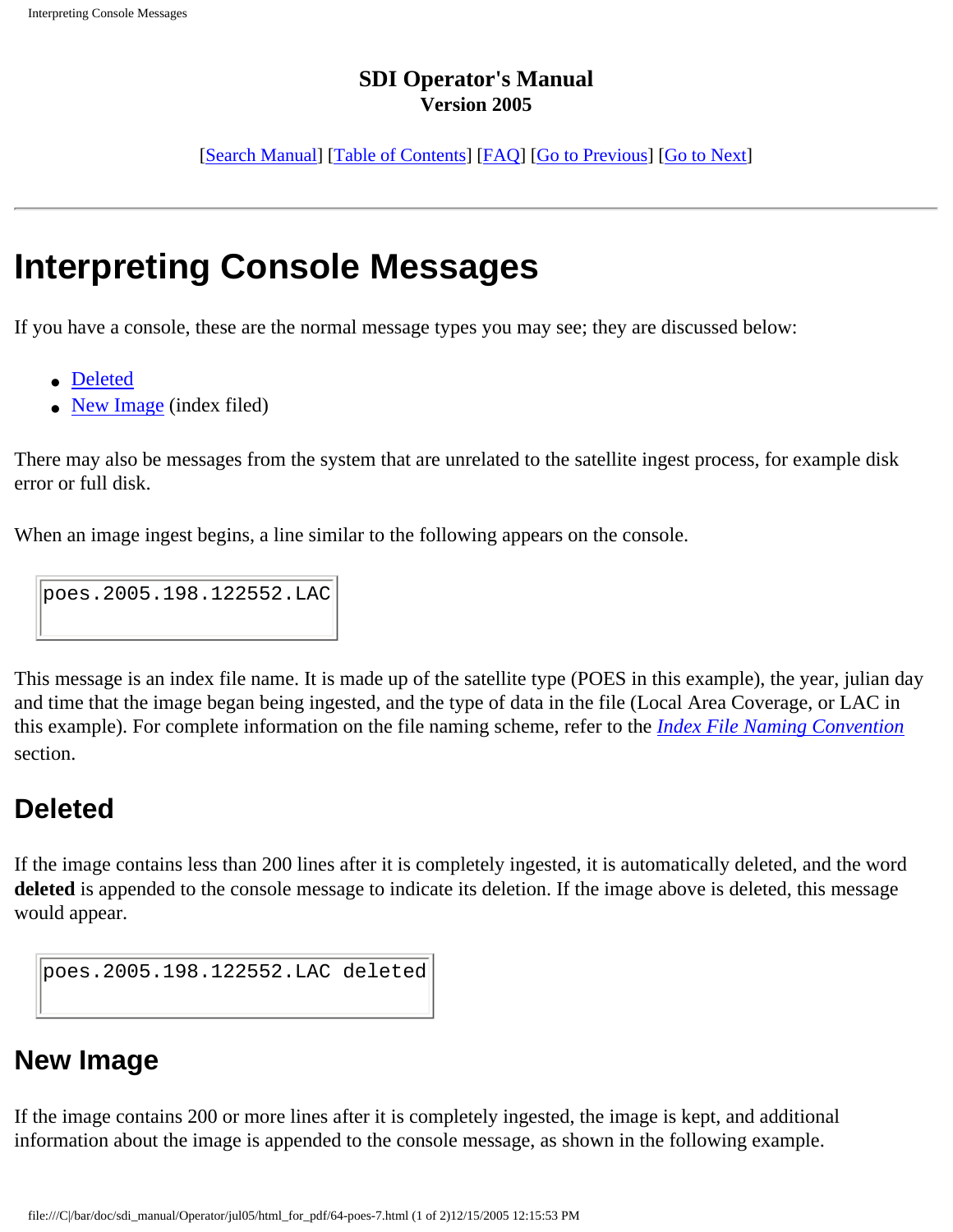**SDI Operator's Manual**
**Version 2005**

[Search Manual] [Table of Contents] [FAQ] [Go to Previous] [Go to Next]

---

# Interpreting Console Messages

If you have a console, these are the normal message types you may see; they are discussed below:

- Deleted
- New Image (index filed)

There may also be messages from the system that are unrelated to the satellite ingest process, for example disk error or full disk.

When an image ingest begins, a line similar to the following appears on the console.

```
poes.2005.198.122552.LAC
```

This message is an index file name. It is made up of the satellite type (POES in this example), the year, julian day and time that the image began being ingested, and the type of data in the file (Local Area Coverage, or LAC in this example). For complete information on the file naming scheme, refer to the *Index File Naming Convention* section.

## Deleted

If the image contains less than 200 lines after it is completely ingested, it is automatically deleted, and the word **deleted** is appended to the console message to indicate its deletion. If the image above is deleted, this message would appear.

```
poes.2005.198.122552.LAC deleted
```

## New Image

If the image contains 200 or more lines after it is completely ingested, the image is kept, and additional information about the image is appended to the console message, as shown in the following example.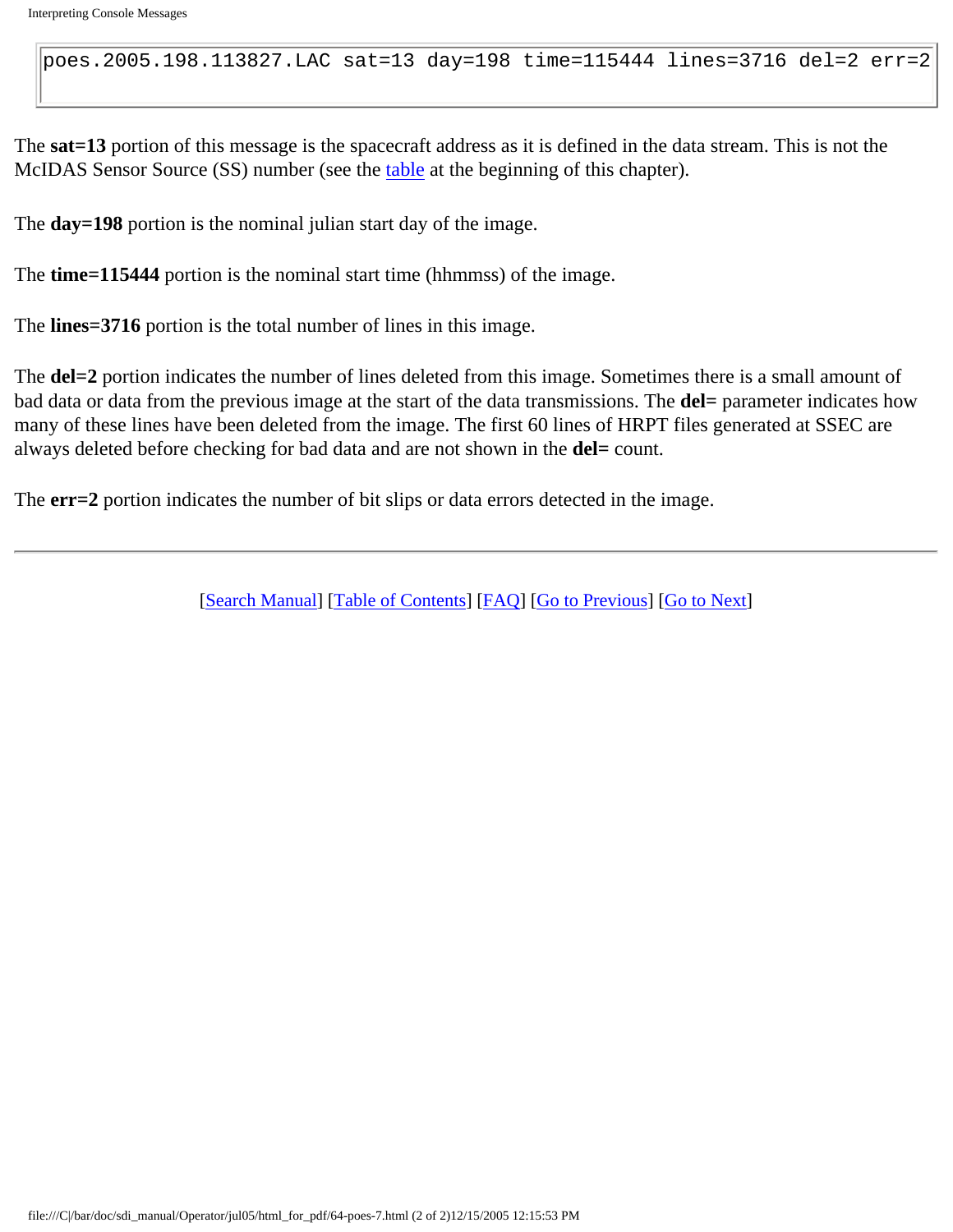```
poes.2005.198.113827.LAC sat=13 day=198 time=115444 lines=3716 del=2 err=2
```

The **sat=13** portion of this message is the spacecraft address as it is defined in the data stream. This is not the McIDAS Sensor Source (SS) number (see the table at the beginning of this chapter).

The **day=198** portion is the nominal julian start day of the image.

The **time=115444** portion is the nominal start time (hhmmss) of the image.

The **lines=3716** portion is the total number of lines in this image.

The **del=2** portion indicates the number of lines deleted from this image. Sometimes there is a small amount of bad data or data from the previous image at the start of the data transmissions. The **del=** parameter indicates how many of these lines have been deleted from the image. The first 60 lines of HRPT files generated at SSEC are always deleted before checking for bad data and are not shown in the **del=** count.

The **err=2** portion indicates the number of bit slips or data errors detected in the image.

---

[Search Manual] [Table of Contents] [FAQ] [Go to Previous] [Go to Next]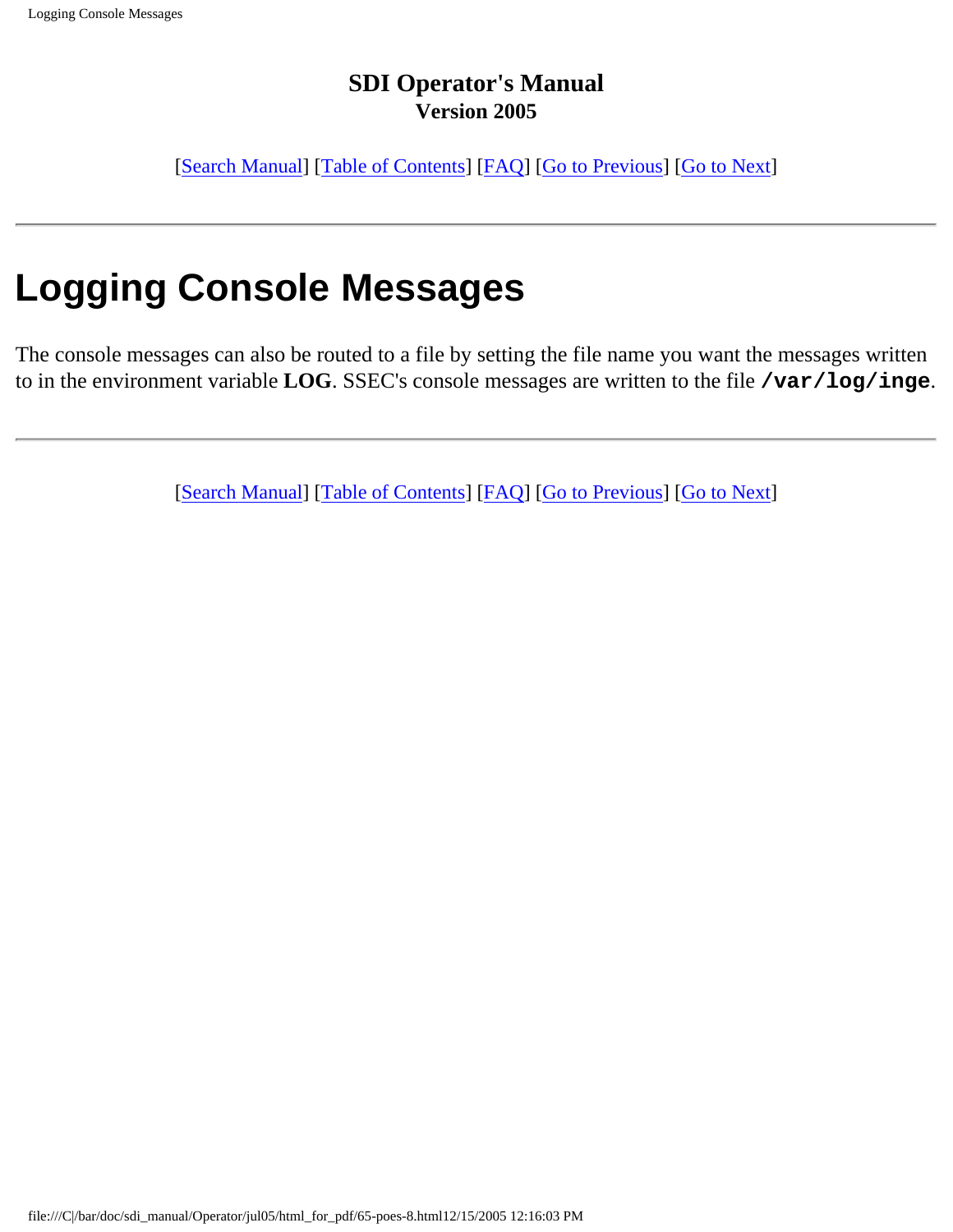# SDI Operator's Manual
**Version 2005**

[Search Manual] [Table of Contents] [FAQ] [Go to Previous] [Go to Next]

---

# Logging Console Messages

The console messages can also be routed to a file by setting the file name you want the messages written to in the environment variable **LOG**. SSEC's console messages are written to the file **`/var/log/inge`**.

---

[Search Manual] [Table of Contents] [FAQ] [Go to Previous] [Go to Next]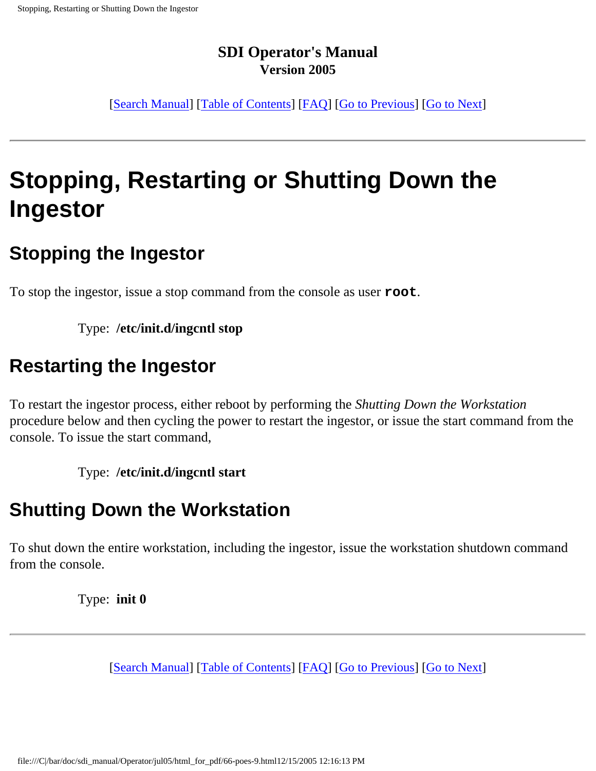**SDI Operator's Manual**
**Version 2005**

[Search Manual] [Table of Contents] [FAQ] [Go to Previous] [Go to Next]

---

# Stopping, Restarting or Shutting Down the Ingestor

## Stopping the Ingestor

To stop the ingestor, issue a stop command from the console as user **`root`**.

Type: **/etc/init.d/ingcntl stop**

## Restarting the Ingestor

To restart the ingestor process, either reboot by performing the *Shutting Down the Workstation* procedure below and then cycling the power to restart the ingestor, or issue the start command from the console. To issue the start command,

Type: **/etc/init.d/ingcntl start**

## Shutting Down the Workstation

To shut down the entire workstation, including the ingestor, issue the workstation shutdown command from the console.

Type: **init 0**

---

[Search Manual] [Table of Contents] [FAQ] [Go to Previous] [Go to Next]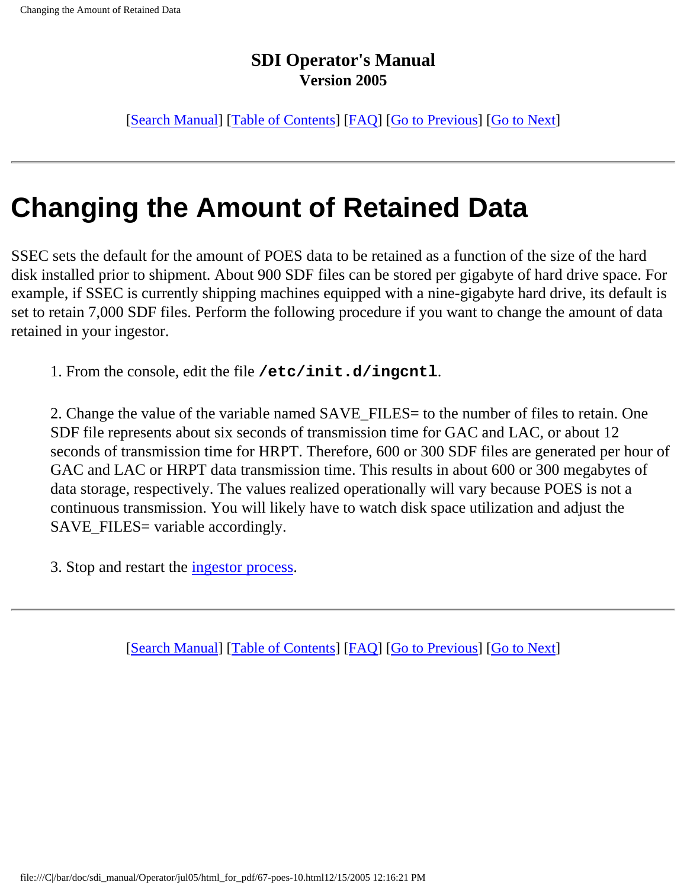**SDI Operator's Manual**
**Version 2005**

[Search Manual] [Table of Contents] [FAQ] [Go to Previous] [Go to Next]

---

# Changing the Amount of Retained Data

SSEC sets the default for the amount of POES data to be retained as a function of the size of the hard disk installed prior to shipment. About 900 SDF files can be stored per gigabyte of hard drive space. For example, if SSEC is currently shipping machines equipped with a nine-gigabyte hard drive, its default is set to retain 7,000 SDF files. Perform the following procedure if you want to change the amount of data retained in your ingestor.

1. From the console, edit the file **`/etc/init.d/ingcntl`**.

2. Change the value of the variable named SAVE_FILES= to the number of files to retain. One SDF file represents about six seconds of transmission time for GAC and LAC, or about 12 seconds of transmission time for HRPT. Therefore, 600 or 300 SDF files are generated per hour of GAC and LAC or HRPT data transmission time. This results in about 600 or 300 megabytes of data storage, respectively. The values realized operationally will vary because POES is not a continuous transmission. You will likely have to watch disk space utilization and adjust the SAVE_FILES= variable accordingly.

3. Stop and restart the ingestor process.

---

[Search Manual] [Table of Contents] [FAQ] [Go to Previous] [Go to Next]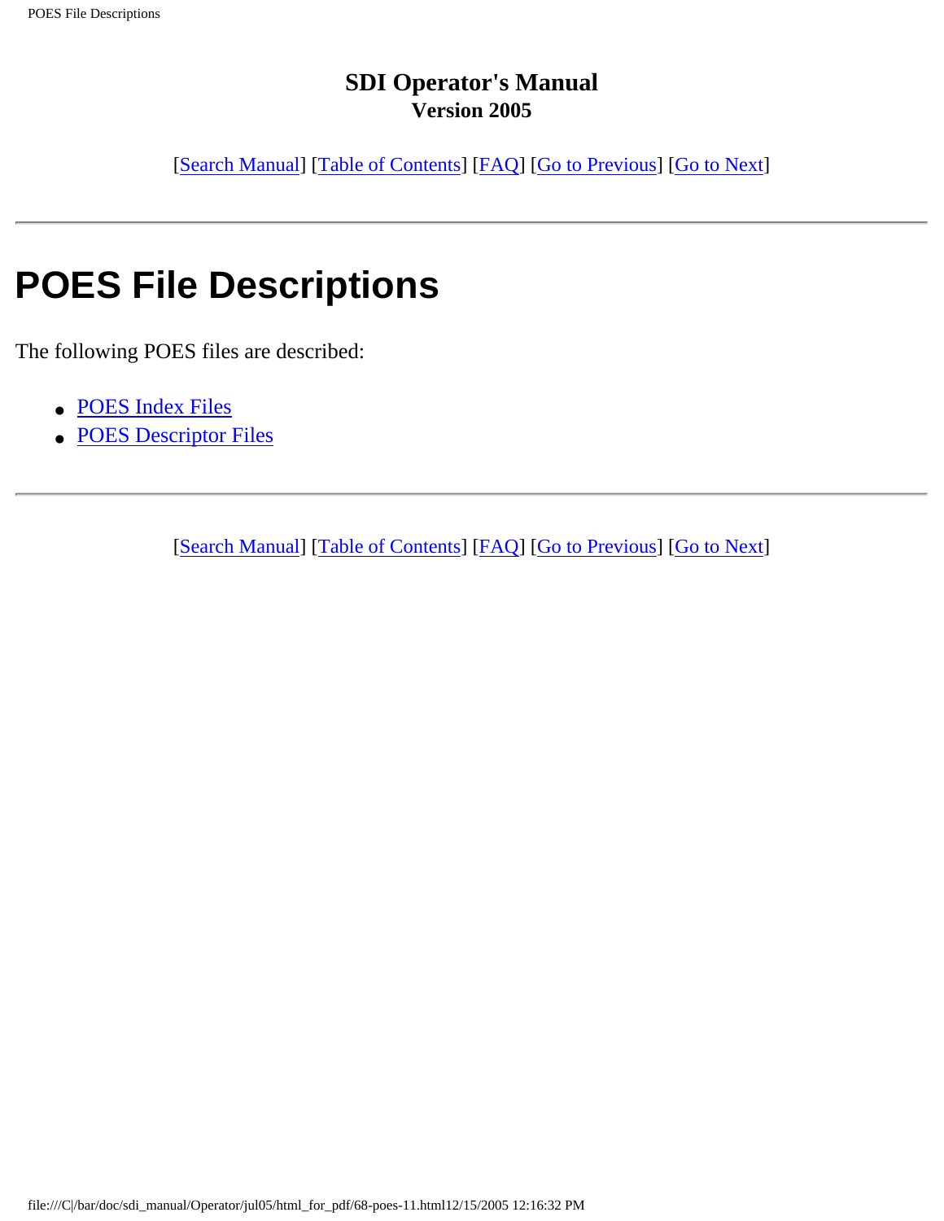**SDI Operator's Manual**
**Version 2005**

[Search Manual] [Table of Contents] [FAQ] [Go to Previous] [Go to Next]

---

# POES File Descriptions

The following POES files are described:

- POES Index Files
- POES Descriptor Files

---

[Search Manual] [Table of Contents] [FAQ] [Go to Previous] [Go to Next]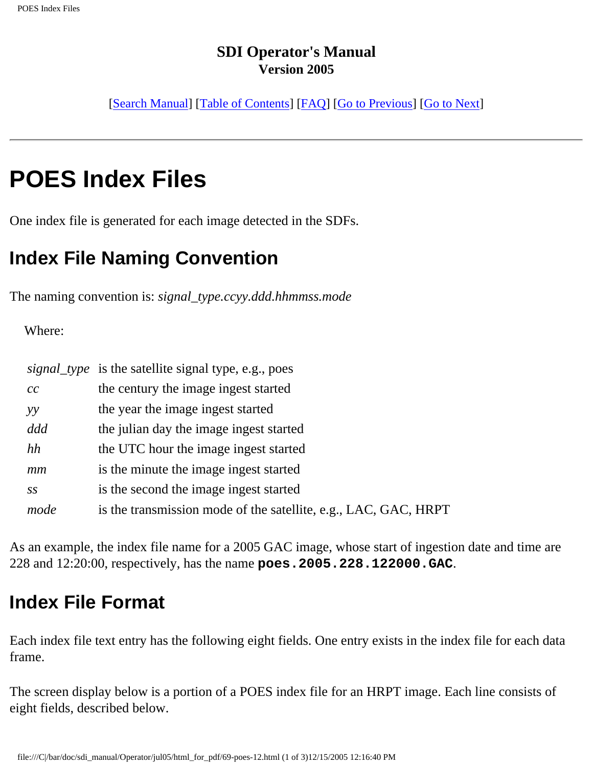**SDI Operator's Manual**
**Version 2005**

[Search Manual] [Table of Contents] [FAQ] [Go to Previous] [Go to Next]

---

# POES Index Files

One index file is generated for each image detected in the SDFs.

## Index File Naming Convention

The naming convention is: *signal_type.ccyy.ddd.hhmmss.mode*

Where:

| | |
|---|---|
| *signal_type* | is the satellite signal type, e.g., poes |
| *cc* | the century the image ingest started |
| *yy* | the year the image ingest started |
| *ddd* | the julian day the image ingest started |
| *hh* | the UTC hour the image ingest started |
| *mm* | is the minute the image ingest started |
| *ss* | is the second the image ingest started |
| *mode* | is the transmission mode of the satellite, e.g., LAC, GAC, HRPT |

As an example, the index file name for a 2005 GAC image, whose start of ingestion date and time are 228 and 12:20:00, respectively, has the name **`poes.2005.228.122000.GAC`**.

## Index File Format

Each index file text entry has the following eight fields. One entry exists in the index file for each data frame.

The screen display below is a portion of a POES index file for an HRPT image. Each line consists of eight fields, described below.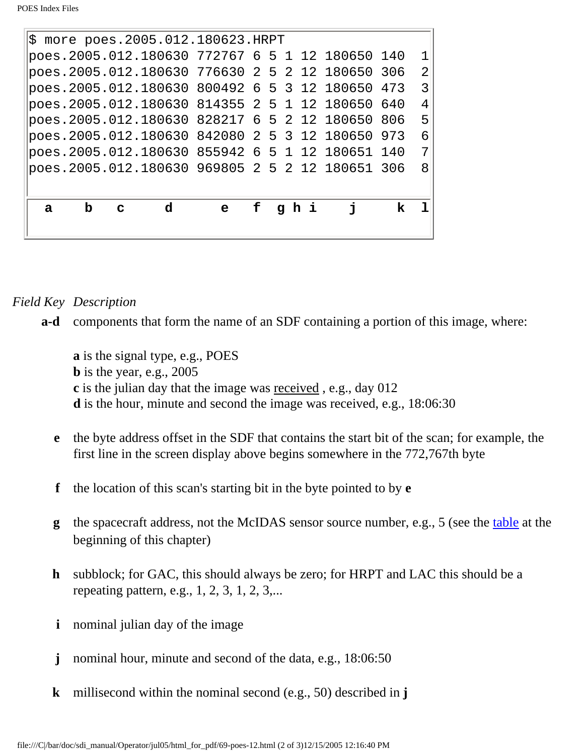```
$ more poes.2005.012.180623.HRPT
poes.2005.012.180630 772767 6 5 1 12 180650 140  1
poes.2005.012.180630 776630 2 5 2 12 180650 306  2
poes.2005.012.180630 800492 6 5 3 12 180650 473  3
poes.2005.012.180630 814355 2 5 1 12 180650 640  4
poes.2005.012.180630 828217 6 5 2 12 180650 806  5
poes.2005.012.180630 842080 2 5 3 12 180650 973  6
poes.2005.012.180630 855942 6 5 1 12 180651 140  7
poes.2005.012.180630 969805 2 5 2 12 180651 306  8

  a    b   c     d       e    f  g h i     j     k  l
```

| *Field Key* | *Description* |
|---|---|
| **a-d** | components that form the name of an SDF containing a portion of this image, where:<br><br>**a** is the signal type, e.g., POES<br>**b** is the year, e.g., 2005<br>**c** is the julian day that the image was received , e.g., day 012<br>**d** is the hour, minute and second the image was received, e.g., 18:06:30 |
| **e** | the byte address offset in the SDF that contains the start bit of the scan; for example, the first line in the screen display above begins somewhere in the 772,767th byte |
| **f** | the location of this scan's starting bit in the byte pointed to by **e** |
| **g** | the spacecraft address, not the McIDAS sensor source number, e.g., 5 (see the table at the beginning of this chapter) |
| **h** | subblock; for GAC, this should always be zero; for HRPT and LAC this should be a repeating pattern, e.g., 1, 2, 3, 1, 2, 3,... |
| **i** | nominal julian day of the image |
| **j** | nominal hour, minute and second of the data, e.g., 18:06:50 |
| **k** | millisecond within the nominal second (e.g., 50) described in **j** |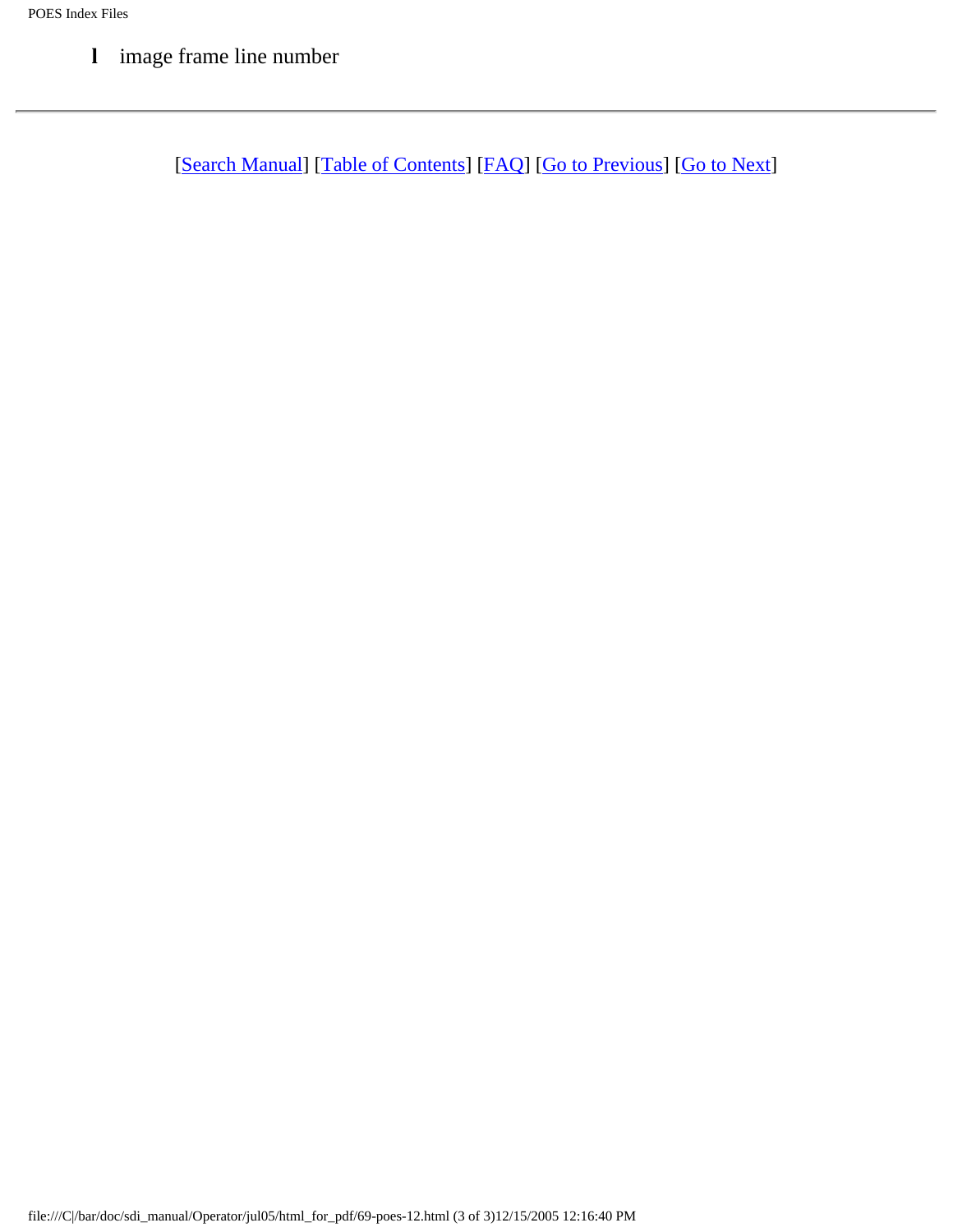**l** image frame line number

---

[Search Manual] [Table of Contents] [FAQ] [Go to Previous] [Go to Next]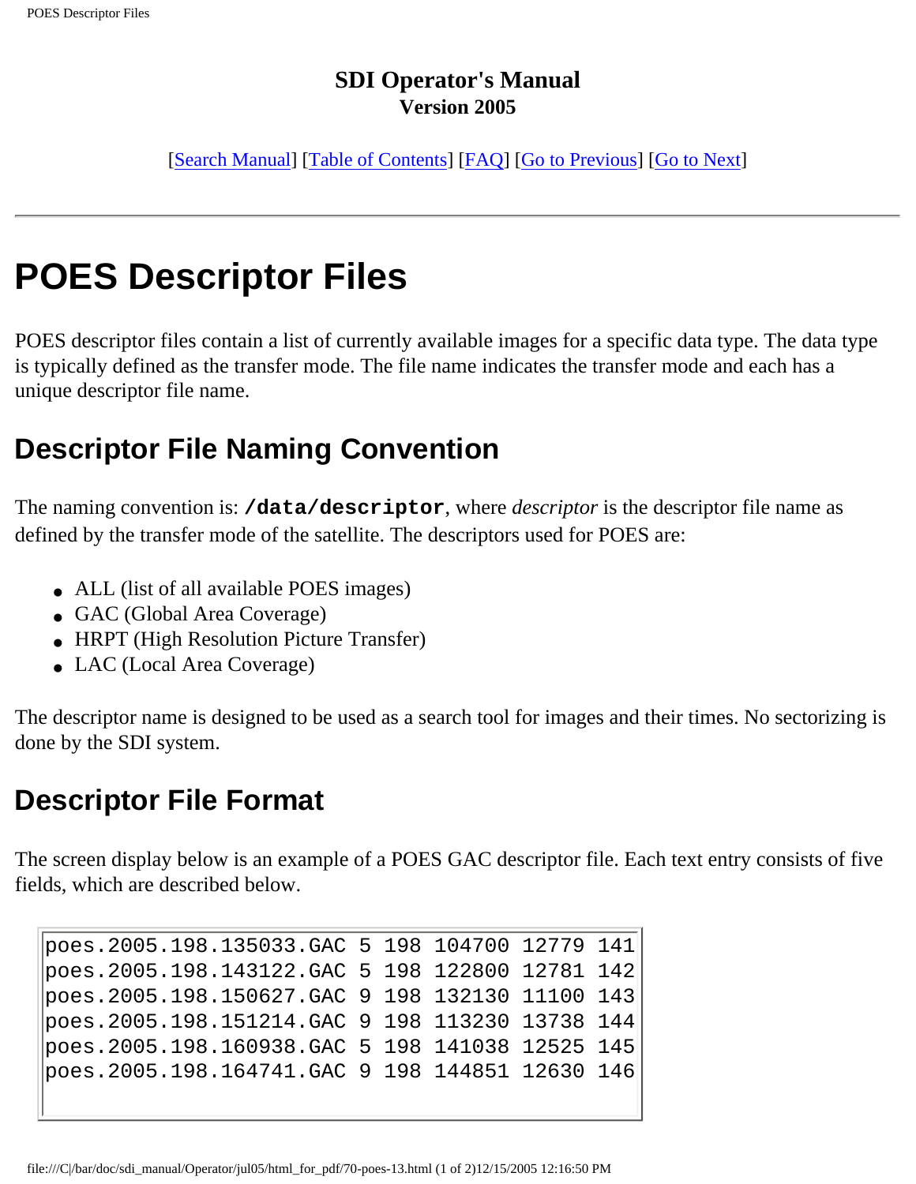**SDI Operator's Manual**
**Version 2005**

[Search Manual] [Table of Contents] [FAQ] [Go to Previous] [Go to Next]

---

# POES Descriptor Files

POES descriptor files contain a list of currently available images for a specific data type. The data type is typically defined as the transfer mode. The file name indicates the transfer mode and each has a unique descriptor file name.

## Descriptor File Naming Convention

The naming convention is: **`/data/descriptor`**, where *descriptor* is the descriptor file name as defined by the transfer mode of the satellite. The descriptors used for POES are:

- ALL (list of all available POES images)
- GAC (Global Area Coverage)
- HRPT (High Resolution Picture Transfer)
- LAC (Local Area Coverage)

The descriptor name is designed to be used as a search tool for images and their times. No sectorizing is done by the SDI system.

## Descriptor File Format

The screen display below is an example of a POES GAC descriptor file. Each text entry consists of five fields, which are described below.

```
poes.2005.198.135033.GAC 5 198 104700 12779 141
poes.2005.198.143122.GAC 5 198 122800 12781 142
poes.2005.198.150627.GAC 9 198 132130 11100 143
poes.2005.198.151214.GAC 9 198 113230 13738 144
poes.2005.198.160938.GAC 5 198 141038 12525 145
poes.2005.198.164741.GAC 9 198 144851 12630 146
```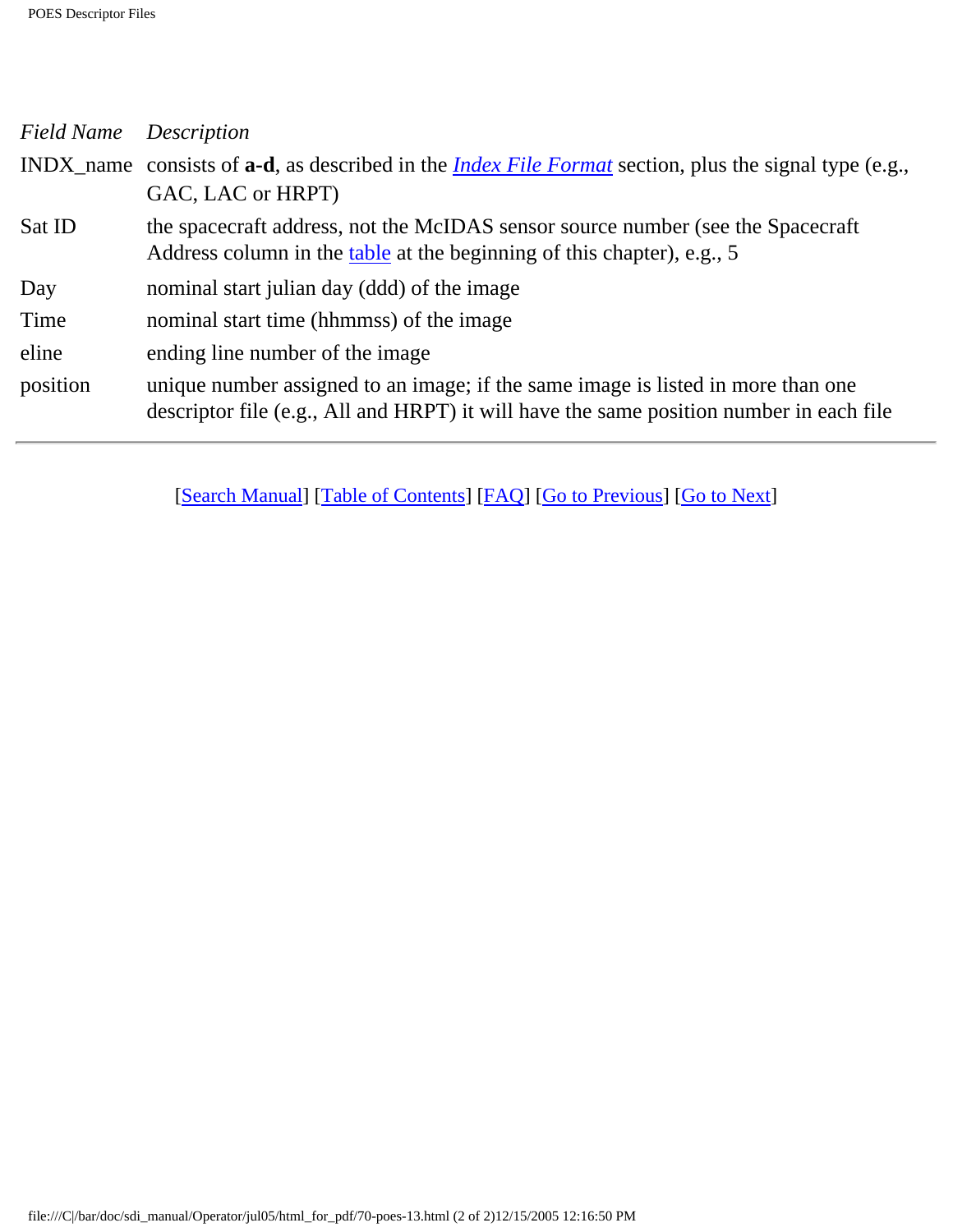| *Field Name* | *Description* |
| --- | --- |
| INDX_name | consists of **a-d**, as described in the *Index File Format* section, plus the signal type (e.g., GAC, LAC or HRPT) |
| Sat ID | the spacecraft address, not the McIDAS sensor source number (see the Spacecraft Address column in the table at the beginning of this chapter), e.g., 5 |
| Day | nominal start julian day (ddd) of the image |
| Time | nominal start time (hhmmss) of the image |
| eline | ending line number of the image |
| position | unique number assigned to an image; if the same image is listed in more than one descriptor file (e.g., All and HRPT) it will have the same position number in each file |

---

[Search Manual] [Table of Contents] [FAQ] [Go to Previous] [Go to Next]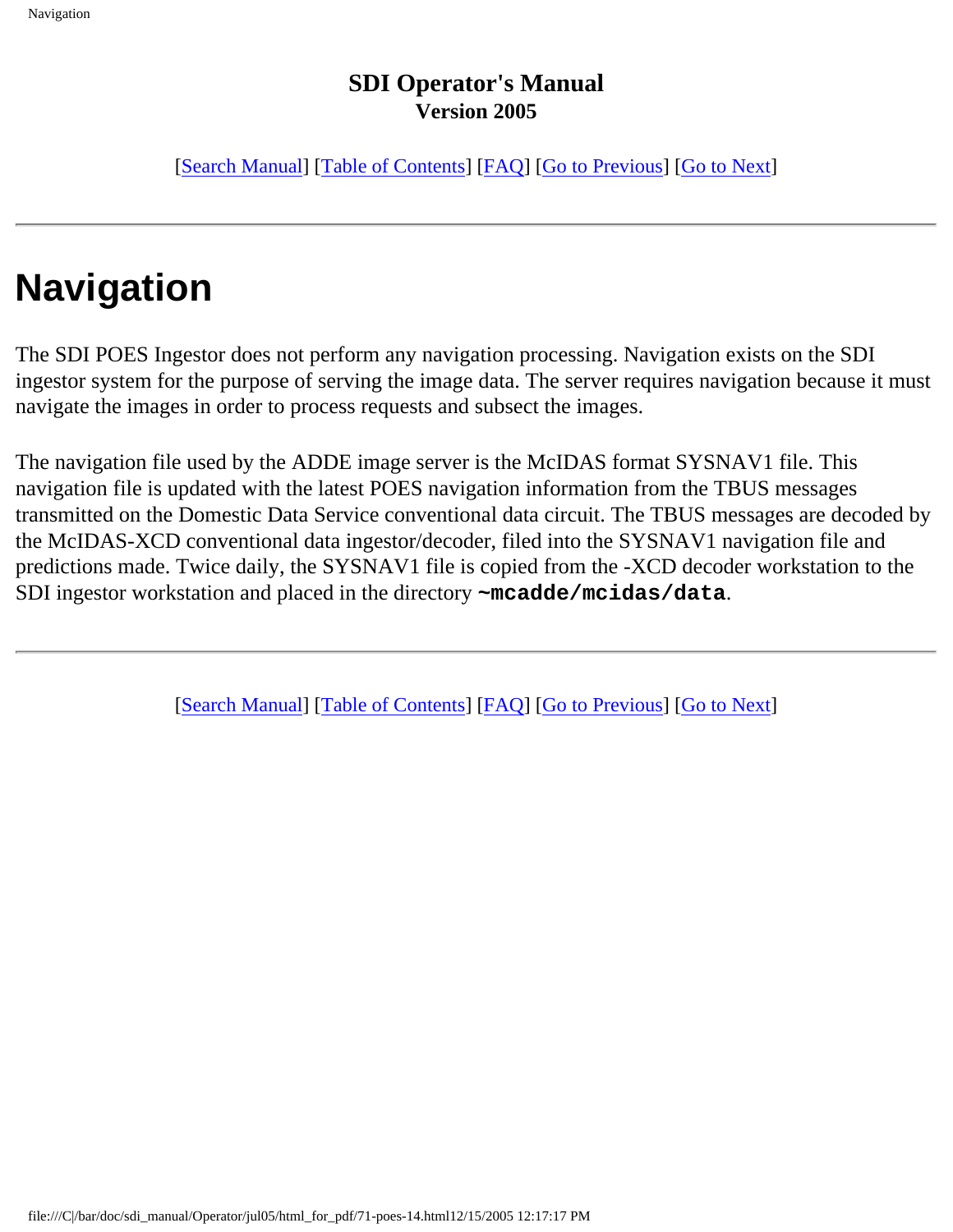**SDI Operator's Manual**
**Version 2005**

[Search Manual] [Table of Contents] [FAQ] [Go to Previous] [Go to Next]

---

# Navigation

The SDI POES Ingestor does not perform any navigation processing. Navigation exists on the SDI ingestor system for the purpose of serving the image data. The server requires navigation because it must navigate the images in order to process requests and subsect the images.

The navigation file used by the ADDE image server is the McIDAS format SYSNAV1 file. This navigation file is updated with the latest POES navigation information from the TBUS messages transmitted on the Domestic Data Service conventional data circuit. The TBUS messages are decoded by the McIDAS-XCD conventional data ingestor/decoder, filed into the SYSNAV1 navigation file and predictions made. Twice daily, the SYSNAV1 file is copied from the -XCD decoder workstation to the SDI ingestor workstation and placed in the directory **`~mcadde/mcidas/data`**.

---

[Search Manual] [Table of Contents] [FAQ] [Go to Previous] [Go to Next]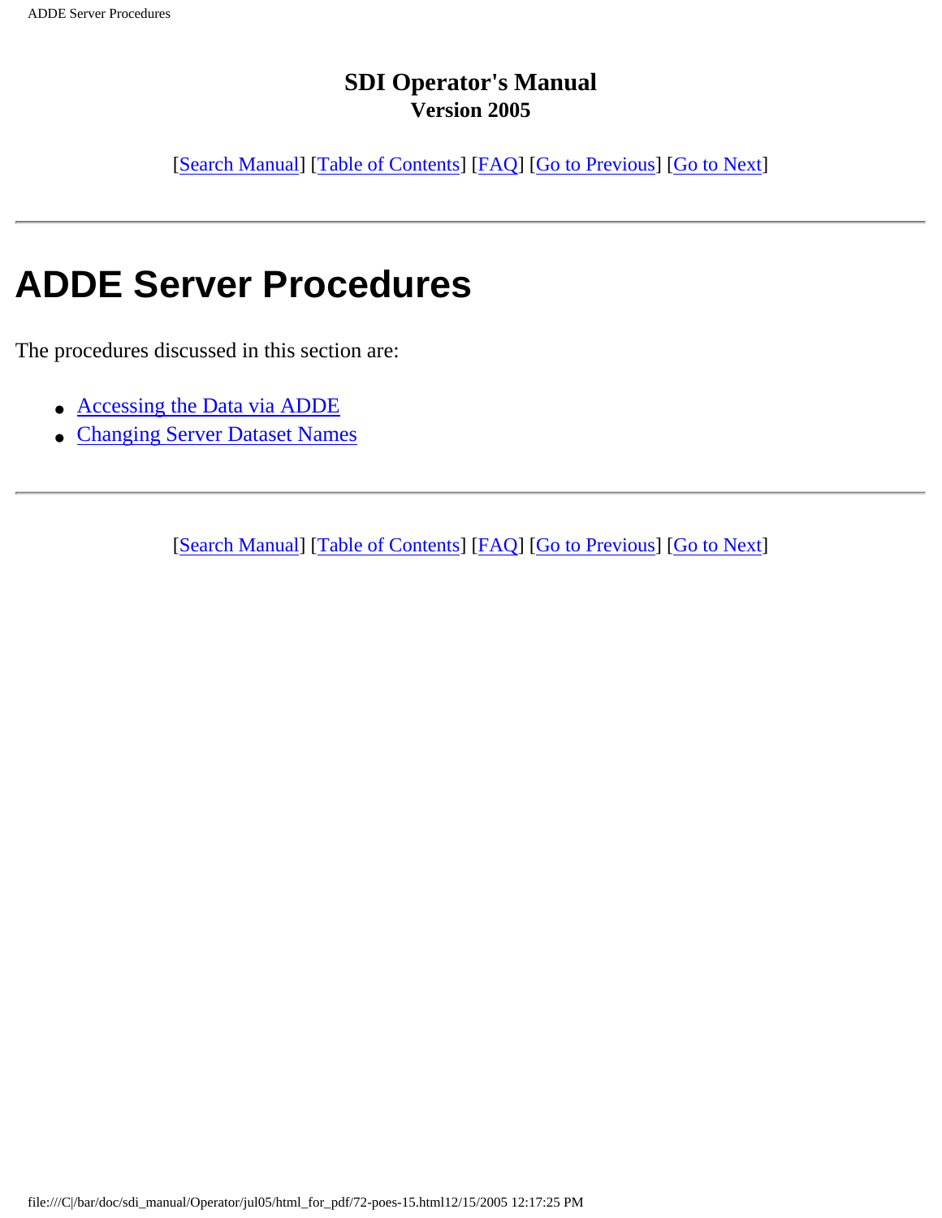**SDI Operator's Manual**
**Version 2005**

[Search Manual] [Table of Contents] [FAQ] [Go to Previous] [Go to Next]

---

# ADDE Server Procedures

The procedures discussed in this section are:

- Accessing the Data via ADDE
- Changing Server Dataset Names

---

[Search Manual] [Table of Contents] [FAQ] [Go to Previous] [Go to Next]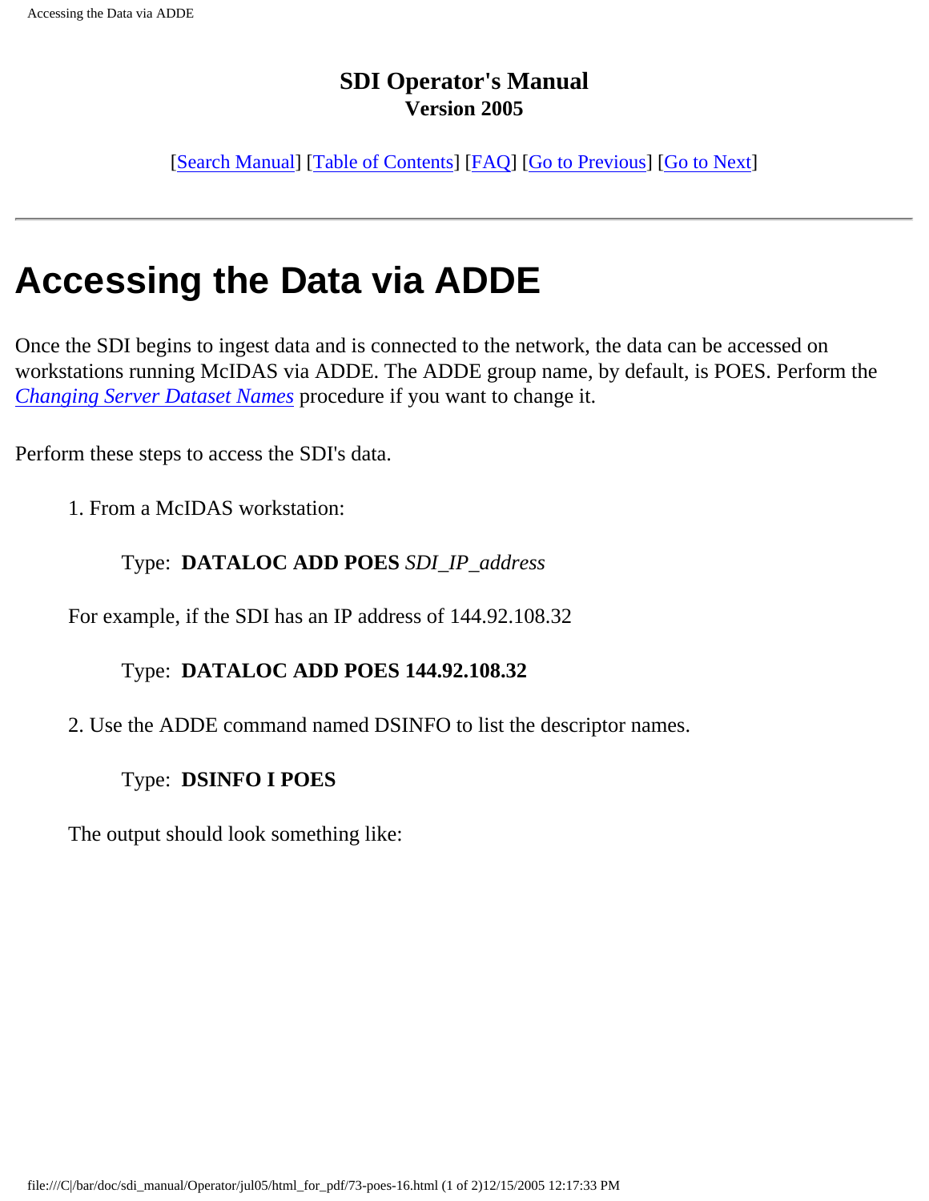**SDI Operator's Manual**
**Version 2005**

[Search Manual] [Table of Contents] [FAQ] [Go to Previous] [Go to Next]

---

# Accessing the Data via ADDE

Once the SDI begins to ingest data and is connected to the network, the data can be accessed on workstations running McIDAS via ADDE. The ADDE group name, by default, is POES. Perform the *Changing Server Dataset Names* procedure if you want to change it.

Perform these steps to access the SDI's data.

1. From a McIDAS workstation:

   Type: **DATALOC ADD POES** *SDI_IP_address*

   For example, if the SDI has an IP address of 144.92.108.32

   Type: **DATALOC ADD POES 144.92.108.32**

2. Use the ADDE command named DSINFO to list the descriptor names.

   Type: **DSINFO I POES**

   The output should look something like: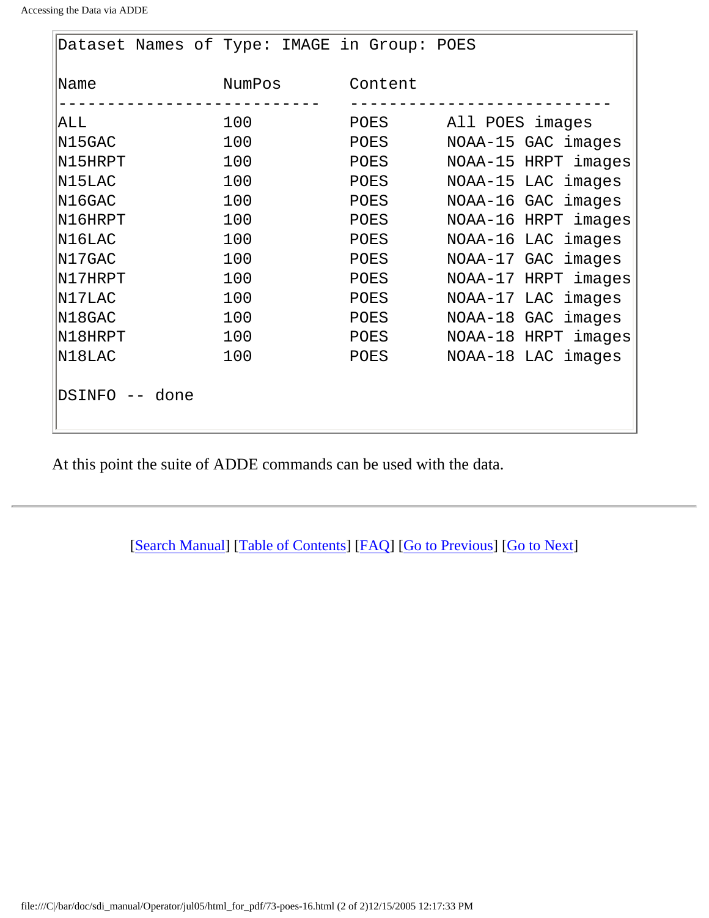```
Dataset Names of Type: IMAGE in Group: POES

Name              NumPos       Content
---------------------------    ---------------------------
ALL               100          POES      All POES images
N15GAC            100          POES      NOAA-15 GAC images
N15HRPT           100          POES      NOAA-15 HRPT images
N15LAC            100          POES      NOAA-15 LAC images
N16GAC            100          POES      NOAA-16 GAC images
N16HRPT           100          POES      NOAA-16 HRPT images
N16LAC            100          POES      NOAA-16 LAC images
N17GAC            100          POES      NOAA-17 GAC images
N17HRPT           100          POES      NOAA-17 HRPT images
N17LAC            100          POES      NOAA-17 LAC images
N18GAC            100          POES      NOAA-18 GAC images
N18HRPT           100          POES      NOAA-18 HRPT images
N18LAC            100          POES      NOAA-18 LAC images

DSINFO -- done
```

At this point the suite of ADDE commands can be used with the data.

---

[Search Manual] [Table of Contents] [FAQ] [Go to Previous] [Go to Next]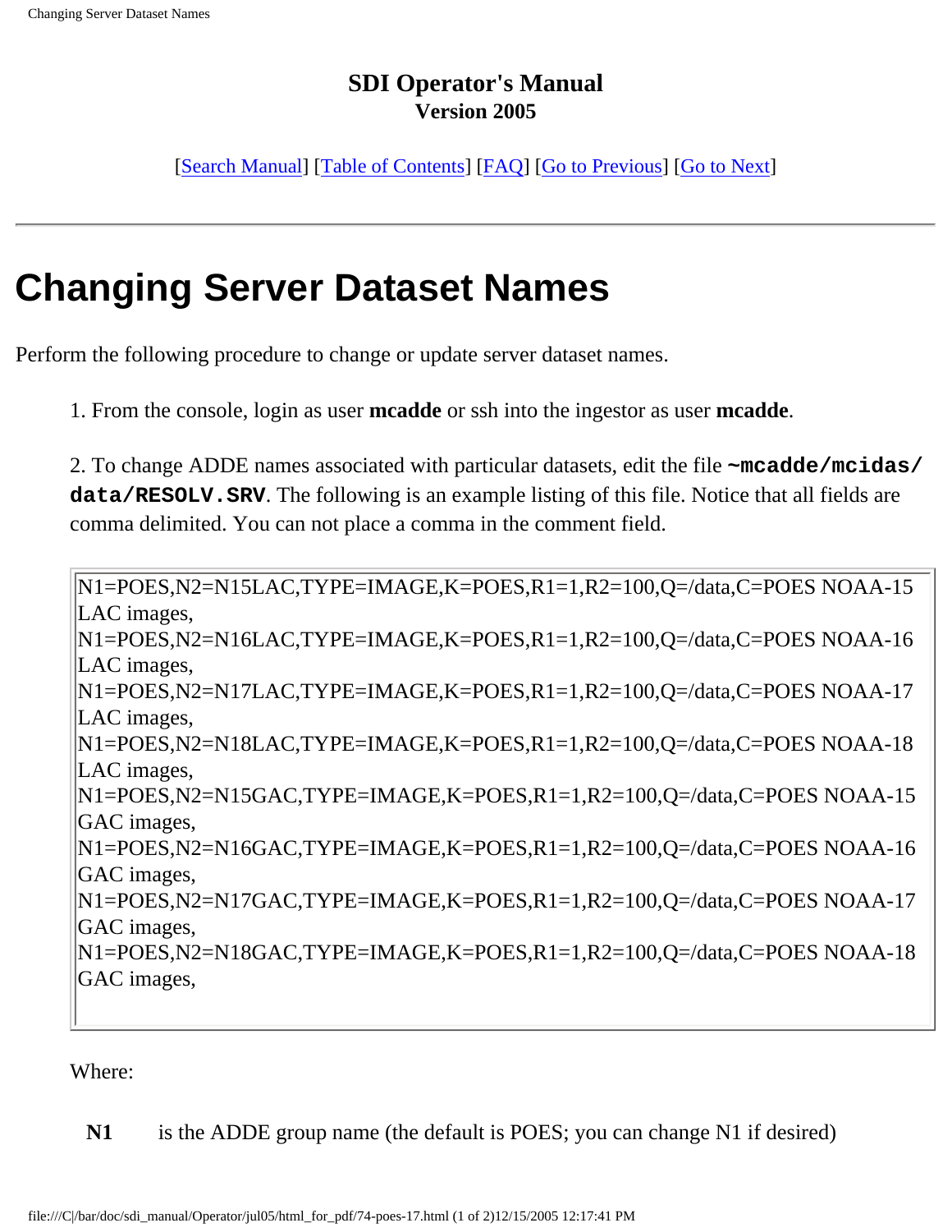**SDI Operator's Manual**
**Version 2005**

[Search Manual] [Table of Contents] [FAQ] [Go to Previous] [Go to Next]

---

# Changing Server Dataset Names

Perform the following procedure to change or update server dataset names.

1. From the console, login as user **mcadde** or ssh into the ingestor as user **mcadde**.

2. To change ADDE names associated with particular datasets, edit the file **`~mcadde/mcidas/data/RESOLV.SRV`**. The following is an example listing of this file. Notice that all fields are comma delimited. You can not place a comma in the comment field.

```
N1=POES,N2=N15LAC,TYPE=IMAGE,K=POES,R1=1,R2=100,Q=/data,C=POES NOAA-15 LAC images,
N1=POES,N2=N16LAC,TYPE=IMAGE,K=POES,R1=1,R2=100,Q=/data,C=POES NOAA-16 LAC images,
N1=POES,N2=N17LAC,TYPE=IMAGE,K=POES,R1=1,R2=100,Q=/data,C=POES NOAA-17 LAC images,
N1=POES,N2=N18LAC,TYPE=IMAGE,K=POES,R1=1,R2=100,Q=/data,C=POES NOAA-18 LAC images,
N1=POES,N2=N15GAC,TYPE=IMAGE,K=POES,R1=1,R2=100,Q=/data,C=POES NOAA-15 GAC images,
N1=POES,N2=N16GAC,TYPE=IMAGE,K=POES,R1=1,R2=100,Q=/data,C=POES NOAA-16 GAC images,
N1=POES,N2=N17GAC,TYPE=IMAGE,K=POES,R1=1,R2=100,Q=/data,C=POES NOAA-17 GAC images,
N1=POES,N2=N18GAC,TYPE=IMAGE,K=POES,R1=1,R2=100,Q=/data,C=POES NOAA-18 GAC images,
```

Where:

**N1** is the ADDE group name (the default is POES; you can change N1 if desired)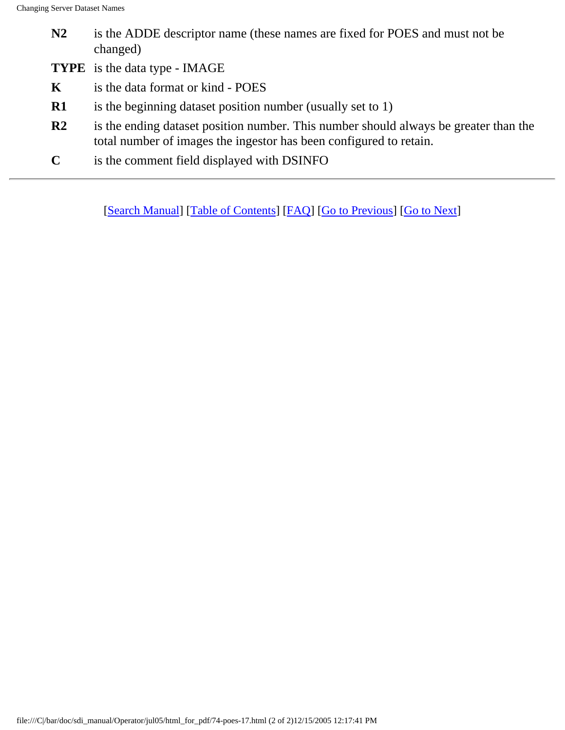| | |
|---|---|
| **N2** | is the ADDE descriptor name (these names are fixed for POES and must not be changed) |
| **TYPE** | is the data type - IMAGE |
| **K** | is the data format or kind - POES |
| **R1** | is the beginning dataset position number (usually set to 1) |
| **R2** | is the ending dataset position number. This number should always be greater than the total number of images the ingestor has been configured to retain. |
| **C** | is the comment field displayed with DSINFO |

---

[Search Manual] [Table of Contents] [FAQ] [Go to Previous] [Go to Next]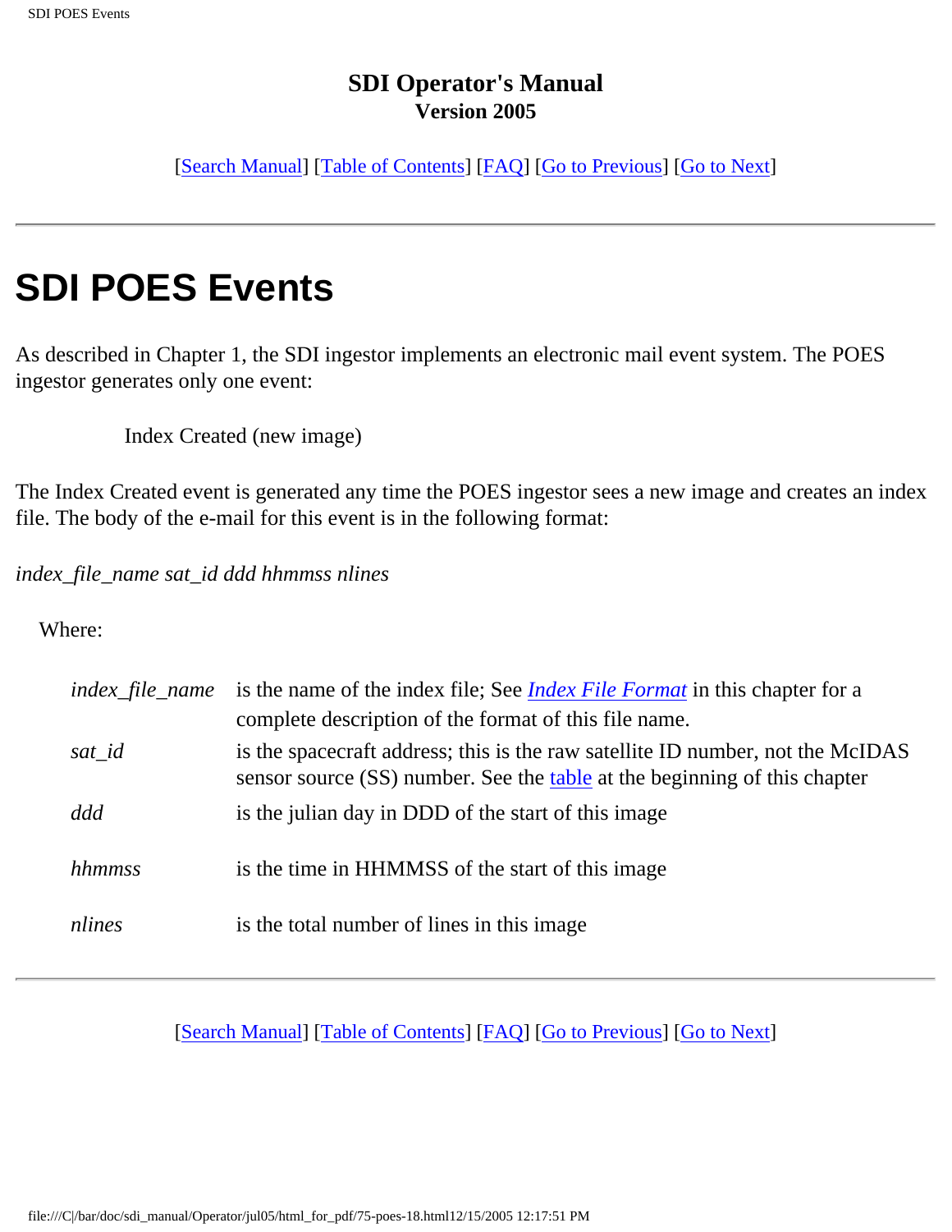**SDI Operator's Manual**
**Version 2005**

[Search Manual] [Table of Contents] [FAQ] [Go to Previous] [Go to Next]

---

# SDI POES Events

As described in Chapter 1, the SDI ingestor implements an electronic mail event system. The POES ingestor generates only one event:

> Index Created (new image)

The Index Created event is generated any time the POES ingestor sees a new image and creates an index file. The body of the e-mail for this event is in the following format:

*index_file_name sat_id ddd hhmmss nlines*

Where:

| | |
|---|---|
| *index_file_name* | is the name of the index file; See *Index File Format* in this chapter for a complete description of the format of this file name. |
| *sat_id* | is the spacecraft address; this is the raw satellite ID number, not the McIDAS sensor source (SS) number. See the table at the beginning of this chapter |
| *ddd* | is the julian day in DDD of the start of this image |
| *hhmmss* | is the time in HHMMSS of the start of this image |
| *nlines* | is the total number of lines in this image |

---

[Search Manual] [Table of Contents] [FAQ] [Go to Previous] [Go to Next]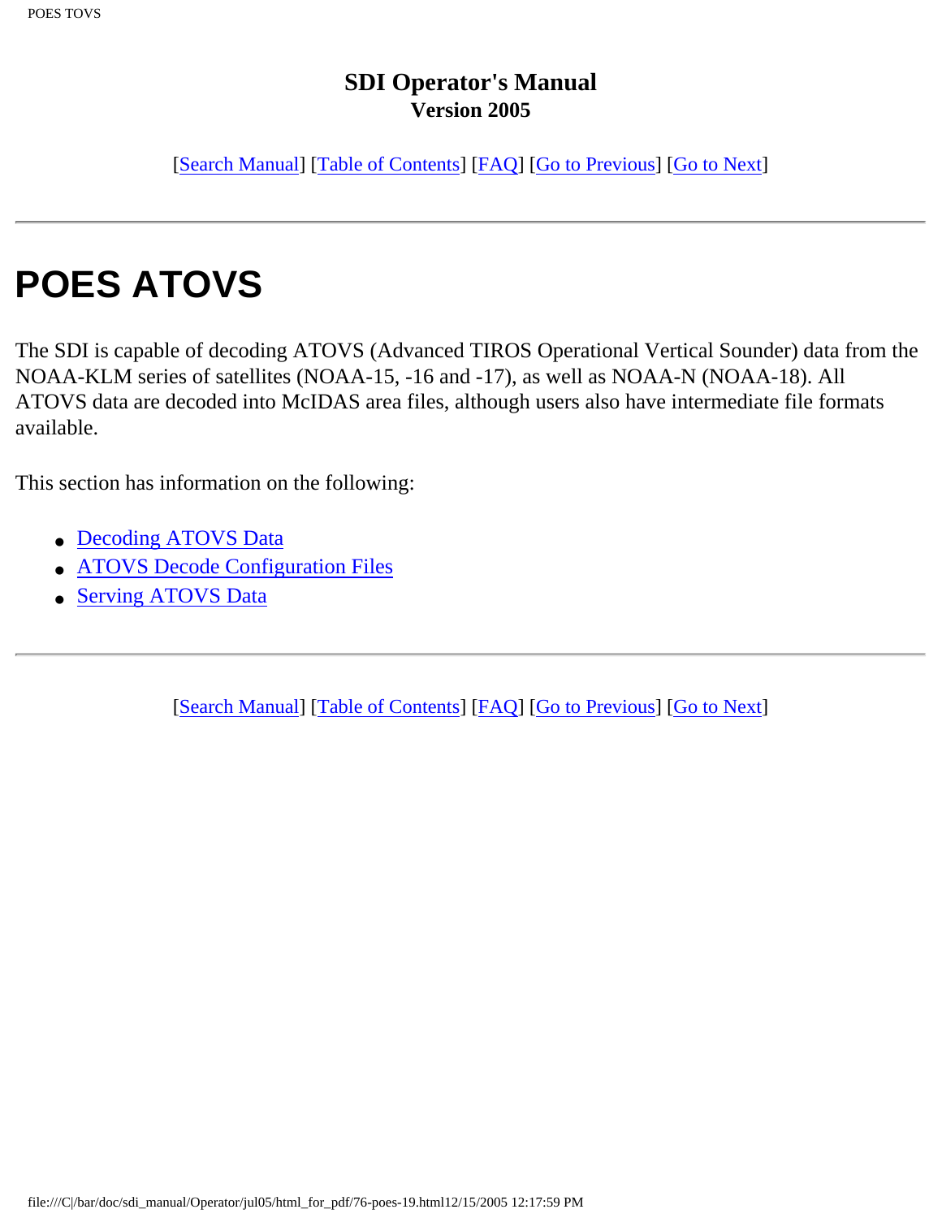## SDI Operator's Manual
### Version 2005

[Search Manual] [Table of Contents] [FAQ] [Go to Previous] [Go to Next]

---

# POES ATOVS

The SDI is capable of decoding ATOVS (Advanced TIROS Operational Vertical Sounder) data from the NOAA-KLM series of satellites (NOAA-15, -16 and -17), as well as NOAA-N (NOAA-18). All ATOVS data are decoded into McIDAS area files, although users also have intermediate file formats available.

This section has information on the following:

- Decoding ATOVS Data
- ATOVS Decode Configuration Files
- Serving ATOVS Data

---

[Search Manual] [Table of Contents] [FAQ] [Go to Previous] [Go to Next]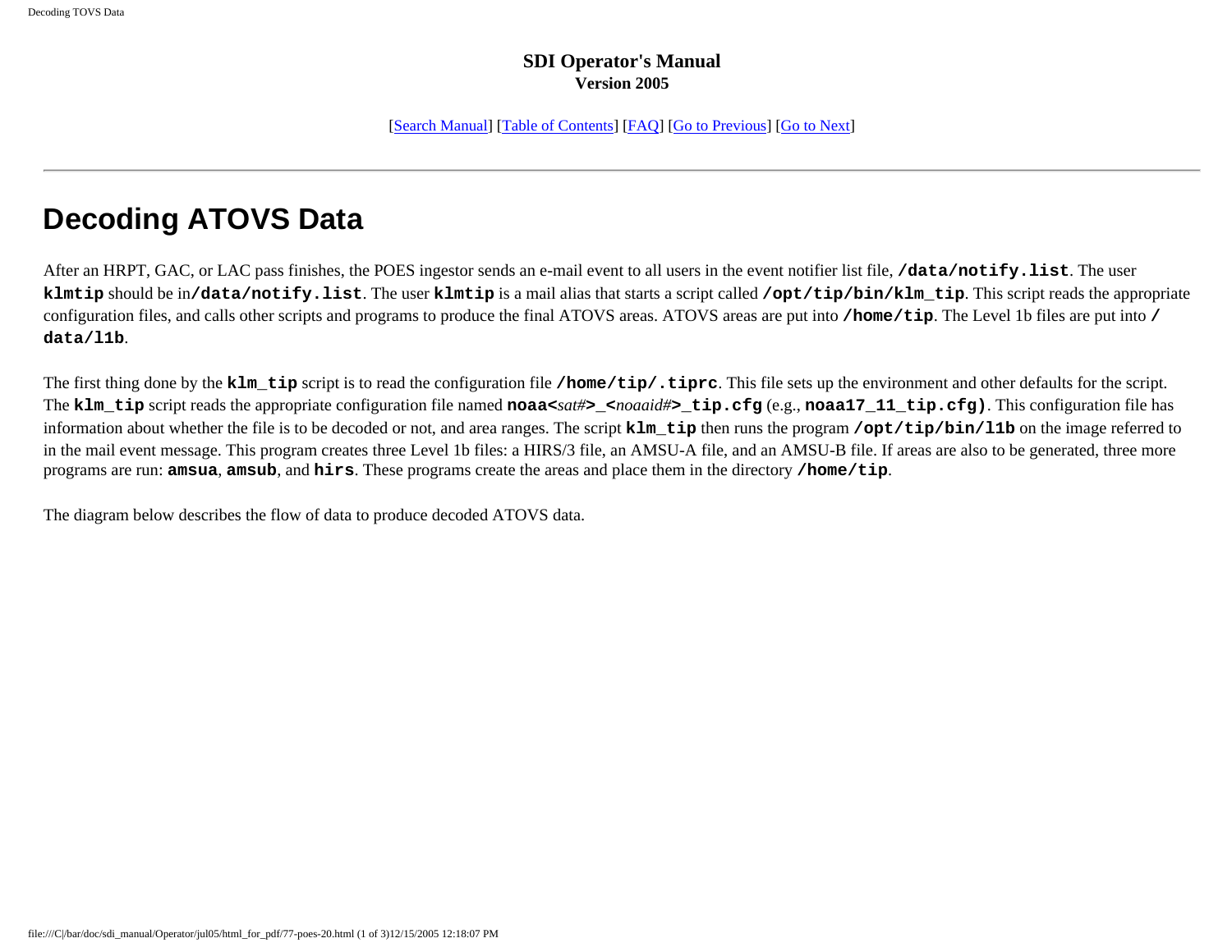**SDI Operator's Manual**
**Version 2005**

[Search Manual] [Table of Contents] [FAQ] [Go to Previous] [Go to Next]

---

# Decoding ATOVS Data

After an HRPT, GAC, or LAC pass finishes, the POES ingestor sends an e-mail event to all users in the event notifier list file, **`/data/notify.list`**. The user **`klmtip`** should be in**`/data/notify.list`**. The user **`klmtip`** is a mail alias that starts a script called **`/opt/tip/bin/klm_tip`**. This script reads the appropriate configuration files, and calls other scripts and programs to produce the final ATOVS areas. ATOVS areas are put into **`/home/tip`**. The Level 1b files are put into **`/data/l1b`**.

The first thing done by the **`klm_tip`** script is to read the configuration file **`/home/tip/.tiprc`**. This file sets up the environment and other defaults for the script. The **`klm_tip`** script reads the appropriate configuration file named **noaa<***sat#***>_<***noaaid#***>_tip.cfg** (e.g., **`noaa17_11_tip.cfg)`**. This configuration file has information about whether the file is to be decoded or not, and area ranges. The script **`klm_tip`** then runs the program **`/opt/tip/bin/l1b`** on the image referred to in the mail event message. This program creates three Level 1b files: a HIRS/3 file, an AMSU-A file, and an AMSU-B file. If areas are also to be generated, three more programs are run: **`amsua`**, **`amsub`**, and **`hirs`**. These programs create the areas and place them in the directory **`/home/tip`**.

The diagram below describes the flow of data to produce decoded ATOVS data.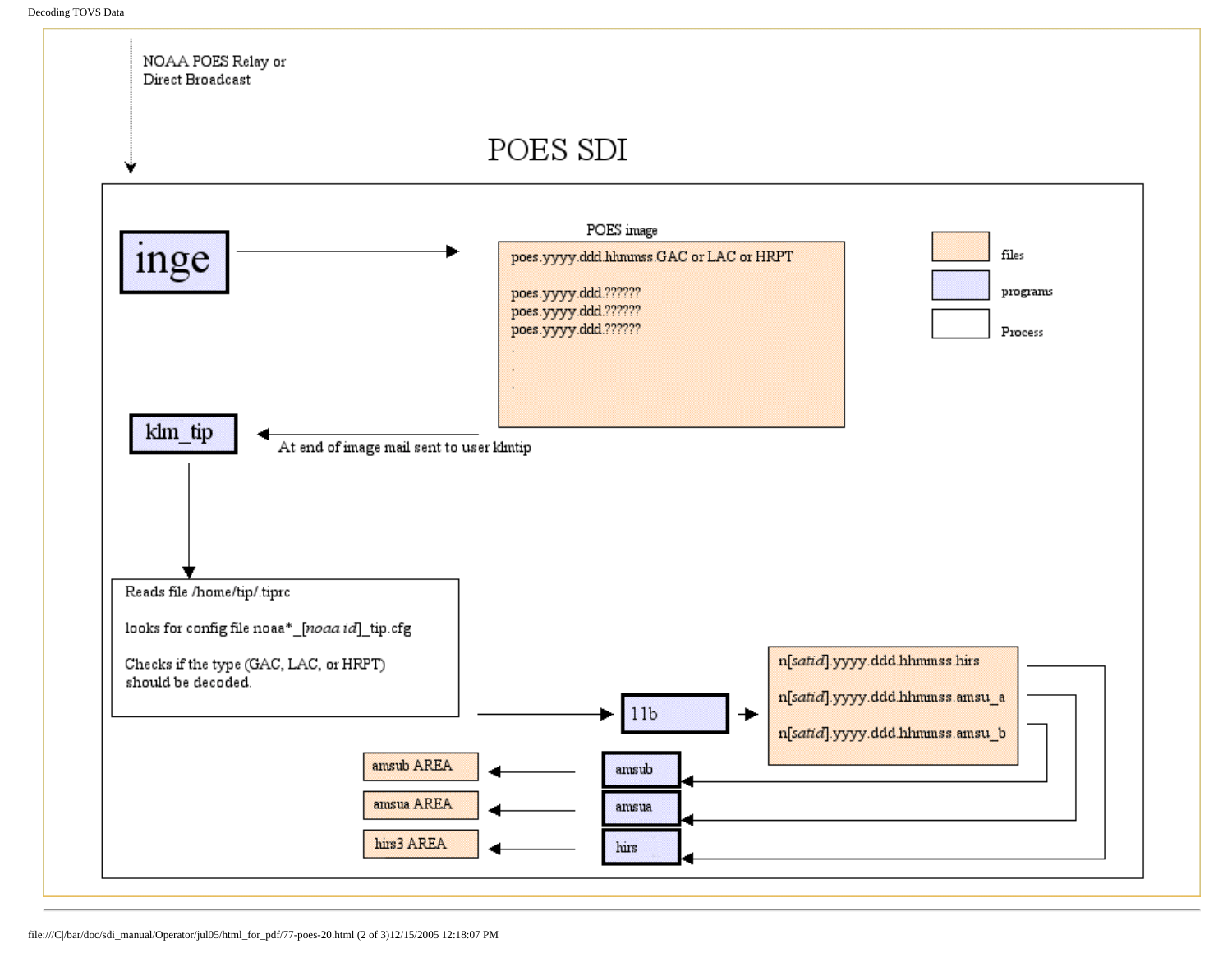NOAA POES Relay or
Direct Broadcast

# POES SDI

**inge**

POES image

poes.yyyy.ddd.hhmmss.GAC or LAC or HRPT

poes.yyyy.ddd.??????
poes.yyyy.ddd.??????
poes.yyyy.ddd.??????
.
.
.

files

programs

Process

**klm_tip**

At end of image mail sent to user klmtip

Reads file /home/tip/.tiprc

looks for config file noaa*_[*noaa id*]_tip.cfg

Checks if the type (GAC, LAC, or HRPT) should be decoded.

11b

n[*satid*].yyyy.ddd.hhmmss.hirs

n[*satid*].yyyy.ddd.hhmmss.amsu_a

n[*satid*].yyyy.ddd.hhmmss.amsu_b

amsub AREA ← amsub

amsua AREA ← amsua

hirs3 AREA ← hirs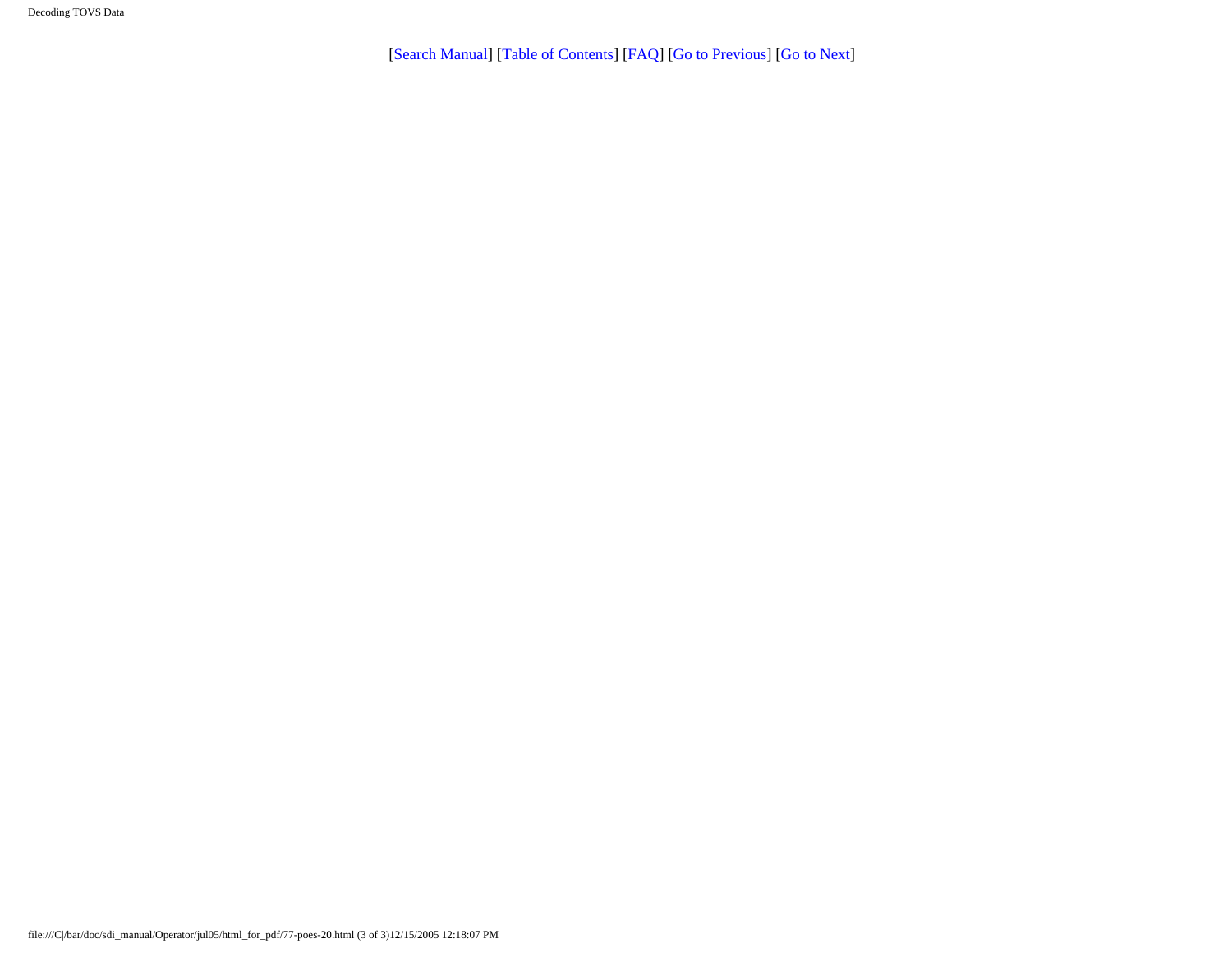[Search Manual] [Table of Contents] [FAQ] [Go to Previous] [Go to Next]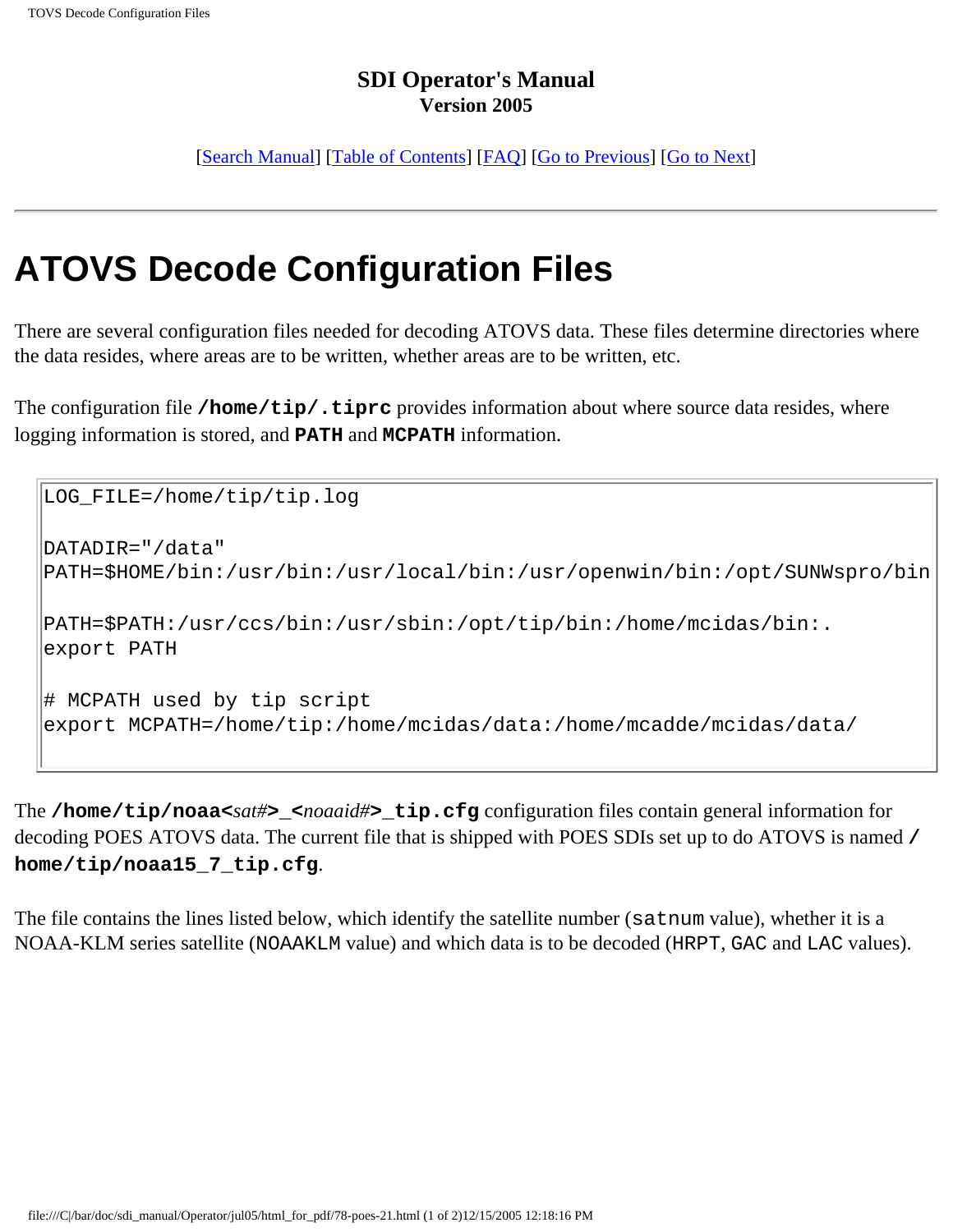**SDI Operator's Manual**
**Version 2005**

[Search Manual] [Table of Contents] [FAQ] [Go to Previous] [Go to Next]

---

# ATOVS Decode Configuration Files

There are several configuration files needed for decoding ATOVS data. These files determine directories where the data resides, where areas are to be written, whether areas are to be written, etc.

The configuration file **/home/tip/.tiprc** provides information about where source data resides, where logging information is stored, and **PATH** and **MCPATH** information.

```
LOG_FILE=/home/tip/tip.log

DATADIR="/data"
PATH=$HOME/bin:/usr/bin:/usr/local/bin:/usr/openwin/bin:/opt/SUNWspro/bin

PATH=$PATH:/usr/ccs/bin:/usr/sbin:/opt/tip/bin:/home/mcidas/bin:.
export PATH

# MCPATH used by tip script
export MCPATH=/home/tip:/home/mcidas/data:/home/mcadde/mcidas/data/
```

The **/home/tip/noaa<***sat#***>_<***noaaid#***>_tip.cfg** configuration files contain general information for decoding POES ATOVS data. The current file that is shipped with POES SDIs set up to do ATOVS is named **/home/tip/noaa15_7_tip.cfg**.

The file contains the lines listed below, which identify the satellite number (`satnum` value), whether it is a NOAA-KLM series satellite (`NOAAKLM` value) and which data is to be decoded (`HRPT`, `GAC` and `LAC` values).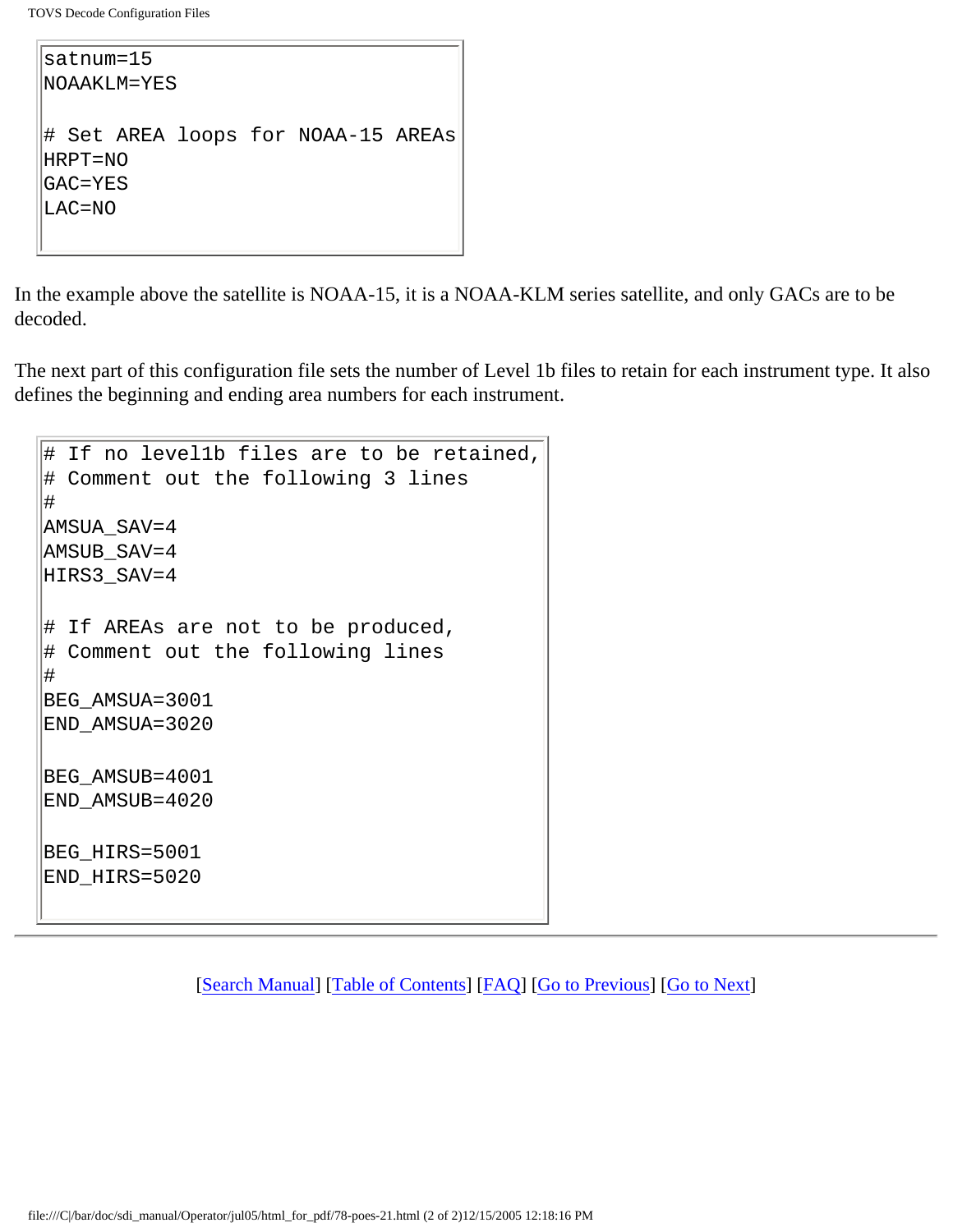```
satnum=15
NOAAKLM=YES

# Set AREA loops for NOAA-15 AREAs
HRPT=NO
GAC=YES
LAC=NO
```

In the example above the satellite is NOAA-15, it is a NOAA-KLM series satellite, and only GACs are to be decoded.

The next part of this configuration file sets the number of Level 1b files to retain for each instrument type. It also defines the beginning and ending area numbers for each instrument.

```
# If no level1b files are to be retained,
# Comment out the following 3 lines
#
AMSUA_SAV=4
AMSUB_SAV=4
HIRS3_SAV=4

# If AREAs are not to be produced,
# Comment out the following lines
#
BEG_AMSUA=3001
END_AMSUA=3020

BEG_AMSUB=4001
END_AMSUB=4020

BEG_HIRS=5001
END_HIRS=5020
```

---

[Search Manual] [Table of Contents] [FAQ] [Go to Previous] [Go to Next]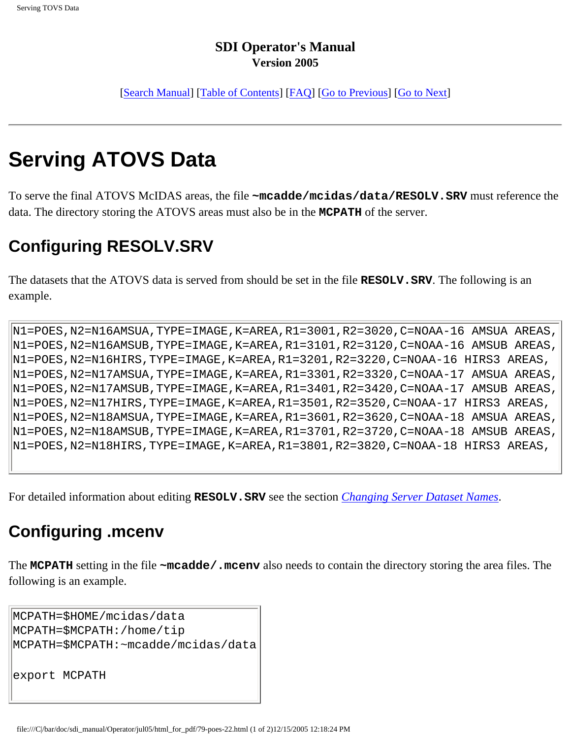# SDI Operator's Manual
**Version 2005**

[Search Manual] [Table of Contents] [FAQ] [Go to Previous] [Go to Next]

---

# Serving ATOVS Data

To serve the final ATOVS McIDAS areas, the file **~mcadde/mcidas/data/RESOLV.SRV** must reference the data. The directory storing the ATOVS areas must also be in the **MCPATH** of the server.

## Configuring RESOLV.SRV

The datasets that the ATOVS data is served from should be set in the file **RESOLV.SRV**. The following is an example.

```
N1=POES,N2=N16AMSUA,TYPE=IMAGE,K=AREA,R1=3001,R2=3020,C=NOAA-16 AMSUA AREAS,
N1=POES,N2=N16AMSUB,TYPE=IMAGE,K=AREA,R1=3101,R2=3120,C=NOAA-16 AMSUB AREAS,
N1=POES,N2=N16HIRS,TYPE=IMAGE,K=AREA,R1=3201,R2=3220,C=NOAA-16 HIRS3 AREAS,
N1=POES,N2=N17AMSUA,TYPE=IMAGE,K=AREA,R1=3301,R2=3320,C=NOAA-17 AMSUA AREAS,
N1=POES,N2=N17AMSUB,TYPE=IMAGE,K=AREA,R1=3401,R2=3420,C=NOAA-17 AMSUB AREAS,
N1=POES,N2=N17HIRS,TYPE=IMAGE,K=AREA,R1=3501,R2=3520,C=NOAA-17 HIRS3 AREAS,
N1=POES,N2=N18AMSUA,TYPE=IMAGE,K=AREA,R1=3601,R2=3620,C=NOAA-18 AMSUA AREAS,
N1=POES,N2=N18AMSUB,TYPE=IMAGE,K=AREA,R1=3701,R2=3720,C=NOAA-18 AMSUB AREAS,
N1=POES,N2=N18HIRS,TYPE=IMAGE,K=AREA,R1=3801,R2=3820,C=NOAA-18 HIRS3 AREAS,
```

For detailed information about editing **RESOLV.SRV** see the section *Changing Server Dataset Names*.

## Configuring .mcenv

The **MCPATH** setting in the file **~mcadde/.mcenv** also needs to contain the directory storing the area files. The following is an example.

```
MCPATH=$HOME/mcidas/data
MCPATH=$MCPATH:/home/tip
MCPATH=$MCPATH:~mcadde/mcidas/data

export MCPATH
```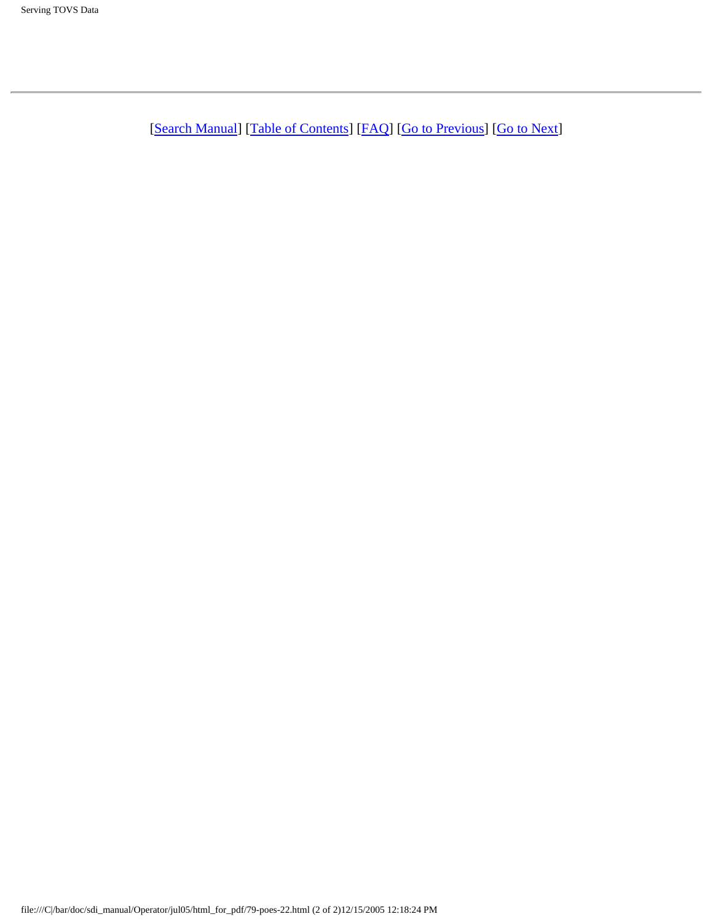[Search Manual] [Table of Contents] [FAQ] [Go to Previous] [Go to Next]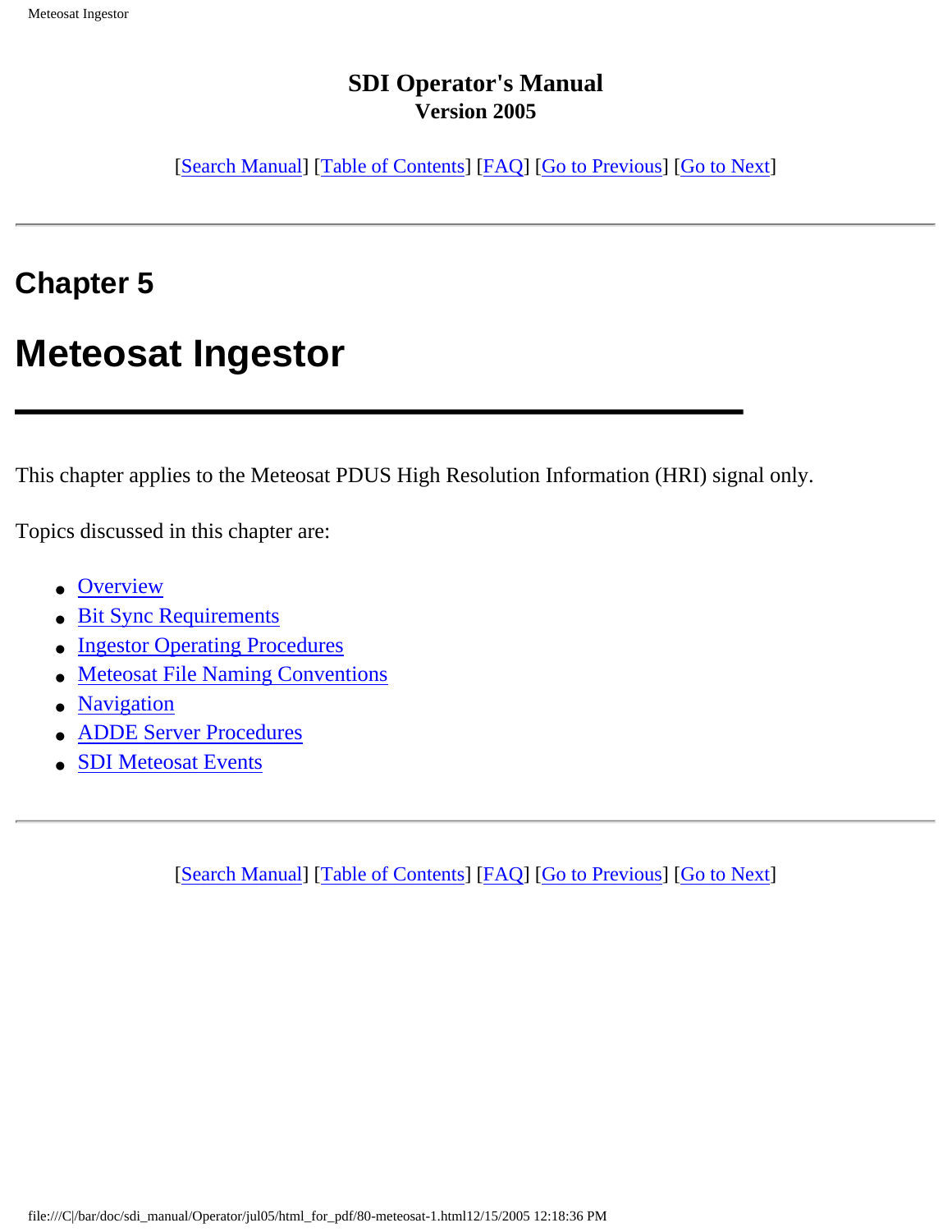**SDI Operator's Manual**
**Version 2005**

[Search Manual] [Table of Contents] [FAQ] [Go to Previous] [Go to Next]

---

## Chapter 5

# Meteosat Ingestor

This chapter applies to the Meteosat PDUS High Resolution Information (HRI) signal only.

Topics discussed in this chapter are:

- Overview
- Bit Sync Requirements
- Ingestor Operating Procedures
- Meteosat File Naming Conventions
- Navigation
- ADDE Server Procedures
- SDI Meteosat Events

---

[Search Manual] [Table of Contents] [FAQ] [Go to Previous] [Go to Next]